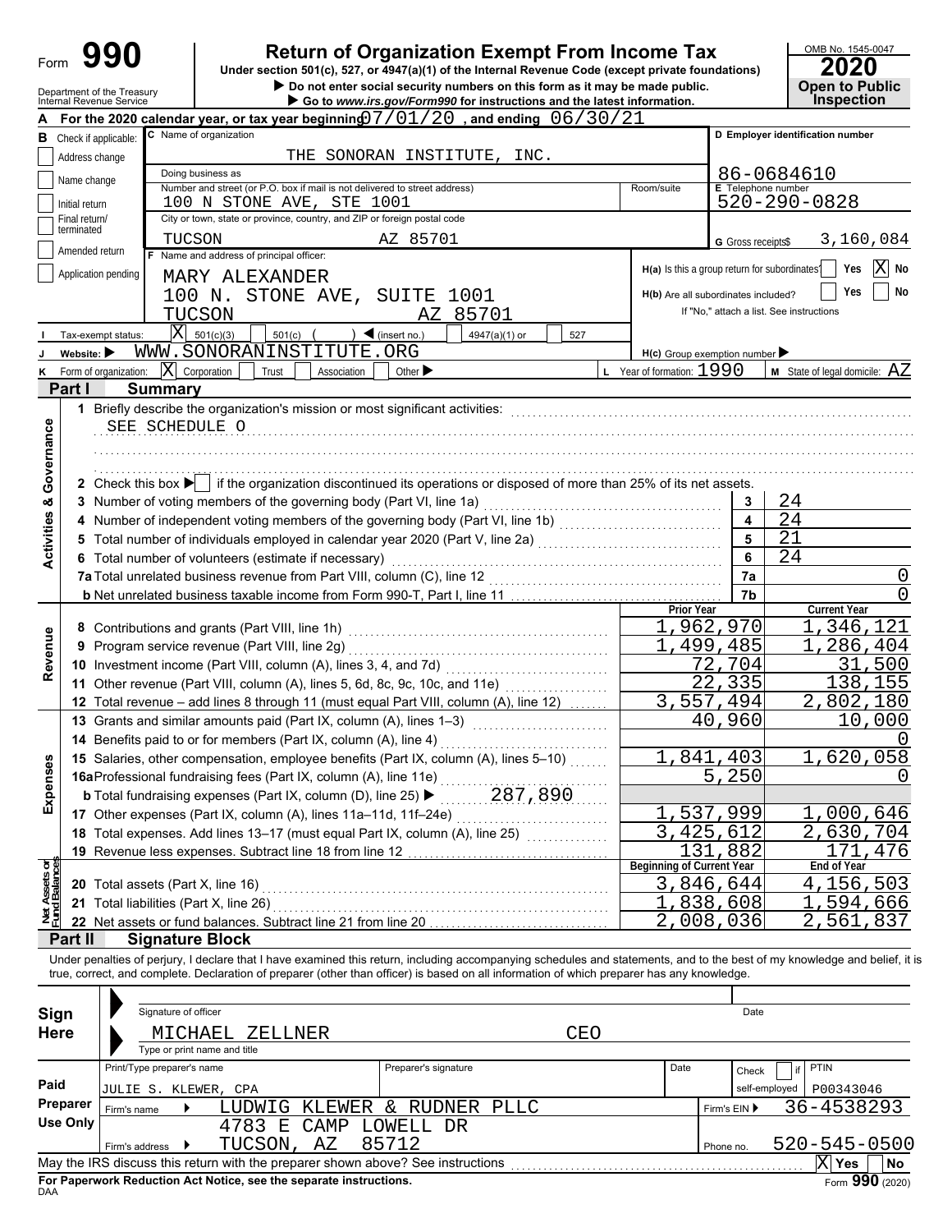Form **990**

# Return of Organization Exempt From Income Tax

Under section 501(c), 527, or 4947(a)(1) of the Internal Revenue Code (except private foundations)

▶ Do not enter social security numbers on this form as it may be made public.

▶ Go to *www.irs.gov/Form990* for instructions and the latest information.

Department of the Treasury
Internal Revenue Service

OMB No. 1545-0047
**2020**
**Open to Public Inspection**

**A** For the 2020 calendar year, or tax year beginning 07/01/20 , and ending 06/30/21

**B** Check if applicable:
- Address change
- Name change
- Initial return
- Final return/terminated
- Amended return
- Application pending

**C** Name of organization: THE SONORAN INSTITUTE, INC.

Doing business as:

Number and street (or P.O. box if mail is not delivered to street address): 100 N STONE AVE, STE 1001 — Room/suite:

City or town, state or province, country, and ZIP or foreign postal code: TUCSON AZ 85701

**D** Employer identification number: 86-0684610

**E** Telephone number: 520-290-0828

**G** Gross receipts $ 3,160,084

**F** Name and address of principal officer:
MARY ALEXANDER
100 N. STONE AVE, SUITE 1001
TUCSON AZ 85701

**H(a)** Is this a group return for subordinates? Yes [ ] No [X]

**H(b)** Are all subordinates included? Yes [ ] No [ ]
If "No," attach a list. See instructions

**I** Tax-exempt status: [X] 501(c)(3) [ ] 501(c) ( ) ◀ (insert no.) [ ] 4947(a)(1) or [ ] 527

**J** Website: ▶ WWW.SONORANINSTITUTE.ORG

**H(c)** Group exemption number ▶

**K** Form of organization: [X] Corporation [ ] Trust [ ] Association [ ] Other ▶

**L** Year of formation: 1990

**M** State of legal domicile: AZ

## Part I Summary

**Activities & Governance**

1 Briefly describe the organization's mission or most significant activities:
SEE SCHEDULE O

2 Check this box ▶ [ ] if the organization discontinued its operations or disposed of more than 25% of its net assets.

| | | |
|---|---|---|
| 3 Number of voting members of the governing body (Part VI, line 1a) | 3 | 24 |
| 4 Number of independent voting members of the governing body (Part VI, line 1b) | 4 | 24 |
| 5 Total number of individuals employed in calendar year 2020 (Part V, line 2a) | 5 | 21 |
| 6 Total number of volunteers (estimate if necessary) | 6 | 24 |
| 7a Total unrelated business revenue from Part VIII, column (C), line 12 | 7a | 0 |
| b Net unrelated business taxable income from Form 990-T, Part I, line 11 | 7b | 0 |

| | Prior Year | Current Year |
|---|---|---|
| **Revenue** | | |
| 8 Contributions and grants (Part VIII, line 1h) | 1,962,970 | 1,346,121 |
| 9 Program service revenue (Part VIII, line 2g) | 1,499,485 | 1,286,404 |
| 10 Investment income (Part VIII, column (A), lines 3, 4, and 7d) | 72,704 | 31,500 |
| 11 Other revenue (Part VIII, column (A), lines 5, 6d, 8c, 9c, 10c, and 11e) | 22,335 | 138,155 |
| 12 Total revenue – add lines 8 through 11 (must equal Part VIII, column (A), line 12) | 3,557,494 | 2,802,180 |
| **Expenses** | | |
| 13 Grants and similar amounts paid (Part IX, column (A), lines 1–3) | 40,960 | 10,000 |
| 14 Benefits paid to or for members (Part IX, column (A), line 4) | | 0 |
| 15 Salaries, other compensation, employee benefits (Part IX, column (A), lines 5–10) | 1,841,403 | 1,620,058 |
| 16a Professional fundraising fees (Part IX, column (A), line 11e) | 5,250 | 0 |
| b Total fundraising expenses (Part IX, column (D), line 25) ▶ 287,890 | | |
| 17 Other expenses (Part IX, column (A), lines 11a–11d, 11f–24e) | 1,537,999 | 1,000,646 |
| 18 Total expenses. Add lines 13–17 (must equal Part IX, column (A), line 25) | 3,425,612 | 2,630,704 |
| 19 Revenue less expenses. Subtract line 18 from line 12 | 131,882 | 171,476 |

| **Net Assets or Fund Balances** | Beginning of Current Year | End of Year |
|---|---|---|
| 20 Total assets (Part X, line 16) | 3,846,644 | 4,156,503 |
| 21 Total liabilities (Part X, line 26) | 1,838,608 | 1,594,666 |
| 22 Net assets or fund balances. Subtract line 21 from line 20 | 2,008,036 | 2,561,837 |

## Part II Signature Block

Under penalties of perjury, I declare that I have examined this return, including accompanying schedules and statements, and to the best of my knowledge and belief, it is true, correct, and complete. Declaration of preparer (other than officer) is based on all information of which preparer has any knowledge.

**Sign Here**

Signature of officer — Date

MICHAEL ZELLNER CEO
Type or print name and title

**Paid Preparer Use Only**

| Print/Type preparer's name | Preparer's signature | Date | Check [ ] if self-employed | PTIN |
|---|---|---|---|---|
| JULIE S. KLEWER, CPA | | | | P00343046 |

Firm's name ▶ LUDWIG KLEWER & RUDNER PLLC — Firm's EIN ▶ 36-4538293

Firm's address ▶ 4783 E CAMP LOWELL DR, TUCSON, AZ 85712 — Phone no. 520-545-0500

May the IRS discuss this return with the preparer shown above? See instructions [X] Yes [ ] No

**For Paperwork Reduction Act Notice, see the separate instructions.**

DAA — Form **990** (2020)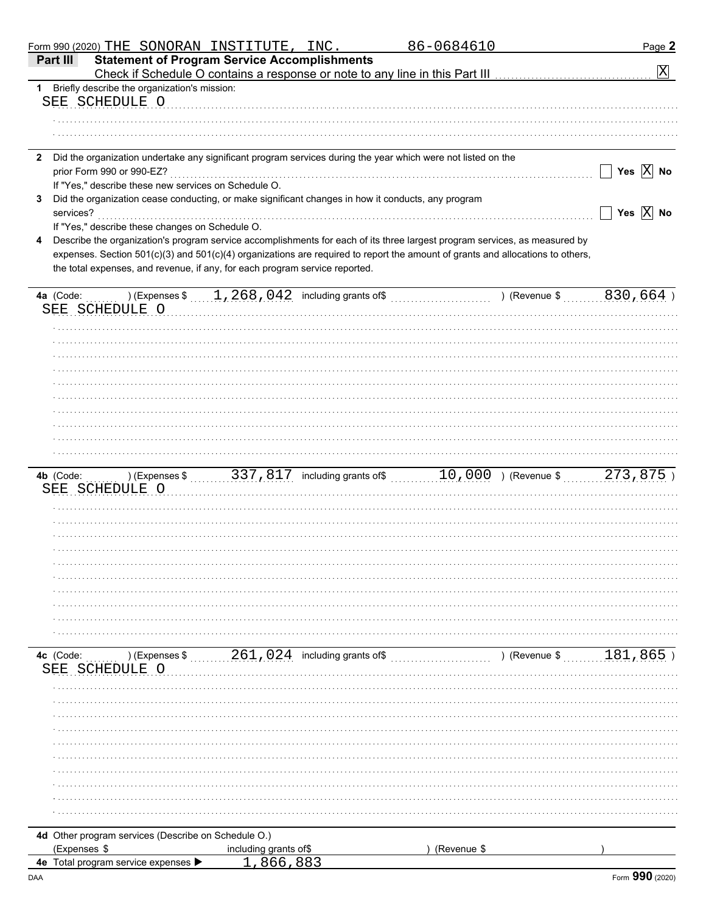Form 990 (2020) THE SONORAN INSTITUTE, INC. 86-0684610

## Part III — Statement of Program Service Accomplishments

Check if Schedule O contains a response or note to any line in this Part III [X]

**1** Briefly describe the organization's mission:

SEE SCHEDULE O

**2** Did the organization undertake any significant program services during the year which were not listed on the prior Form 990 or 990-EZ? [ ] Yes [X] No

If "Yes," describe these new services on Schedule O.

**3** Did the organization cease conducting, or make significant changes in how it conducts, any program services? [ ] Yes [X] No

If "Yes," describe these changes on Schedule O.

**4** Describe the organization's program service accomplishments for each of its three largest program services, as measured by expenses. Section 501(c)(3) and 501(c)(4) organizations are required to report the amount of grants and allocations to others, the total expenses, and revenue, if any, for each program service reported.

**4a** (Code: ) (Expenses $ 1,268,042 including grants of$ ) (Revenue $ 830,664 )

SEE SCHEDULE O

**4b** (Code: ) (Expenses $ 337,817 including grants of$ 10,000 ) (Revenue $ 273,875 )

SEE SCHEDULE O

**4c** (Code: ) (Expenses $ 261,024 including grants of$ ) (Revenue $ 181,865 )

SEE SCHEDULE O

**4d** Other program services (Describe on Schedule O.)

(Expenses $ including grants of$ ) (Revenue $ )

**4e** Total program service expenses ▶ 1,866,883

DAA Form **990** (2020)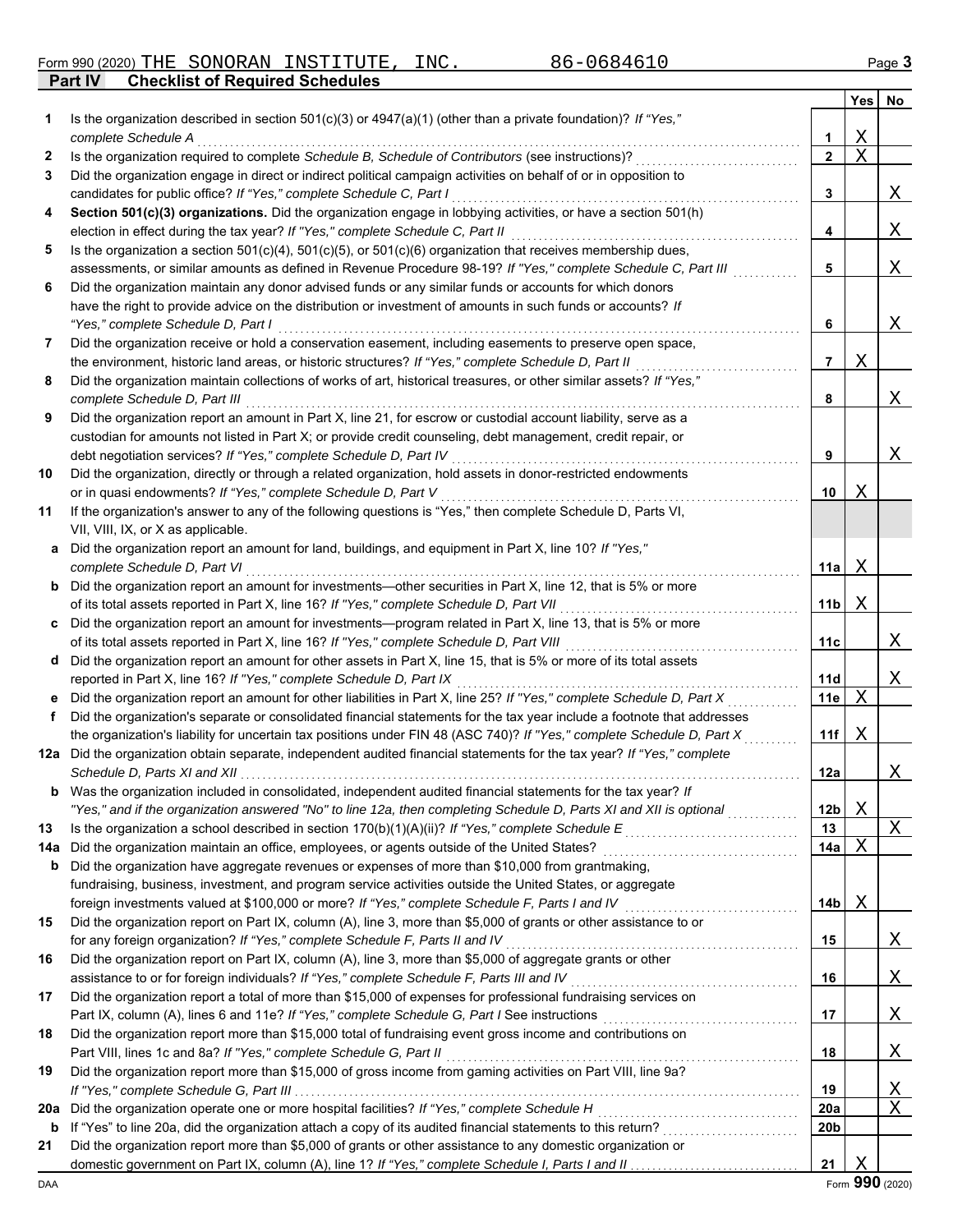Form 990 (2020) THE SONORAN INSTITUTE, INC. 86-0684610

## Part IV Checklist of Required Schedules

| | | | Yes | No |
|---|---|---|---|---|
| 1 | Is the organization described in section 501(c)(3) or 4947(a)(1) (other than a private foundation)? *If "Yes," complete Schedule A* | 1 | X | |
| 2 | Is the organization required to complete *Schedule B, Schedule of Contributors* (see instructions)? | 2 | X | |
| 3 | Did the organization engage in direct or indirect political campaign activities on behalf of or in opposition to candidates for public office? *If "Yes," complete Schedule C, Part I* | 3 | | X |
| 4 | **Section 501(c)(3) organizations.** Did the organization engage in lobbying activities, or have a section 501(h) election in effect during the tax year? *If "Yes," complete Schedule C, Part II* | 4 | | X |
| 5 | Is the organization a section 501(c)(4), 501(c)(5), or 501(c)(6) organization that receives membership dues, assessments, or similar amounts as defined in Revenue Procedure 98-19? *If "Yes," complete Schedule C, Part III* | 5 | | X |
| 6 | Did the organization maintain any donor advised funds or any similar funds or accounts for which donors have the right to provide advice on the distribution or investment of amounts in such funds or accounts? *If "Yes," complete Schedule D, Part I* | 6 | | X |
| 7 | Did the organization receive or hold a conservation easement, including easements to preserve open space, the environment, historic land areas, or historic structures? *If "Yes," complete Schedule D, Part II* | 7 | X | |
| 8 | Did the organization maintain collections of works of art, historical treasures, or other similar assets? *If "Yes," complete Schedule D, Part III* | 8 | | X |
| 9 | Did the organization report an amount in Part X, line 21, for escrow or custodial account liability, serve as a custodian for amounts not listed in Part X; or provide credit counseling, debt management, credit repair, or debt negotiation services? *If "Yes," complete Schedule D, Part IV* | 9 | | X |
| 10 | Did the organization, directly or through a related organization, hold assets in donor-restricted endowments or in quasi endowments? *If "Yes," complete Schedule D, Part V* | 10 | X | |
| 11 | If the organization's answer to any of the following questions is "Yes," then complete Schedule D, Parts VI, VII, VIII, IX, or X as applicable. | | | |
| a | Did the organization report an amount for land, buildings, and equipment in Part X, line 10? *If "Yes," complete Schedule D, Part VI* | 11a | X | |
| b | Did the organization report an amount for investments—other securities in Part X, line 12, that is 5% or more of its total assets reported in Part X, line 16? *If "Yes," complete Schedule D, Part VII* | 11b | X | |
| c | Did the organization report an amount for investments—program related in Part X, line 13, that is 5% or more of its total assets reported in Part X, line 16? *If "Yes," complete Schedule D, Part VIII* | 11c | | X |
| d | Did the organization report an amount for other assets in Part X, line 15, that is 5% or more of its total assets reported in Part X, line 16? *If "Yes," complete Schedule D, Part IX* | 11d | | X |
| e | Did the organization report an amount for other liabilities in Part X, line 25? *If "Yes," complete Schedule D, Part X* | 11e | X | |
| f | Did the organization's separate or consolidated financial statements for the tax year include a footnote that addresses the organization's liability for uncertain tax positions under FIN 48 (ASC 740)? *If "Yes," complete Schedule D, Part X* | 11f | X | |
| 12a | Did the organization obtain separate, independent audited financial statements for the tax year? *If "Yes," complete Schedule D, Parts XI and XII* | 12a | | X |
| b | Was the organization included in consolidated, independent audited financial statements for the tax year? *If "Yes," and if the organization answered "No" to line 12a, then completing Schedule D, Parts XI and XII is optional* | 12b | X | |
| 13 | Is the organization a school described in section 170(b)(1)(A)(ii)? *If "Yes," complete Schedule E* | 13 | | X |
| 14a | Did the organization maintain an office, employees, or agents outside of the United States? | 14a | X | |
| b | Did the organization have aggregate revenues or expenses of more than $10,000 from grantmaking, fundraising, business, investment, and program service activities outside the United States, or aggregate foreign investments valued at $100,000 or more? *If "Yes," complete Schedule F, Parts I and IV* | 14b | X | |
| 15 | Did the organization report on Part IX, column (A), line 3, more than $5,000 of grants or other assistance to or for any foreign organization? *If "Yes," complete Schedule F, Parts II and IV* | 15 | | X |
| 16 | Did the organization report on Part IX, column (A), line 3, more than $5,000 of aggregate grants or other assistance to or for foreign individuals? *If "Yes," complete Schedule F, Parts III and IV* | 16 | | X |
| 17 | Did the organization report a total of more than $15,000 of expenses for professional fundraising services on Part IX, column (A), lines 6 and 11e? *If "Yes," complete Schedule G, Part I* See instructions | 17 | | X |
| 18 | Did the organization report more than $15,000 total of fundraising event gross income and contributions on Part VIII, lines 1c and 8a? *If "Yes," complete Schedule G, Part II* | 18 | | X |
| 19 | Did the organization report more than $15,000 of gross income from gaming activities on Part VIII, line 9a? *If "Yes," complete Schedule G, Part III* | 19 | | X |
| 20a | Did the organization operate one or more hospital facilities? *If "Yes," complete Schedule H* | 20a | | X |
| b | If "Yes" to line 20a, did the organization attach a copy of its audited financial statements to this return? | 20b | | |
| 21 | Did the organization report more than $5,000 of grants or other assistance to any domestic organization or domestic government on Part IX, column (A), line 1? *If "Yes," complete Schedule I, Parts I and II* | 21 | X | |

DAA Form **990** (2020)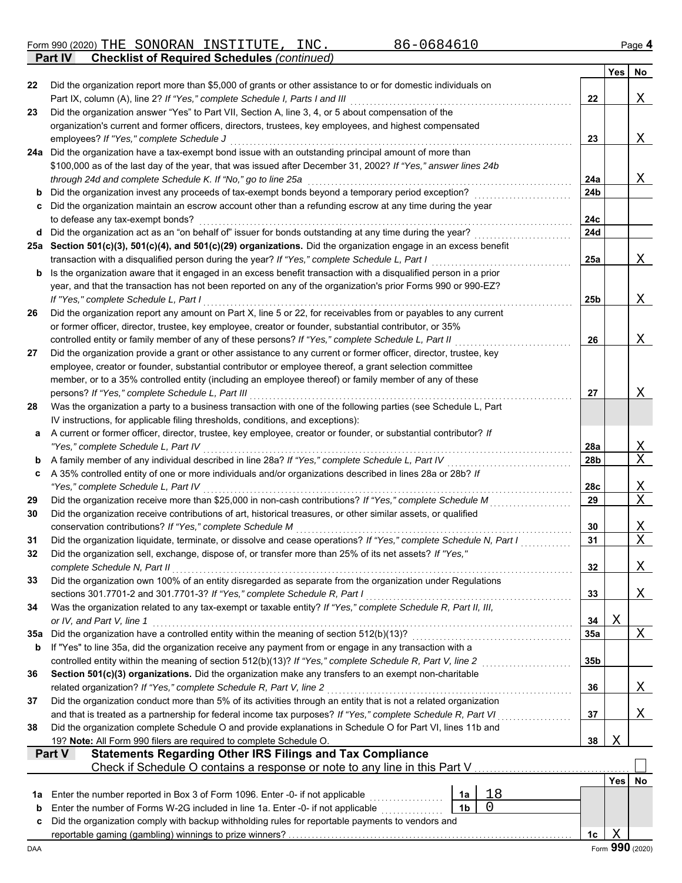Form 990 (2020) THE SONORAN INSTITUTE, INC. 86-0684610 Page **4**

**Part IV Checklist of Required Schedules** *(continued)*

| | | | Yes | No |
|---|---|---|---|---|
| **22** | Did the organization report more than $5,000 of grants or other assistance to or for domestic individuals on Part IX, column (A), line 2? *If "Yes," complete Schedule I, Parts I and III* | **22** | | X |
| **23** | Did the organization answer "Yes" to Part VII, Section A, line 3, 4, or 5 about compensation of the organization's current and former officers, directors, trustees, key employees, and highest compensated employees? *If "Yes," complete Schedule J* | **23** | | X |
| **24a** | Did the organization have a tax-exempt bond issue with an outstanding principal amount of more than $100,000 as of the last day of the year, that was issued after December 31, 2002? *If "Yes," answer lines 24b through 24d and complete Schedule K. If "No," go to line 25a* | **24a** | | X |
| **b** | Did the organization invest any proceeds of tax-exempt bonds beyond a temporary period exception? | **24b** | | |
| **c** | Did the organization maintain an escrow account other than a refunding escrow at any time during the year to defease any tax-exempt bonds? | **24c** | | |
| **d** | Did the organization act as an "on behalf of" issuer for bonds outstanding at any time during the year? | **24d** | | |
| **25a** | **Section 501(c)(3), 501(c)(4), and 501(c)(29) organizations.** Did the organization engage in an excess benefit transaction with a disqualified person during the year? *If "Yes," complete Schedule L, Part I* | **25a** | | X |
| **b** | Is the organization aware that it engaged in an excess benefit transaction with a disqualified person in a prior year, and that the transaction has not been reported on any of the organization's prior Forms 990 or 990-EZ? *If "Yes," complete Schedule L, Part I* | **25b** | | X |
| **26** | Did the organization report any amount on Part X, line 5 or 22, for receivables from or payables to any current or former officer, director, trustee, key employee, creator or founder, substantial contributor, or 35% controlled entity or family member of any of these persons? *If "Yes," complete Schedule L, Part II* | **26** | | X |
| **27** | Did the organization provide a grant or other assistance to any current or former officer, director, trustee, key employee, creator or founder, substantial contributor or employee thereof, a grant selection committee member, or to a 35% controlled entity (including an employee thereof) or family member of any of these persons? *If "Yes," complete Schedule L, Part III* | **27** | | X |
| **28** | Was the organization a party to a business transaction with one of the following parties (see Schedule L, Part IV instructions, for applicable filing thresholds, conditions, and exceptions): | | | |
| **a** | A current or former officer, director, trustee, key employee, creator or founder, or substantial contributor? *If "Yes," complete Schedule L, Part IV* | **28a** | | X |
| **b** | A family member of any individual described in line 28a? *If "Yes," complete Schedule L, Part IV* | **28b** | | X |
| **c** | A 35% controlled entity of one or more individuals and/or organizations described in lines 28a or 28b? *If "Yes," complete Schedule L, Part IV* | **28c** | | X |
| **29** | Did the organization receive more than $25,000 in non-cash contributions? *If "Yes," complete Schedule M* | **29** | | X |
| **30** | Did the organization receive contributions of art, historical treasures, or other similar assets, or qualified conservation contributions? *If "Yes," complete Schedule M* | **30** | | X |
| **31** | Did the organization liquidate, terminate, or dissolve and cease operations? *If "Yes," complete Schedule N, Part I* | **31** | | X |
| **32** | Did the organization sell, exchange, dispose of, or transfer more than 25% of its net assets? *If "Yes," complete Schedule N, Part II* | **32** | | X |
| **33** | Did the organization own 100% of an entity disregarded as separate from the organization under Regulations sections 301.7701-2 and 301.7701-3? *If "Yes," complete Schedule R, Part I* | **33** | | X |
| **34** | Was the organization related to any tax-exempt or taxable entity? *If "Yes," complete Schedule R, Part II, III, or IV, and Part V, line 1* | **34** | X | |
| **35a** | Did the organization have a controlled entity within the meaning of section 512(b)(13)? | **35a** | | X |
| **b** | If "Yes" to line 35a, did the organization receive any payment from or engage in any transaction with a controlled entity within the meaning of section 512(b)(13)? *If "Yes," complete Schedule R, Part V, line 2* | **35b** | | |
| **36** | **Section 501(c)(3) organizations.** Did the organization make any transfers to an exempt non-charitable related organization? *If "Yes," complete Schedule R, Part V, line 2* | **36** | | X |
| **37** | Did the organization conduct more than 5% of its activities through an entity that is not a related organization and that is treated as a partnership for federal income tax purposes? *If "Yes," complete Schedule R, Part VI* | **37** | | X |
| **38** | Did the organization complete Schedule O and provide explanations in Schedule O for Part VI, lines 11b and 19? **Note:** All Form 990 filers are required to complete Schedule O. | **38** | X | |

**Part V Statements Regarding Other IRS Filings and Tax Compliance**

Check if Schedule O contains a response or note to any line in this Part V ☐

| | | | | | Yes | No |
|---|---|---|---|---|---|---|
| **1a** | Enter the number reported in Box 3 of Form 1096. Enter -0- if not applicable | **1a** | 18 | | | |
| **b** | Enter the number of Forms W-2G included in line 1a. Enter -0- if not applicable | **1b** | 0 | | | |
| **c** | Did the organization comply with backup withholding rules for reportable payments to vendors and reportable gaming (gambling) winnings to prize winners? | | | **1c** | X | |

DAA Form **990** (2020)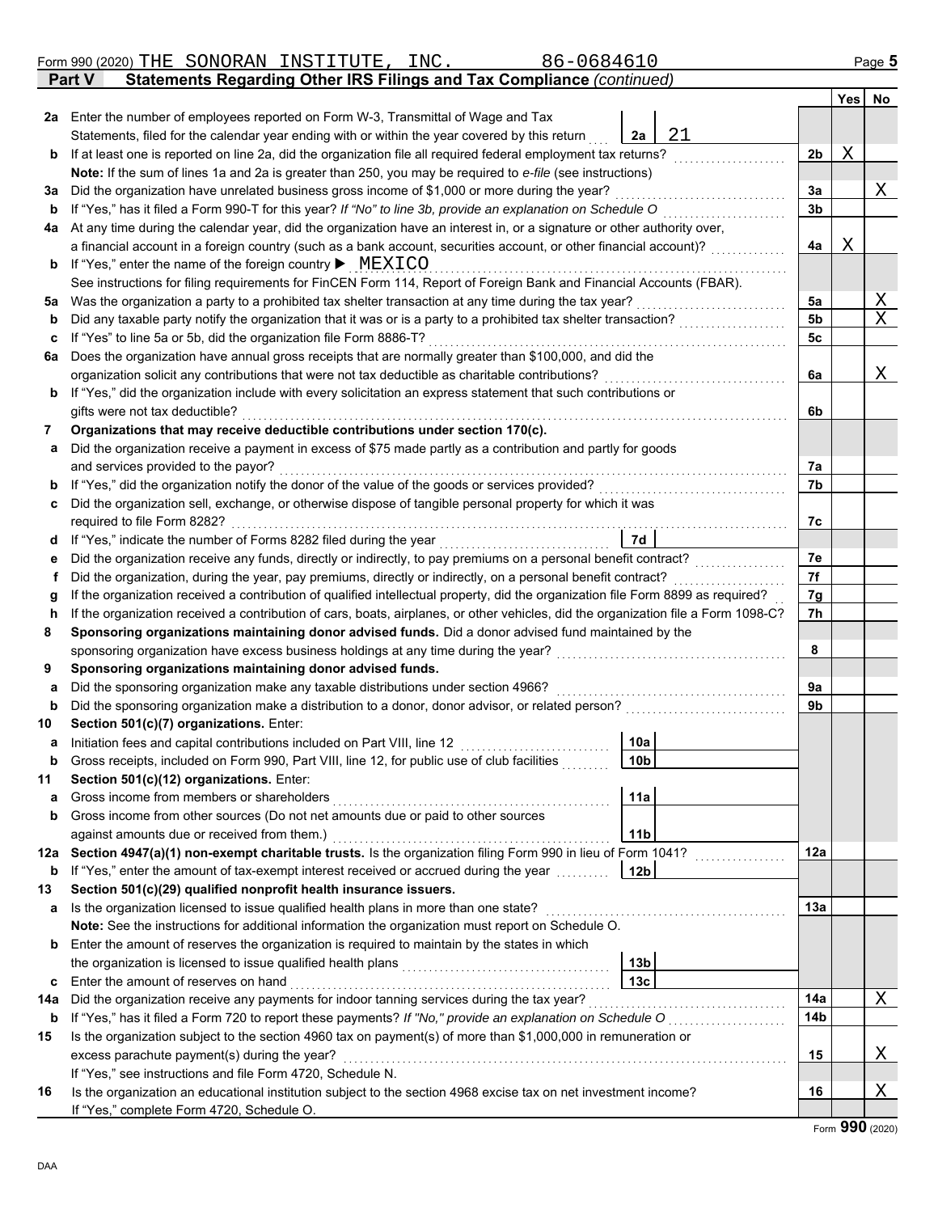Form 990 (2020) THE SONORAN INSTITUTE, INC. 86-0684610

## Part V Statements Regarding Other IRS Filings and Tax Compliance *(continued)*

| | | | | Yes | No |
|---|---|---|---|---|---|
| **2a** | Enter the number of employees reported on Form W-3, Transmittal of Wage and Tax Statements, filed for the calendar year ending with or within the year covered by this return | 2a 21 | | | |
| **b** | If at least one is reported on line 2a, did the organization file all required federal employment tax returns? | | 2b | X | |
| | **Note:** If the sum of lines 1a and 2a is greater than 250, you may be required to *e-file* (see instructions) | | | | |
| **3a** | Did the organization have unrelated business gross income of $1,000 or more during the year? | | 3a | | X |
| **b** | If "Yes," has it filed a Form 990-T for this year? *If "No" to line 3b, provide an explanation on Schedule O* | | 3b | | |
| **4a** | At any time during the calendar year, did the organization have an interest in, or a signature or other authority over, a financial account in a foreign country (such as a bank account, securities account, or other financial account)? | | 4a | X | |
| **b** | If "Yes," enter the name of the foreign country ▶ MEXICO | | | | |
| | See instructions for filing requirements for FinCEN Form 114, Report of Foreign Bank and Financial Accounts (FBAR). | | | | |
| **5a** | Was the organization a party to a prohibited tax shelter transaction at any time during the tax year? | | 5a | | X |
| **b** | Did any taxable party notify the organization that it was or is a party to a prohibited tax shelter transaction? | | 5b | | X |
| **c** | If "Yes" to line 5a or 5b, did the organization file Form 8886-T? | | 5c | | |
| **6a** | Does the organization have annual gross receipts that are normally greater than $100,000, and did the organization solicit any contributions that were not tax deductible as charitable contributions? | | 6a | | X |
| **b** | If "Yes," did the organization include with every solicitation an express statement that such contributions or gifts were not tax deductible? | | 6b | | |
| **7** | **Organizations that may receive deductible contributions under section 170(c).** | | | | |
| **a** | Did the organization receive a payment in excess of $75 made partly as a contribution and partly for goods and services provided to the payor? | | 7a | | |
| **b** | If "Yes," did the organization notify the donor of the value of the goods or services provided? | | 7b | | |
| **c** | Did the organization sell, exchange, or otherwise dispose of tangible personal property for which it was required to file Form 8282? | | 7c | | |
| **d** | If "Yes," indicate the number of Forms 8282 filed during the year | 7d | | | |
| **e** | Did the organization receive any funds, directly or indirectly, to pay premiums on a personal benefit contract? | | 7e | | |
| **f** | Did the organization, during the year, pay premiums, directly or indirectly, on a personal benefit contract? | | 7f | | |
| **g** | If the organization received a contribution of qualified intellectual property, did the organization file Form 8899 as required? | | 7g | | |
| **h** | If the organization received a contribution of cars, boats, airplanes, or other vehicles, did the organization file a Form 1098-C? | | 7h | | |
| **8** | **Sponsoring organizations maintaining donor advised funds.** Did a donor advised fund maintained by the sponsoring organization have excess business holdings at any time during the year? | | 8 | | |
| **9** | **Sponsoring organizations maintaining donor advised funds.** | | | | |
| **a** | Did the sponsoring organization make any taxable distributions under section 4966? | | 9a | | |
| **b** | Did the sponsoring organization make a distribution to a donor, donor advisor, or related person? | | 9b | | |
| **10** | **Section 501(c)(7) organizations.** Enter: | | | | |
| **a** | Initiation fees and capital contributions included on Part VIII, line 12 | 10a | | | |
| **b** | Gross receipts, included on Form 990, Part VIII, line 12, for public use of club facilities | 10b | | | |
| **11** | **Section 501(c)(12) organizations.** Enter: | | | | |
| **a** | Gross income from members or shareholders | 11a | | | |
| **b** | Gross income from other sources (Do not net amounts due or paid to other sources against amounts due or received from them.) | 11b | | | |
| **12a** | **Section 4947(a)(1) non-exempt charitable trusts.** Is the organization filing Form 990 in lieu of Form 1041? | | 12a | | |
| **b** | If "Yes," enter the amount of tax-exempt interest received or accrued during the year | 12b | | | |
| **13** | **Section 501(c)(29) qualified nonprofit health insurance issuers.** | | | | |
| **a** | Is the organization licensed to issue qualified health plans in more than one state? | | 13a | | |
| | **Note:** See the instructions for additional information the organization must report on Schedule O. | | | | |
| **b** | Enter the amount of reserves the organization is required to maintain by the states in which the organization is licensed to issue qualified health plans | 13b | | | |
| **c** | Enter the amount of reserves on hand | 13c | | | |
| **14a** | Did the organization receive any payments for indoor tanning services during the tax year? | | 14a | | X |
| **b** | If "Yes," has it filed a Form 720 to report these payments? *If "No," provide an explanation on Schedule O* | | 14b | | |
| **15** | Is the organization subject to the section 4960 tax on payment(s) of more than $1,000,000 in remuneration or excess parachute payment(s) during the year? | | 15 | | X |
| | If "Yes," see instructions and file Form 4720, Schedule N. | | | | |
| **16** | Is the organization an educational institution subject to the section 4968 excise tax on net investment income? | | 16 | | X |
| | If "Yes," complete Form 4720, Schedule O. | | | | |

Form **990** (2020)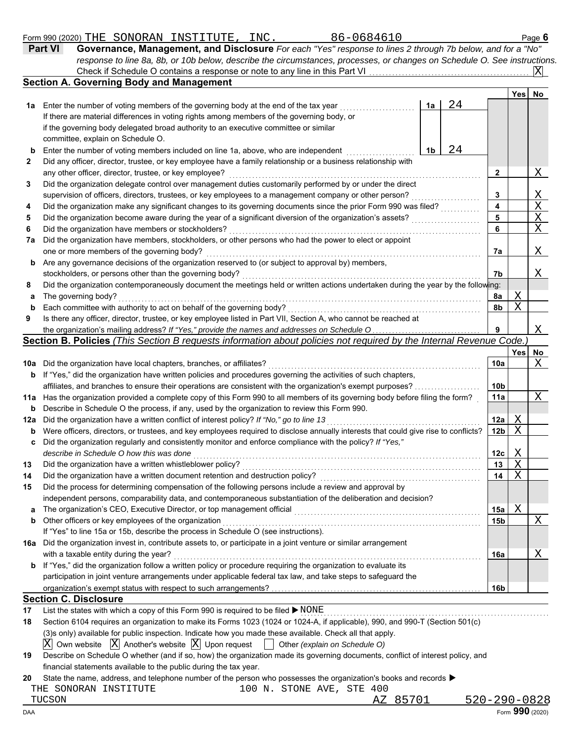Form 990 (2020) THE SONORAN INSTITUTE, INC. 86-0684610 Page 6

## Part VI Governance, Management, and Disclosure

*For each "Yes" response to lines 2 through 7b below, and for a "No" response to line 8a, 8b, or 10b below, describe the circumstances, processes, or changes on Schedule O. See instructions.*

Check if Schedule O contains a response or note to any line in this Part VI .......... [X]

### Section A. Governing Body and Management

| | | | | Yes | No |
|---|---|---|---|---|---|
| **1a** | Enter the number of voting members of the governing body at the end of the tax year. If there are material differences in voting rights among members of the governing body, or if the governing body delegated broad authority to an executive committee or similar committee, explain on Schedule O. | 1a: 24 | | | |
| **b** | Enter the number of voting members included on line 1a, above, who are independent | 1b: 24 | | | |
| **2** | Did any officer, director, trustee, or key employee have a family relationship or a business relationship with any other officer, director, trustee, or key employee? | | 2 | | X |
| **3** | Did the organization delegate control over management duties customarily performed by or under the direct supervision of officers, directors, trustees, or key employees to a management company or other person? | | 3 | | X |
| **4** | Did the organization make any significant changes to its governing documents since the prior Form 990 was filed? | | 4 | | X |
| **5** | Did the organization become aware during the year of a significant diversion of the organization's assets? | | 5 | | X |
| **6** | Did the organization have members or stockholders? | | 6 | | X |
| **7a** | Did the organization have members, stockholders, or other persons who had the power to elect or appoint one or more members of the governing body? | | 7a | | X |
| **b** | Are any governance decisions of the organization reserved to (or subject to approval by) members, stockholders, or persons other than the governing body? | | 7b | | X |
| **8** | Did the organization contemporaneously document the meetings held or written actions undertaken during the year by the following: | | | | |
| **a** | The governing body? | | 8a | X | |
| **b** | Each committee with authority to act on behalf of the governing body? | | 8b | X | |
| **9** | Is there any officer, director, trustee, or key employee listed in Part VII, Section A, who cannot be reached at the organization's mailing address? *If "Yes," provide the names and addresses on Schedule O* | | 9 | | X |

### Section B. Policies *(This Section B requests information about policies not required by the Internal Revenue Code.)*

| | | | Yes | No |
|---|---|---|---|---|
| **10a** | Did the organization have local chapters, branches, or affiliates? | 10a | | X |
| **b** | If "Yes," did the organization have written policies and procedures governing the activities of such chapters, affiliates, and branches to ensure their operations are consistent with the organization's exempt purposes? | 10b | | |
| **11a** | Has the organization provided a complete copy of this Form 990 to all members of its governing body before filing the form? | 11a | | X |
| **b** | Describe in Schedule O the process, if any, used by the organization to review this Form 990. | | | |
| **12a** | Did the organization have a written conflict of interest policy? *If "No," go to line 13* | 12a | X | |
| **b** | Were officers, directors, or trustees, and key employees required to disclose annually interests that could give rise to conflicts? | 12b | X | |
| **c** | Did the organization regularly and consistently monitor and enforce compliance with the policy? *If "Yes," describe in Schedule O how this was done* | 12c | X | |
| **13** | Did the organization have a written whistleblower policy? | 13 | X | |
| **14** | Did the organization have a written document retention and destruction policy? | 14 | X | |
| **15** | Did the process for determining compensation of the following persons include a review and approval by independent persons, comparability data, and contemporaneous substantiation of the deliberation and decision? | | | |
| **a** | The organization's CEO, Executive Director, or top management official | 15a | X | |
| **b** | Other officers or key employees of the organization | 15b | | X |
| | If "Yes" to line 15a or 15b, describe the process in Schedule O (see instructions). | | | |
| **16a** | Did the organization invest in, contribute assets to, or participate in a joint venture or similar arrangement with a taxable entity during the year? | 16a | | X |
| **b** | If "Yes," did the organization follow a written policy or procedure requiring the organization to evaluate its participation in joint venture arrangements under applicable federal tax law, and take steps to safeguard the organization's exempt status with respect to such arrangements? | 16b | | |

### Section C. Disclosure

**17** List the states with which a copy of this Form 990 is required to be filed ▶ NONE

**18** Section 6104 requires an organization to make its Forms 1023 (1024 or 1024-A, if applicable), 990, and 990-T (Section 501(c)(3)s only) available for public inspection. Indicate how you made these available. Check all that apply.

[X] Own website [X] Another's website [X] Upon request [ ] Other *(explain on Schedule O)*

**19** Describe on Schedule O whether (and if so, how) the organization made its governing documents, conflict of interest policy, and financial statements available to the public during the tax year.

**20** State the name, address, and telephone number of the person who possesses the organization's books and records ▶

THE SONORAN INSTITUTE 100 N. STONE AVE, STE 400
TUCSON AZ 85701 520-290-0828

Form **990** (2020)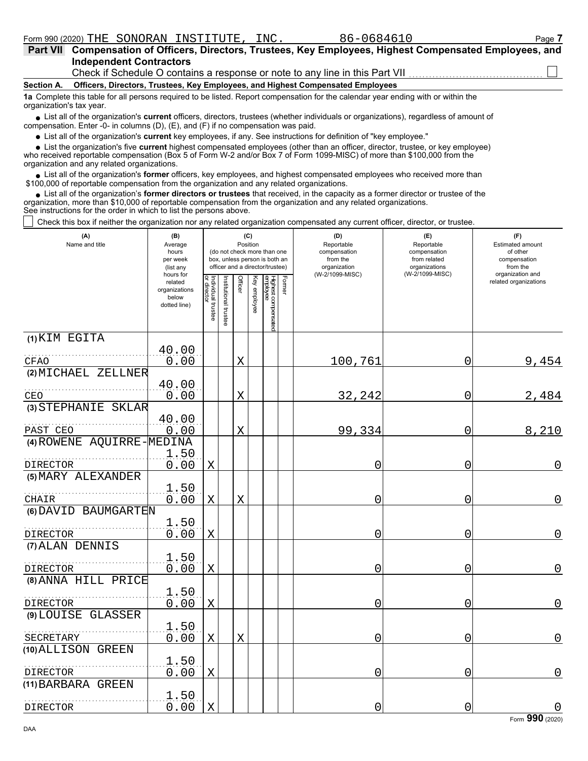Form 990 (2020) THE SONORAN INSTITUTE, INC. 86-0684610

**Part VII Compensation of Officers, Directors, Trustees, Key Employees, Highest Compensated Employees, and Independent Contractors**

Check if Schedule O contains a response or note to any line in this Part VII ☐

**Section A. Officers, Directors, Trustees, Key Employees, and Highest Compensated Employees**

**1a** Complete this table for all persons required to be listed. Report compensation for the calendar year ending with or within the organization's tax year.

- List all of the organization's **current** officers, directors, trustees (whether individuals or organizations), regardless of amount of compensation. Enter -0- in columns (D), (E), and (F) if no compensation was paid.
- List all of the organization's **current** key employees, if any. See instructions for definition of "key employee."
- List the organization's five **current** highest compensated employees (other than an officer, director, trustee, or key employee) who received reportable compensation (Box 5 of Form W-2 and/or Box 7 of Form 1099-MISC) of more than $100,000 from the organization and any related organizations.
- List all of the organization's **former** officers, key employees, and highest compensated employees who received more than $100,000 of reportable compensation from the organization and any related organizations.
- List all of the organization's **former directors or trustees** that received, in the capacity as a former director or trustee of the organization, more than $10,000 of reportable compensation from the organization and any related organizations.

See instructions for the order in which to list the persons above.

☐ Check this box if neither the organization nor any related organization compensated any current officer, director, or trustee.

| (A) Name and title | (B) Average hours per week (list any hours for related organizations below dotted line) | (C) Position: Individual trustee or director | Institutional trustee | Officer | Key employee | Highest compensated employee | Former | (D) Reportable compensation from the organization (W-2/1099-MISC) | (E) Reportable compensation from related organizations (W-2/1099-MISC) | (F) Estimated amount of other compensation from the organization and related organizations |
|---|---|---|---|---|---|---|---|---|---|---|
| (1) KIM EGITA<br>CFAO | 40.00<br>0.00 | | | X | | | | 100,761 | 0 | 9,454 |
| (2) MICHAEL ZELLNER<br>CEO | 40.00<br>0.00 | | | X | | | | 32,242 | 0 | 2,484 |
| (3) STEPHANIE SKLAR<br>PAST CEO | 40.00<br>0.00 | | | X | | | | 99,334 | 0 | 8,210 |
| (4) ROWENE AQUIRRE-MEDINA<br>DIRECTOR | 1.50<br>0.00 | X | | | | | | 0 | 0 | 0 |
| (5) MARY ALEXANDER<br>CHAIR | 1.50<br>0.00 | X | | X | | | | 0 | 0 | 0 |
| (6) DAVID BAUMGARTEN<br>DIRECTOR | 1.50<br>0.00 | X | | | | | | 0 | 0 | 0 |
| (7) ALAN DENNIS<br>DIRECTOR | 1.50<br>0.00 | X | | | | | | 0 | 0 | 0 |
| (8) ANNA HILL PRICE<br>DIRECTOR | 1.50<br>0.00 | X | | | | | | 0 | 0 | 0 |
| (9) LOUISE GLASSER<br>SECRETARY | 1.50<br>0.00 | X | | X | | | | 0 | 0 | 0 |
| (10) ALLISON GREEN<br>DIRECTOR | 1.50<br>0.00 | X | | | | | | 0 | 0 | 0 |
| (11) BARBARA GREEN<br>DIRECTOR | 1.50<br>0.00 | X | | | | | | 0 | 0 | 0 |

Form **990** (2020)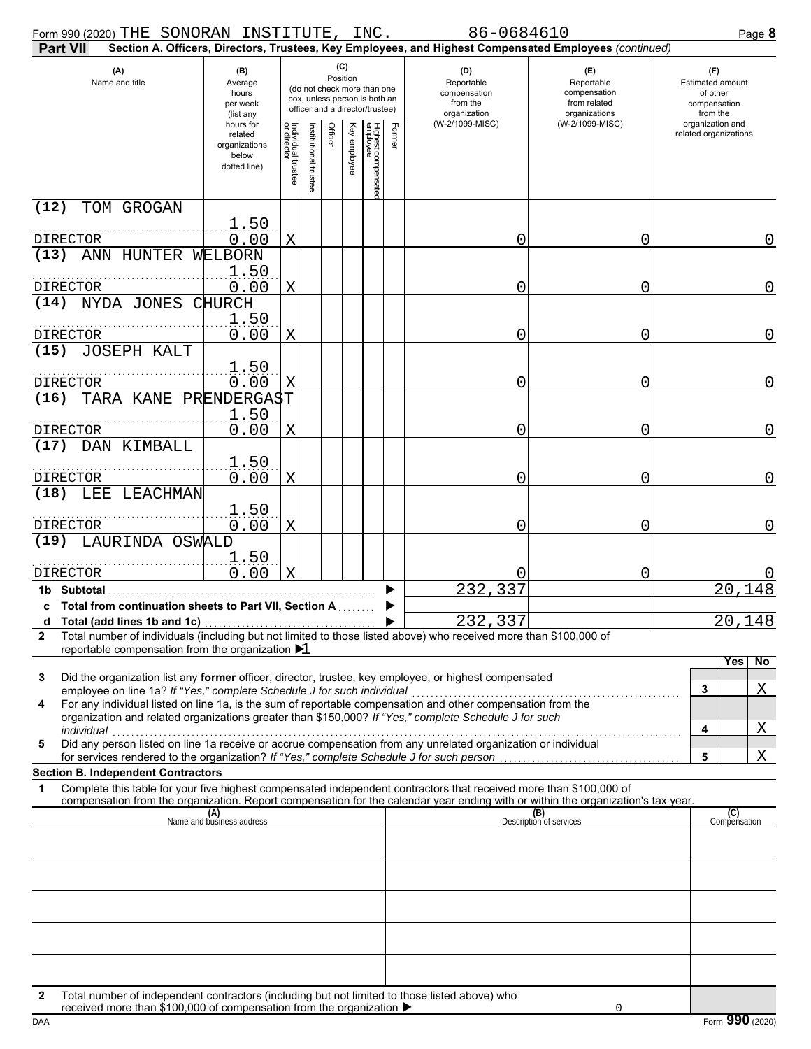Form 990 (2020) THE SONORAN INSTITUTE, INC. 86-0684610

**Part VII — Section A. Officers, Directors, Trustees, Key Employees, and Highest Compensated Employees** *(continued)*

| (A) Name and title | (B) Average hours per week (list any hours for related organizations below dotted line) | (C) Position: Individual trustee or director | Institutional trustee | Officer | Key employee | Highest compensated employee | Former | (D) Reportable compensation from the organization (W-2/1099-MISC) | (E) Reportable compensation from related organizations (W-2/1099-MISC) | (F) Estimated amount of other compensation from the organization and related organizations |
|---|---|---|---|---|---|---|---|---|---|---|
| (12) TOM GROGAN<br>DIRECTOR | 1.50<br>0.00 | X | | | | | | 0 | 0 | 0 |
| (13) ANN HUNTER WELBORN<br>DIRECTOR | 1.50<br>0.00 | X | | | | | | 0 | 0 | 0 |
| (14) NYDA JONES CHURCH<br>DIRECTOR | 1.50<br>0.00 | X | | | | | | 0 | 0 | 0 |
| (15) JOSEPH KALT<br>DIRECTOR | 1.50<br>0.00 | X | | | | | | 0 | 0 | 0 |
| (16) TARA KANE PRENDERGAST<br>DIRECTOR | 1.50<br>0.00 | X | | | | | | 0 | 0 | 0 |
| (17) DAN KIMBALL<br>DIRECTOR | 1.50<br>0.00 | X | | | | | | 0 | 0 | 0 |
| (18) LEE LEACHMAN<br>DIRECTOR | 1.50<br>0.00 | X | | | | | | 0 | 0 | 0 |
| (19) LAURINDA OSWALD<br>DIRECTOR | 1.50<br>0.00 | X | | | | | | 0 | 0 | 0 |
| **1b Subtotal** | | | | | | | | 232,337 | | 20,148 |
| **c Total from continuation sheets to Part VII, Section A** | | | | | | | | | | |
| **d Total (add lines 1b and 1c)** | | | | | | | | 232,337 | | 20,148 |

**2** Total number of individuals (including but not limited to those listed above) who received more than $100,000 of reportable compensation from the organization ▶ 1

| | | | Yes | No |
|---|---|---|---|---|
| **3** | Did the organization list any **former** officer, director, trustee, key employee, or highest compensated employee on line 1a? *If "Yes," complete Schedule J for such individual* | 3 | | X |
| **4** | For any individual listed on line 1a, is the sum of reportable compensation and other compensation from the organization and related organizations greater than $150,000? *If "Yes," complete Schedule J for such individual* | 4 | | X |
| **5** | Did any person listed on line 1a receive or accrue compensation from any unrelated organization or individual for services rendered to the organization? *If "Yes," complete Schedule J for such person* | 5 | | X |

**Section B. Independent Contractors**

**1** Complete this table for your five highest compensated independent contractors that received more than $100,000 of compensation from the organization. Report compensation for the calendar year ending with or within the organization's tax year.

| (A) Name and business address | (B) Description of services | (C) Compensation |
|---|---|---|
| | | |
| | | |
| | | |
| | | |
| | | |

**2** Total number of independent contractors (including but not limited to those listed above) who received more than $100,000 of compensation from the organization ▶ 0

DAA Form **990** (2020)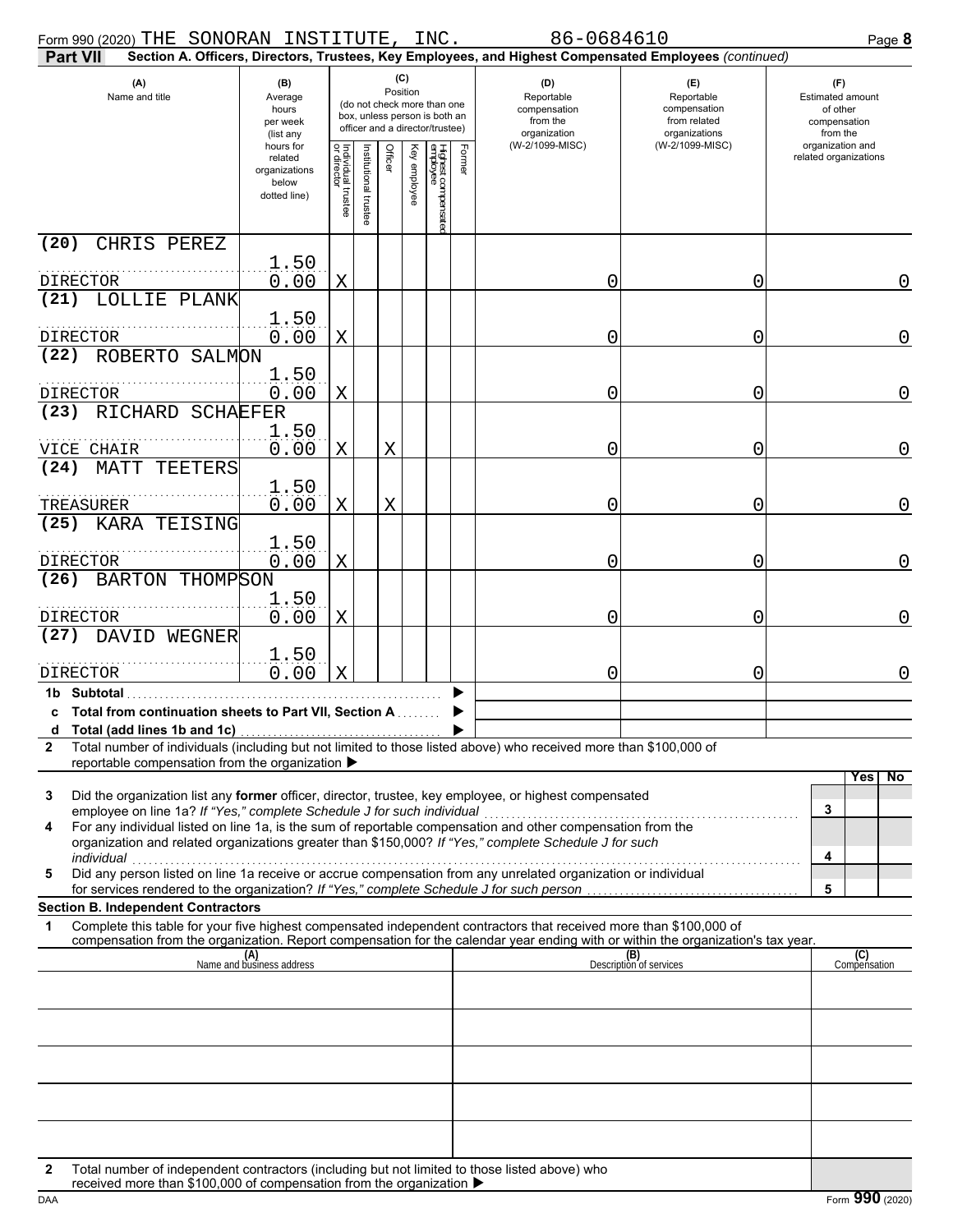Form 990 (2020) THE SONORAN INSTITUTE, INC. 86-0684610

**Part VII — Section A. Officers, Directors, Trustees, Key Employees, and Highest Compensated Employees** *(continued)*

| (A) Name and title | (B) Average hours per week (list any hours for related organizations below dotted line) | (C) Position: Individual trustee or director | Institutional trustee | Officer | Key employee | Highest compensated employee | Former | (D) Reportable compensation from the organization (W-2/1099-MISC) | (E) Reportable compensation from related organizations (W-2/1099-MISC) | (F) Estimated amount of other compensation from the organization and related organizations |
|---|---|---|---|---|---|---|---|---|---|---|
| (20) CHRIS PEREZ<br>DIRECTOR | 1.50<br>0.00 | X | | | | | | 0 | 0 | 0 |
| (21) LOLLIE PLANK<br>DIRECTOR | 1.50<br>0.00 | X | | | | | | 0 | 0 | 0 |
| (22) ROBERTO SALMON<br>DIRECTOR | 1.50<br>0.00 | X | | | | | | 0 | 0 | 0 |
| (23) RICHARD SCHAEFER<br>VICE CHAIR | 1.50<br>0.00 | X | | X | | | | 0 | 0 | 0 |
| (24) MATT TEETERS<br>TREASURER | 1.50<br>0.00 | X | | X | | | | 0 | 0 | 0 |
| (25) KARA TEISING<br>DIRECTOR | 1.50<br>0.00 | X | | | | | | 0 | 0 | 0 |
| (26) BARTON THOMPSON<br>DIRECTOR | 1.50<br>0.00 | X | | | | | | 0 | 0 | 0 |
| (27) DAVID WEGNER<br>DIRECTOR | 1.50<br>0.00 | X | | | | | | 0 | 0 | 0 |
| **1b Subtotal** | | | | | | | | | | |
| **c Total from continuation sheets to Part VII, Section A** | | | | | | | | | | |
| **d Total (add lines 1b and 1c)** | | | | | | | | | | |

**2** Total number of individuals (including but not limited to those listed above) who received more than $100,000 of reportable compensation from the organization ▶

| | | | Yes | No |
|---|---|---|---|---|
| **3** | Did the organization list any **former** officer, director, trustee, key employee, or highest compensated employee on line 1a? *If "Yes," complete Schedule J for such individual* | 3 | | |
| **4** | For any individual listed on line 1a, is the sum of reportable compensation and other compensation from the organization and related organizations greater than $150,000? *If "Yes," complete Schedule J for such individual* | 4 | | |
| **5** | Did any person listed on line 1a receive or accrue compensation from any unrelated organization or individual for services rendered to the organization? *If "Yes," complete Schedule J for such person* | 5 | | |

**Section B. Independent Contractors**

**1** Complete this table for your five highest compensated independent contractors that received more than $100,000 of compensation from the organization. Report compensation for the calendar year ending with or within the organization's tax year.

| (A) Name and business address | (B) Description of services | (C) Compensation |
|---|---|---|
| | | |
| | | |
| | | |
| | | |
| | | |

**2** Total number of independent contractors (including but not limited to those listed above) who received more than $100,000 of compensation from the organization ▶

DAA Form **990** (2020)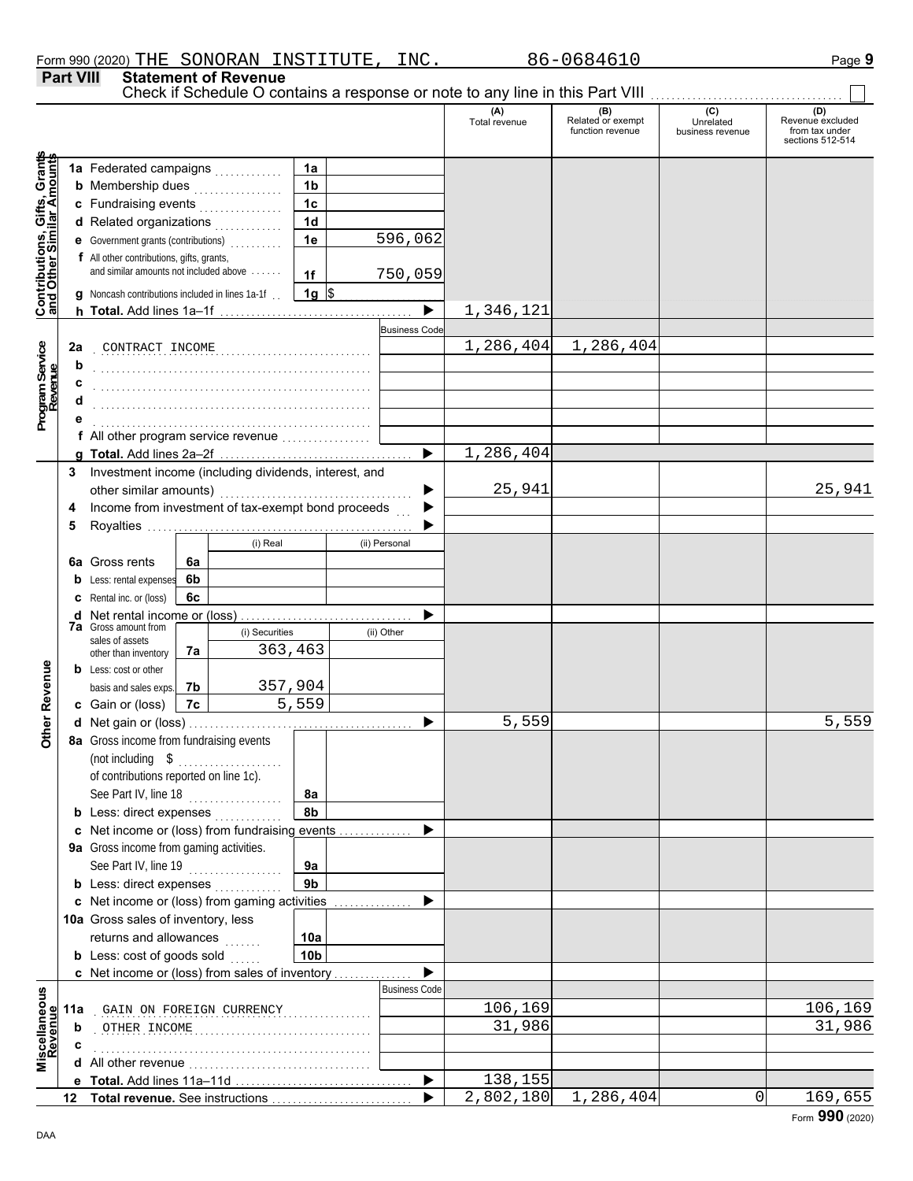Form 990 (2020) THE SONORAN INSTITUTE, INC. 86-0684610 Page **9**

## Part VIII Statement of Revenue

Check if Schedule O contains a response or note to any line in this Part VIII ☐

| | | | | (A) Total revenue | (B) Related or exempt function revenue | (C) Unrelated business revenue | (D) Revenue excluded from tax under sections 512-514 |
|---|---|---|---|---|---|---|---|
| **Contributions, Gifts, Grants and Other Similar Amounts** | 1a Federated campaigns | 1a | | | | | |
| | b Membership dues | 1b | | | | | |
| | c Fundraising events | 1c | | | | | |
| | d Related organizations | 1d | | | | | |
| | e Government grants (contributions) | 1e | 596,062 | | | | |
| | f All other contributions, gifts, grants, and similar amounts not included above | 1f | 750,059 | | | | |
| | g Noncash contributions included in lines 1a-1f | 1g | $ | | | | |
| | h **Total.** Add lines 1a–1f | | | 1,346,121 | | | |
| **Program Service Revenue** | | | Business Code | | | | |
| | 2a CONTRACT INCOME | | | 1,286,404 | 1,286,404 | | |
| | b | | | | | | |
| | c | | | | | | |
| | d | | | | | | |
| | e | | | | | | |
| | f All other program service revenue | | | | | | |
| | g **Total.** Add lines 2a–2f | | | 1,286,404 | | | |
| **Other Revenue** | 3 Investment income (including dividends, interest, and other similar amounts) | | | 25,941 | | | 25,941 |
| | 4 Income from investment of tax-exempt bond proceeds | | | | | | |
| | 5 Royalties | | | | | | |
| | | | (i) Real | (ii) Personal | | | |
| | 6a Gross rents | 6a | | | | | |
| | b Less: rental expenses | 6b | | | | | |
| | c Rental inc. or (loss) | 6c | | | | | |
| | d Net rental income or (loss) | | | | | | |
| | | | (i) Securities | (ii) Other | | | |
| | 7a Gross amount from sales of assets other than inventory | 7a | 363,463 | | | | |
| | b Less: cost or other basis and sales exps. | 7b | 357,904 | | | | |
| | c Gain or (loss) | 7c | 5,559 | | | | |
| | d Net gain or (loss) | | | 5,559 | | | 5,559 |
| | 8a Gross income from fundraising events (not including $ .......... of contributions reported on line 1c). See Part IV, line 18 | 8a | | | | | |
| | b Less: direct expenses | 8b | | | | | |
| | c Net income or (loss) from fundraising events | | | | | | |
| | 9a Gross income from gaming activities. See Part IV, line 19 | 9a | | | | | |
| | b Less: direct expenses | 9b | | | | | |
| | c Net income or (loss) from gaming activities | | | | | | |
| | 10a Gross sales of inventory, less returns and allowances | 10a | | | | | |
| | b Less: cost of goods sold | 10b | | | | | |
| | c Net income or (loss) from sales of inventory | | | | | | |
| **Miscellaneous Revenue** | | | Business Code | | | | |
| | 11a GAIN ON FOREIGN CURRENCY | | | 106,169 | | | 106,169 |
| | b OTHER INCOME | | | 31,986 | | | 31,986 |
| | c | | | | | | |
| | d All other revenue | | | | | | |
| | e **Total.** Add lines 11a–11d | | | 138,155 | | | |
| | 12 **Total revenue.** See instructions | | | 2,802,180 | 1,286,404 | 0 | 169,655 |

Form **990** (2020)

DAA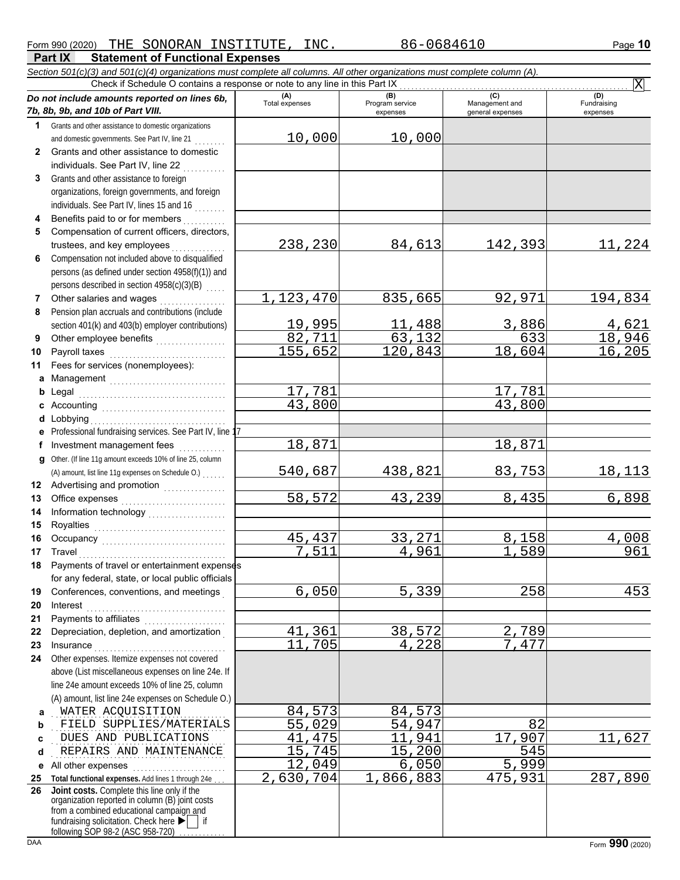Form 990 (2020) THE SONORAN INSTITUTE, INC. 86-0684610

## Part IX Statement of Functional Expenses

*Section 501(c)(3) and 501(c)(4) organizations must complete all columns. All other organizations must complete column (A).*

Check if Schedule O contains a response or note to any line in this Part IX [X]

| *Do not include amounts reported on lines 6b, 7b, 8b, 9b, and 10b of Part VIII.* | (A) Total expenses | (B) Program service expenses | (C) Management and general expenses | (D) Fundraising expenses |
|---|---|---|---|---|
| 1 Grants and other assistance to domestic organizations and domestic governments. See Part IV, line 21 | 10,000 | 10,000 | | |
| 2 Grants and other assistance to domestic individuals. See Part IV, line 22 | | | | |
| 3 Grants and other assistance to foreign organizations, foreign governments, and foreign individuals. See Part IV, lines 15 and 16 | | | | |
| 4 Benefits paid to or for members | | | | |
| 5 Compensation of current officers, directors, trustees, and key employees | 238,230 | 84,613 | 142,393 | 11,224 |
| 6 Compensation not included above to disqualified persons (as defined under section 4958(f)(1)) and persons described in section 4958(c)(3)(B) | | | | |
| 7 Other salaries and wages | 1,123,470 | 835,665 | 92,971 | 194,834 |
| 8 Pension plan accruals and contributions (include section 401(k) and 403(b) employer contributions) | 19,995 | 11,488 | 3,886 | 4,621 |
| 9 Other employee benefits | 82,711 | 63,132 | 633 | 18,946 |
| 10 Payroll taxes | 155,652 | 120,843 | 18,604 | 16,205 |
| 11 Fees for services (nonemployees): | | | | |
| a Management | | | | |
| b Legal | 17,781 | | 17,781 | |
| c Accounting | 43,800 | | 43,800 | |
| d Lobbying | | | | |
| e Professional fundraising services. See Part IV, line 17 | | | | |
| f Investment management fees | 18,871 | | 18,871 | |
| g Other. (If line 11g amount exceeds 10% of line 25, column (A) amount, list line 11g expenses on Schedule O.) | 540,687 | 438,821 | 83,753 | 18,113 |
| 12 Advertising and promotion | | | | |
| 13 Office expenses | 58,572 | 43,239 | 8,435 | 6,898 |
| 14 Information technology | | | | |
| 15 Royalties | | | | |
| 16 Occupancy | 45,437 | 33,271 | 8,158 | 4,008 |
| 17 Travel | 7,511 | 4,961 | 1,589 | 961 |
| 18 Payments of travel or entertainment expenses for any federal, state, or local public officials | | | | |
| 19 Conferences, conventions, and meetings | 6,050 | 5,339 | 258 | 453 |
| 20 Interest | | | | |
| 21 Payments to affiliates | | | | |
| 22 Depreciation, depletion, and amortization | 41,361 | 38,572 | 2,789 | |
| 23 Insurance | 11,705 | 4,228 | 7,477 | |
| 24 Other expenses. Itemize expenses not covered above (List miscellaneous expenses on line 24e. If line 24e amount exceeds 10% of line 25, column (A) amount, list line 24e expenses on Schedule O.) | | | | |
| a WATER ACQUISITION | 84,573 | 84,573 | | |
| b FIELD SUPPLIES/MATERIALS | 55,029 | 54,947 | 82 | |
| c DUES AND PUBLICATIONS | 41,475 | 11,941 | 17,907 | 11,627 |
| d REPAIRS AND MAINTENANCE | 15,745 | 15,200 | 545 | |
| e All other expenses | 12,049 | 6,050 | 5,999 | |
| 25 **Total functional expenses.** Add lines 1 through 24e | 2,630,704 | 1,866,883 | 475,931 | 287,890 |
| 26 **Joint costs.** Complete this line only if the organization reported in column (B) joint costs from a combined educational campaign and fundraising solicitation. Check here ▶ [ ] if following SOP 98-2 (ASC 958-720) | | | | |

Form **990** (2020)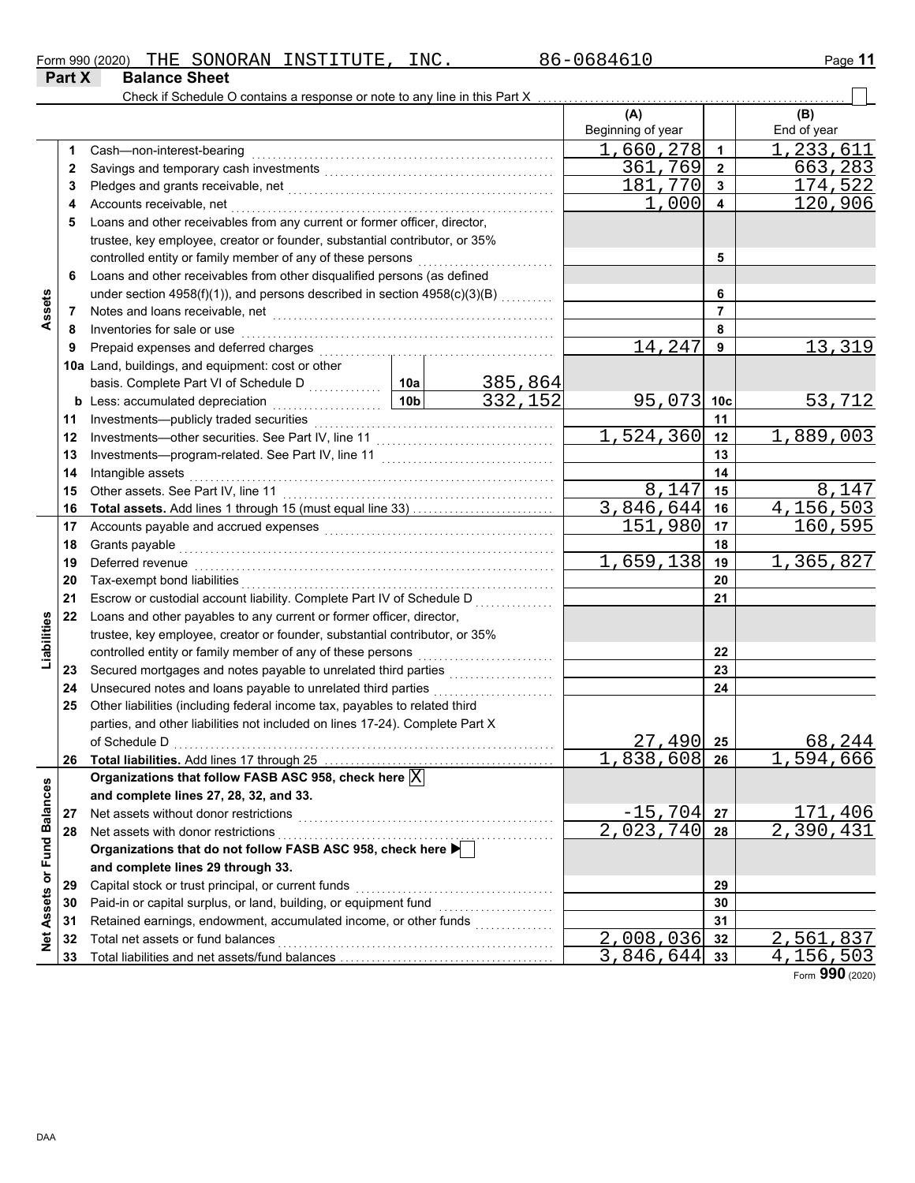Form 990 (2020) THE SONORAN INSTITUTE, INC. 86-0684610 Page 11

## Part X Balance Sheet

Check if Schedule O contains a response or note to any line in this Part X ☐

| | | | | (A) Beginning of year | | (B) End of year |
|---|---|---|---|---|---|---|
| **Assets** | 1 | Cash—non-interest-bearing | | 1,660,278 | 1 | 1,233,611 |
| | 2 | Savings and temporary cash investments | | 361,769 | 2 | 663,283 |
| | 3 | Pledges and grants receivable, net | | 181,770 | 3 | 174,522 |
| | 4 | Accounts receivable, net | | 1,000 | 4 | 120,906 |
| | 5 | Loans and other receivables from any current or former officer, director, trustee, key employee, creator or founder, substantial contributor, or 35% controlled entity or family member of any of these persons | | | 5 | |
| | 6 | Loans and other receivables from other disqualified persons (as defined under section 4958(f)(1)), and persons described in section 4958(c)(3)(B) | | | 6 | |
| | 7 | Notes and loans receivable, net | | | 7 | |
| | 8 | Inventories for sale or use | | | 8 | |
| | 9 | Prepaid expenses and deferred charges | | 14,247 | 9 | 13,319 |
| | 10a | Land, buildings, and equipment: cost or other basis. Complete Part VI of Schedule D | 10a: 385,864 | | | |
| | b | Less: accumulated depreciation | 10b: 332,152 | 95,073 | 10c | 53,712 |
| | 11 | Investments—publicly traded securities | | | 11 | |
| | 12 | Investments—other securities. See Part IV, line 11 | | 1,524,360 | 12 | 1,889,003 |
| | 13 | Investments—program-related. See Part IV, line 11 | | | 13 | |
| | 14 | Intangible assets | | | 14 | |
| | 15 | Other assets. See Part IV, line 11 | | 8,147 | 15 | 8,147 |
| | 16 | **Total assets.** Add lines 1 through 15 (must equal line 33) | | 3,846,644 | 16 | 4,156,503 |
| **Liabilities** | 17 | Accounts payable and accrued expenses | | 151,980 | 17 | 160,595 |
| | 18 | Grants payable | | | 18 | |
| | 19 | Deferred revenue | | 1,659,138 | 19 | 1,365,827 |
| | 20 | Tax-exempt bond liabilities | | | 20 | |
| | 21 | Escrow or custodial account liability. Complete Part IV of Schedule D | | | 21 | |
| | 22 | Loans and other payables to any current or former officer, director, trustee, key employee, creator or founder, substantial contributor, or 35% controlled entity or family member of any of these persons | | | 22 | |
| | 23 | Secured mortgages and notes payable to unrelated third parties | | | 23 | |
| | 24 | Unsecured notes and loans payable to unrelated third parties | | | 24 | |
| | 25 | Other liabilities (including federal income tax, payables to related third parties, and other liabilities not included on lines 17-24). Complete Part X of Schedule D | | 27,490 | 25 | 68,244 |
| | 26 | **Total liabilities.** Add lines 17 through 25 | | 1,838,608 | 26 | 1,594,666 |
| **Net Assets or Fund Balances** | | **Organizations that follow FASB ASC 958, check here** ☒ **and complete lines 27, 28, 32, and 33.** | | | | |
| | 27 | Net assets without donor restrictions | | -15,704 | 27 | 171,406 |
| | 28 | Net assets with donor restrictions | | 2,023,740 | 28 | 2,390,431 |
| | | **Organizations that do not follow FASB ASC 958, check here** ☐ **and complete lines 29 through 33.** | | | | |
| | 29 | Capital stock or trust principal, or current funds | | | 29 | |
| | 30 | Paid-in or capital surplus, or land, building, or equipment fund | | | 30 | |
| | 31 | Retained earnings, endowment, accumulated income, or other funds | | | 31 | |
| | 32 | Total net assets or fund balances | | 2,008,036 | 32 | 2,561,837 |
| | 33 | Total liabilities and net assets/fund balances | | 3,846,644 | 33 | 4,156,503 |

Form **990** (2020)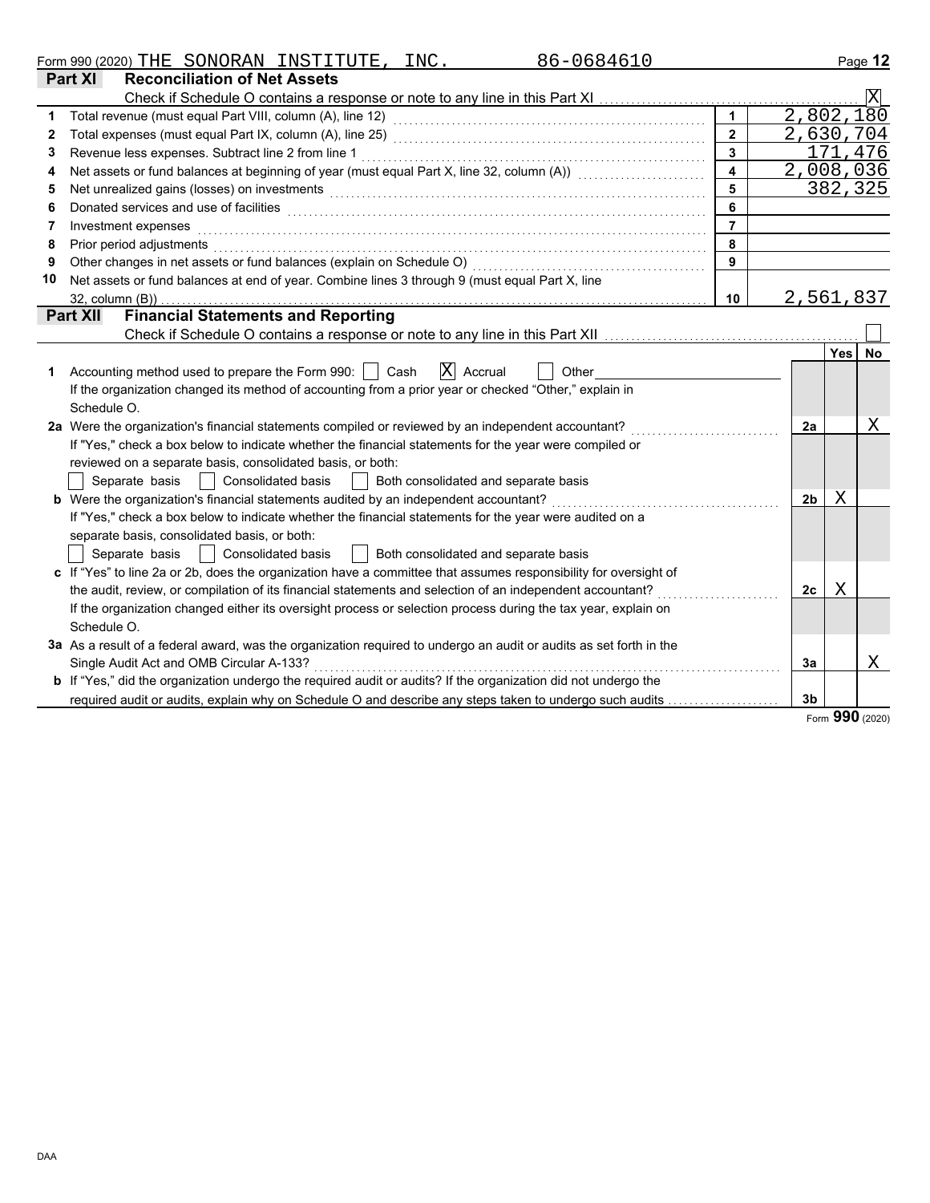Form 990 (2020) THE SONORAN INSTITUTE, INC. 86-0684610

## Part XI Reconciliation of Net Assets

Check if Schedule O contains a response or note to any line in this Part XI . . . [X]

| | | | |
|---|---|---|---|
| 1 | Total revenue (must equal Part VIII, column (A), line 12) | 1 | 2,802,180 |
| 2 | Total expenses (must equal Part IX, column (A), line 25) | 2 | 2,630,704 |
| 3 | Revenue less expenses. Subtract line 2 from line 1 | 3 | 171,476 |
| 4 | Net assets or fund balances at beginning of year (must equal Part X, line 32, column (A)) | 4 | 2,008,036 |
| 5 | Net unrealized gains (losses) on investments | 5 | 382,325 |
| 6 | Donated services and use of facilities | 6 | |
| 7 | Investment expenses | 7 | |
| 8 | Prior period adjustments | 8 | |
| 9 | Other changes in net assets or fund balances (explain on Schedule O) | 9 | |
| 10 | Net assets or fund balances at end of year. Combine lines 3 through 9 (must equal Part X, line 32, column (B)) | 10 | 2,561,837 |

## Part XII Financial Statements and Reporting

Check if Schedule O contains a response or note to any line in this Part XII . . . [ ]

| | | | Yes | No |
|---|---|---|---|---|
| 1 | Accounting method used to prepare the Form 990: [ ] Cash [X] Accrual [ ] Other<br>If the organization changed its method of accounting from a prior year or checked "Other," explain in Schedule O. | | | |
| 2a | Were the organization's financial statements compiled or reviewed by an independent accountant?<br>If "Yes," check a box below to indicate whether the financial statements for the year were compiled or reviewed on a separate basis, consolidated basis, or both:<br>[ ] Separate basis [ ] Consolidated basis [ ] Both consolidated and separate basis | 2a | | X |
| b | Were the organization's financial statements audited by an independent accountant?<br>If "Yes," check a box below to indicate whether the financial statements for the year were audited on a separate basis, consolidated basis, or both:<br>[ ] Separate basis [ ] Consolidated basis [ ] Both consolidated and separate basis | 2b | X | |
| c | If "Yes" to line 2a or 2b, does the organization have a committee that assumes responsibility for oversight of the audit, review, or compilation of its financial statements and selection of an independent accountant?<br>If the organization changed either its oversight process or selection process during the tax year, explain on Schedule O. | 2c | X | |
| 3a | As a result of a federal award, was the organization required to undergo an audit or audits as set forth in the Single Audit Act and OMB Circular A-133? | 3a | | X |
| b | If "Yes," did the organization undergo the required audit or audits? If the organization did not undergo the required audit or audits, explain why on Schedule O and describe any steps taken to undergo such audits | 3b | | |

Form **990** (2020)

DAA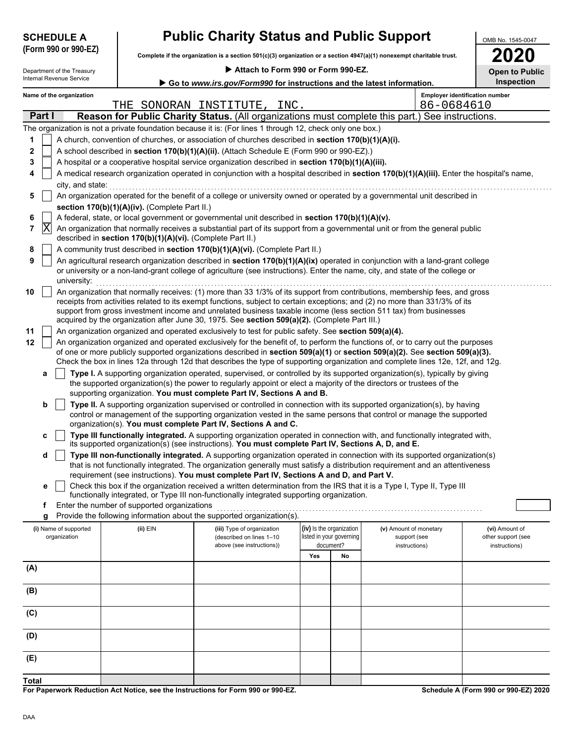**SCHEDULE A (Form 990 or 990-EZ)**

Department of the Treasury
Internal Revenue Service

# Public Charity Status and Public Support

**Complete if the organization is a section 501(c)(3) organization or a section 4947(a)(1) nonexempt charitable trust.**

▶ **Attach to Form 990 or Form 990-EZ.**

▶ **Go to *www.irs.gov/Form990* for instructions and the latest information.**

OMB No. 1545-0047

**2020**

**Open to Public Inspection**

**Name of the organization:** THE SONORAN INSTITUTE, INC.

**Employer identification number:** 86-0684610

## Part I — Reason for Public Charity Status. (All organizations must complete this part.) See instructions.

The organization is not a private foundation because it is: (For lines 1 through 12, check only one box.)

1. [ ] A church, convention of churches, or association of churches described in **section 170(b)(1)(A)(i).**
2. [ ] A school described in **section 170(b)(1)(A)(ii).** (Attach Schedule E (Form 990 or 990-EZ).)
3. [ ] A hospital or a cooperative hospital service organization described in **section 170(b)(1)(A)(iii).**
4. [ ] A medical research organization operated in conjunction with a hospital described in **section 170(b)(1)(A)(iii).** Enter the hospital's name, city, and state:
5. [ ] An organization operated for the benefit of a college or university owned or operated by a governmental unit described in **section 170(b)(1)(A)(iv).** (Complete Part II.)
6. [ ] A federal, state, or local government or governmental unit described in **section 170(b)(1)(A)(v).**
7. [X] An organization that normally receives a substantial part of its support from a governmental unit or from the general public described in **section 170(b)(1)(A)(vi).** (Complete Part II.)
8. [ ] A community trust described in **section 170(b)(1)(A)(vi).** (Complete Part II.)
9. [ ] An agricultural research organization described in **section 170(b)(1)(A)(ix)** operated in conjunction with a land-grant college or university or a non-land-grant college of agriculture (see instructions). Enter the name, city, and state of the college or university:
10. [ ] An organization that normally receives: (1) more than 33 1/3% of its support from contributions, membership fees, and gross receipts from activities related to its exempt functions, subject to certain exceptions; and (2) no more than 331/3% of its support from gross investment income and unrelated business taxable income (less section 511 tax) from businesses acquired by the organization after June 30, 1975. See **section 509(a)(2).** (Complete Part III.)
11. [ ] An organization organized and operated exclusively to test for public safety. See **section 509(a)(4).**
12. [ ] An organization organized and operated exclusively for the benefit of, to perform the functions of, or to carry out the purposes of one or more publicly supported organizations described in **section 509(a)(1)** or **section 509(a)(2).** See **section 509(a)(3).** Check the box in lines 12a through 12d that describes the type of supporting organization and complete lines 12e, 12f, and 12g.
   - **a** [ ] **Type I.** A supporting organization operated, supervised, or controlled by its supported organization(s), typically by giving the supported organization(s) the power to regularly appoint or elect a majority of the directors or trustees of the supporting organization. **You must complete Part IV, Sections A and B.**
   - **b** [ ] **Type II.** A supporting organization supervised or controlled in connection with its supported organization(s), by having control or management of the supporting organization vested in the same persons that control or manage the supported organization(s). **You must complete Part IV, Sections A and C.**
   - **c** [ ] **Type III functionally integrated.** A supporting organization operated in connection with, and functionally integrated with, its supported organization(s) (see instructions). **You must complete Part IV, Sections A, D, and E.**
   - **d** [ ] **Type III non-functionally integrated.** A supporting organization operated in connection with its supported organization(s) that is not functionally integrated. The organization generally must satisfy a distribution requirement and an attentiveness requirement (see instructions). **You must complete Part IV, Sections A and D, and Part V.**
   - **e** [ ] Check this box if the organization received a written determination from the IRS that it is a Type I, Type II, Type III functionally integrated, or Type III non-functionally integrated supporting organization.
   - **f** Enter the number of supported organizations
   - **g** Provide the following information about the supported organization(s).

| (i) Name of supported organization | (ii) EIN | (iii) Type of organization (described on lines 1–10 above (see instructions)) | (iv) Is the organization listed in your governing document? Yes | No | (v) Amount of monetary support (see instructions) | (vi) Amount of other support (see instructions) |
|---|---|---|---|---|---|---|
| (A) | | | | | | |
| (B) | | | | | | |
| (C) | | | | | | |
| (D) | | | | | | |
| (E) | | | | | | |
| **Total** | | | | | | |

**For Paperwork Reduction Act Notice, see the Instructions for Form 990 or 990-EZ.**

**Schedule A (Form 990 or 990-EZ) 2020**

DAA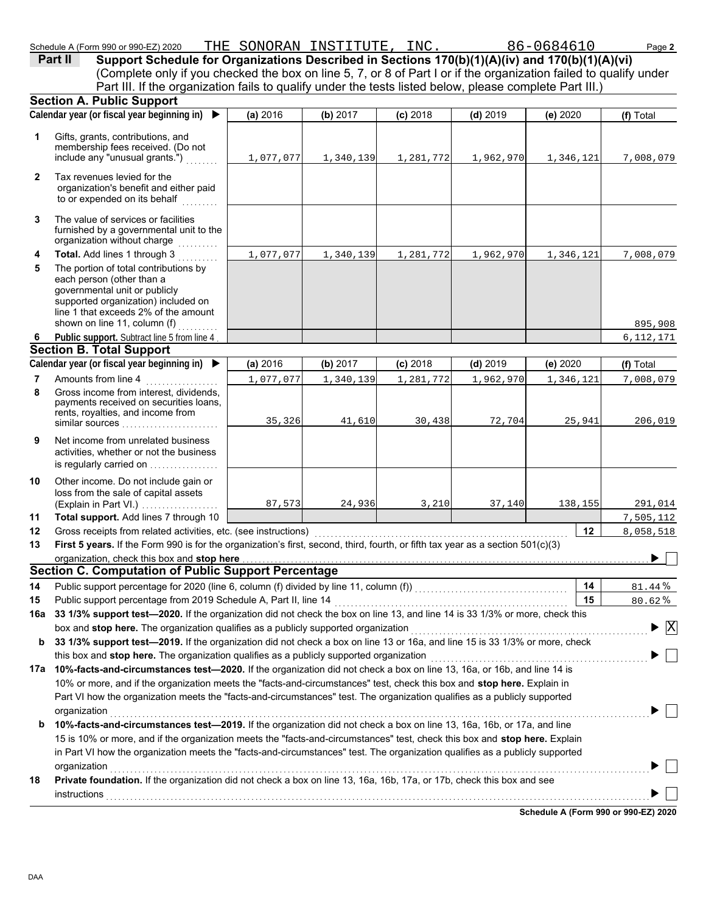Schedule A (Form 990 or 990-EZ) 2020 THE SONORAN INSTITUTE, INC. 86-0684610

**Part II** **Support Schedule for Organizations Described in Sections 170(b)(1)(A)(iv) and 170(b)(1)(A)(vi)**
(Complete only if you checked the box on line 5, 7, or 8 of Part I or if the organization failed to qualify under Part III. If the organization fails to qualify under the tests listed below, please complete Part III.)

## Section A. Public Support

| | Calendar year (or fiscal year beginning in) ▶ | (a) 2016 | (b) 2017 | (c) 2018 | (d) 2019 | (e) 2020 | (f) Total |
|---|---|---|---|---|---|---|---|
| 1 | Gifts, grants, contributions, and membership fees received. (Do not include any "unusual grants.") | 1,077,077 | 1,340,139 | 1,281,772 | 1,962,970 | 1,346,121 | 7,008,079 |
| 2 | Tax revenues levied for the organization's benefit and either paid to or expended on its behalf | | | | | | |
| 3 | The value of services or facilities furnished by a governmental unit to the organization without charge | | | | | | |
| 4 | **Total.** Add lines 1 through 3 | 1,077,077 | 1,340,139 | 1,281,772 | 1,962,970 | 1,346,121 | 7,008,079 |
| 5 | The portion of total contributions by each person (other than a governmental unit or publicly supported organization) included on line 1 that exceeds 2% of the amount shown on line 11, column (f) | | | | | | 895,908 |
| 6 | **Public support.** Subtract line 5 from line 4 | | | | | | 6,112,171 |

## Section B. Total Support

| | Calendar year (or fiscal year beginning in) ▶ | (a) 2016 | (b) 2017 | (c) 2018 | (d) 2019 | (e) 2020 | (f) Total |
|---|---|---|---|---|---|---|---|
| 7 | Amounts from line 4 | 1,077,077 | 1,340,139 | 1,281,772 | 1,962,970 | 1,346,121 | 7,008,079 |
| 8 | Gross income from interest, dividends, payments received on securities loans, rents, royalties, and income from similar sources | 35,326 | 41,610 | 30,438 | 72,704 | 25,941 | 206,019 |
| 9 | Net income from unrelated business activities, whether or not the business is regularly carried on | | | | | | |
| 10 | Other income. Do not include gain or loss from the sale of capital assets (Explain in Part VI.) | 87,573 | 24,936 | 3,210 | 37,140 | 138,155 | 291,014 |
| 11 | **Total support.** Add lines 7 through 10 | | | | | | 7,505,112 |

12 Gross receipts from related activities, etc. (see instructions) **12** 8,058,518

13 **First 5 years.** If the Form 990 is for the organization's first, second, third, fourth, or fifth tax year as a section 501(c)(3) organization, check this box and **stop here** ▶ ☐

## Section C. Computation of Public Support Percentage

14 Public support percentage for 2020 (line 6, column (f) divided by line 11, column (f)) **14** 81.44 %

15 Public support percentage from 2019 Schedule A, Part II, line 14 **15** 80.62 %

**16a 33 1/3% support test—2020.** If the organization did not check the box on line 13, and line 14 is 33 1/3% or more, check this box and **stop here.** The organization qualifies as a publicly supported organization ▶ ☒

**b 33 1/3% support test—2019.** If the organization did not check a box on line 13 or 16a, and line 15 is 33 1/3% or more, check this box and **stop here.** The organization qualifies as a publicly supported organization ▶ ☐

**17a 10%-facts-and-circumstances test—2020.** If the organization did not check a box on line 13, 16a, or 16b, and line 14 is 10% or more, and if the organization meets the "facts-and-circumstances" test, check this box and **stop here.** Explain in Part VI how the organization meets the "facts-and-circumstances" test. The organization qualifies as a publicly supported organization ▶ ☐

**b 10%-facts-and-circumstances test—2019.** If the organization did not check a box on line 13, 16a, 16b, or 17a, and line 15 is 10% or more, and if the organization meets the "facts-and-circumstances" test, check this box and **stop here.** Explain in Part VI how the organization meets the "facts-and-circumstances" test. The organization qualifies as a publicly supported organization ▶ ☐

**18 Private foundation.** If the organization did not check a box on line 13, 16a, 16b, 17a, or 17b, check this box and see instructions ▶ ☐

**Schedule A (Form 990 or 990-EZ) 2020**

DAA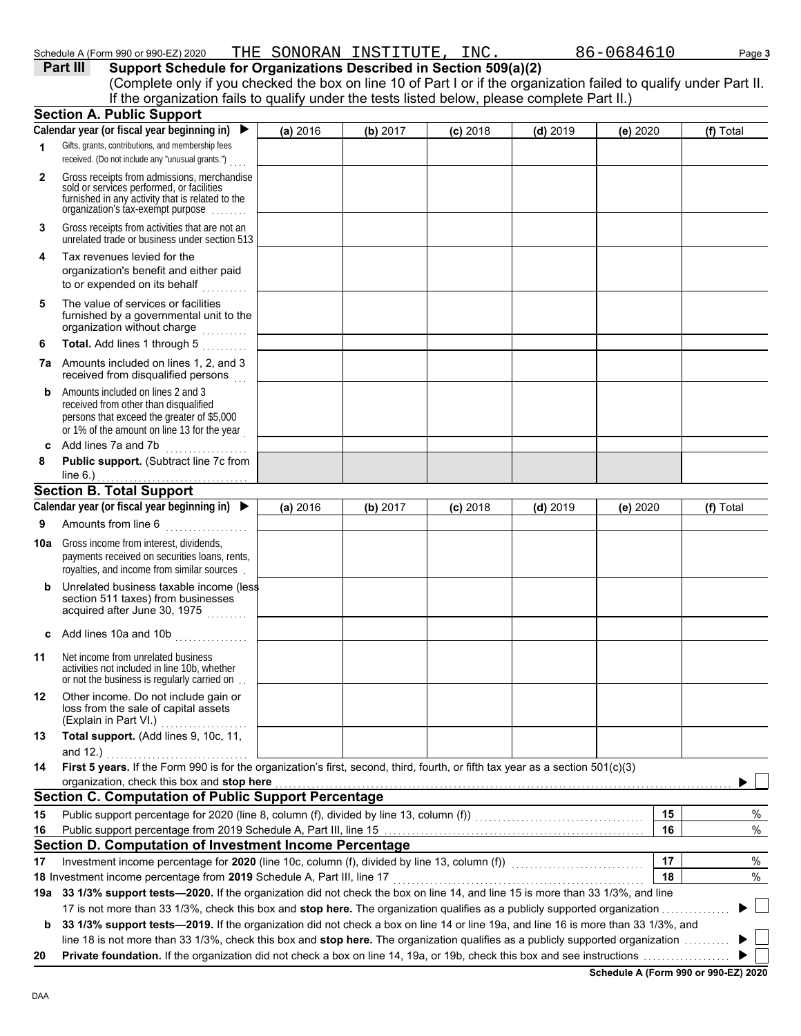Schedule A (Form 990 or 990-EZ) 2020 THE SONORAN INSTITUTE, INC. 86-0684610

**Part III Support Schedule for Organizations Described in Section 509(a)(2)**

(Complete only if you checked the box on line 10 of Part I or if the organization failed to qualify under Part II. If the organization fails to qualify under the tests listed below, please complete Part II.)

## Section A. Public Support

| Calendar year (or fiscal year beginning in) ▶ | (a) 2016 | (b) 2017 | (c) 2018 | (d) 2019 | (e) 2020 | (f) Total |
|---|---|---|---|---|---|---|
| **1** Gifts, grants, contributions, and membership fees received. (Do not include any "unusual grants.") | | | | | | |
| **2** Gross receipts from admissions, merchandise sold or services performed, or facilities furnished in any activity that is related to the organization's tax-exempt purpose | | | | | | |
| **3** Gross receipts from activities that are not an unrelated trade or business under section 513 | | | | | | |
| **4** Tax revenues levied for the organization's benefit and either paid to or expended on its behalf | | | | | | |
| **5** The value of services or facilities furnished by a governmental unit to the organization without charge | | | | | | |
| **6** **Total.** Add lines 1 through 5 | | | | | | |
| **7a** Amounts included on lines 1, 2, and 3 received from disqualified persons | | | | | | |
| **b** Amounts included on lines 2 and 3 received from other than disqualified persons that exceed the greater of $5,000 or 1% of the amount on line 13 for the year | | | | | | |
| **c** Add lines 7a and 7b | | | | | | |
| **8** **Public support.** (Subtract line 7c from line 6.) | | | | | | |

## Section B. Total Support

| Calendar year (or fiscal year beginning in) ▶ | (a) 2016 | (b) 2017 | (c) 2018 | (d) 2019 | (e) 2020 | (f) Total |
|---|---|---|---|---|---|---|
| **9** Amounts from line 6 | | | | | | |
| **10a** Gross income from interest, dividends, payments received on securities loans, rents, royalties, and income from similar sources | | | | | | |
| **b** Unrelated business taxable income (less section 511 taxes) from businesses acquired after June 30, 1975 | | | | | | |
| **c** Add lines 10a and 10b | | | | | | |
| **11** Net income from unrelated business activities not included in line 10b, whether or not the business is regularly carried on | | | | | | |
| **12** Other income. Do not include gain or loss from the sale of capital assets (Explain in Part VI.) | | | | | | |
| **13** **Total support.** (Add lines 9, 10c, 11, and 12.) | | | | | | |

**14** **First 5 years.** If the Form 990 is for the organization's first, second, third, fourth, or fifth tax year as a section 501(c)(3) organization, check this box and **stop here** ▶ ☐

## Section C. Computation of Public Support Percentage

| | | | |
|---|---|---|---|
| **15** | Public support percentage for 2020 (line 8, column (f), divided by line 13, column (f)) | 15 | % |
| **16** | Public support percentage from 2019 Schedule A, Part III, line 15 | 16 | % |

## Section D. Computation of Investment Income Percentage

| | | | |
|---|---|---|---|
| **17** | Investment income percentage for **2020** (line 10c, column (f), divided by line 13, column (f)) | 17 | % |
| **18** | Investment income percentage from **2019** Schedule A, Part III, line 17 | 18 | % |

**19a** **33 1/3% support tests—2020.** If the organization did not check the box on line 14, and line 15 is more than 33 1/3%, and line 17 is not more than 33 1/3%, check this box and **stop here.** The organization qualifies as a publicly supported organization ▶ ☐

**b** **33 1/3% support tests—2019.** If the organization did not check a box on line 14 or line 19a, and line 16 is more than 33 1/3%, and line 18 is not more than 33 1/3%, check this box and **stop here.** The organization qualifies as a publicly supported organization ▶ ☐

**20** **Private foundation.** If the organization did not check a box on line 14, 19a, or 19b, check this box and see instructions ▶ ☐

**Schedule A (Form 990 or 990-EZ) 2020**

DAA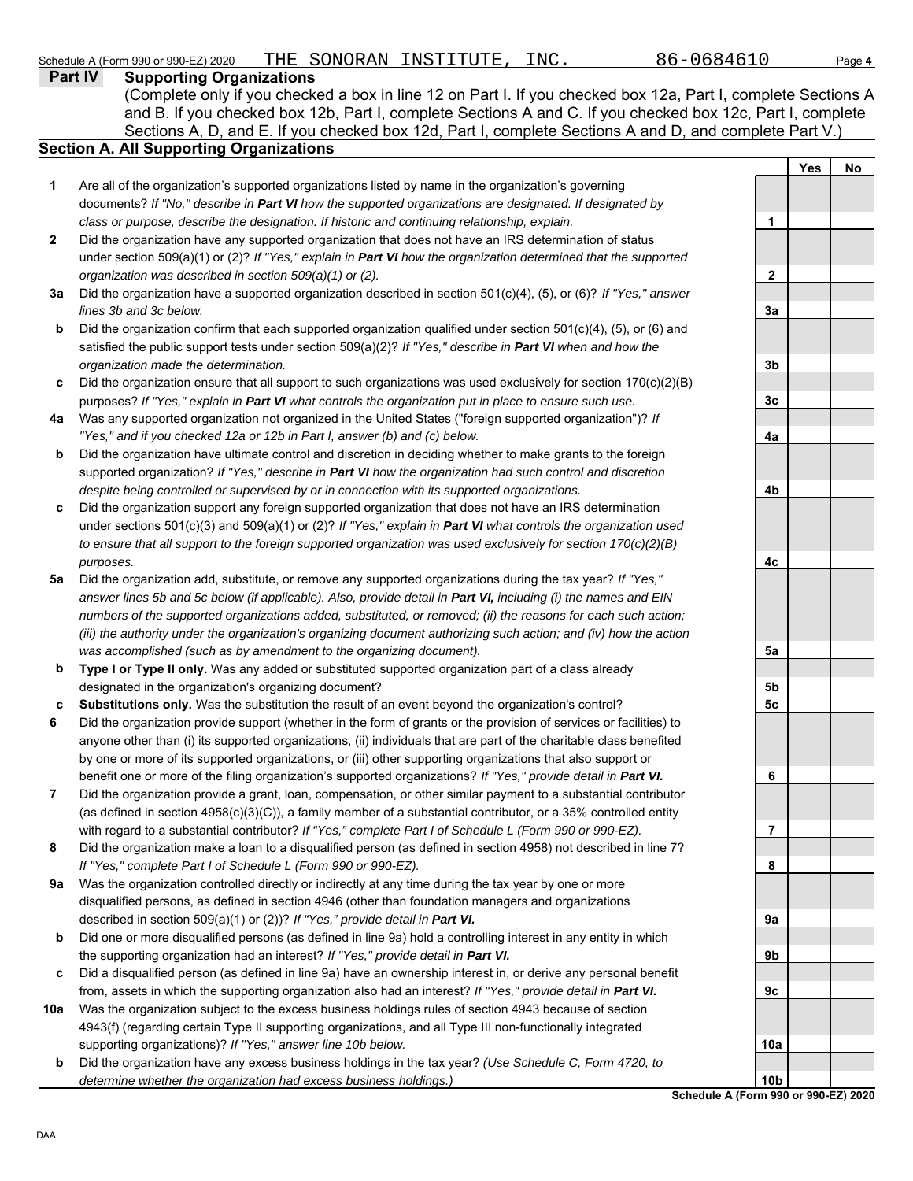Schedule A (Form 990 or 990-EZ) 2020 THE SONORAN INSTITUTE, INC. 86-0684610

**Part IV Supporting Organizations**

(Complete only if you checked a box in line 12 on Part I. If you checked box 12a, Part I, complete Sections A and B. If you checked box 12b, Part I, complete Sections A and C. If you checked box 12c, Part I, complete Sections A, D, and E. If you checked box 12d, Part I, complete Sections A and D, and complete Part V.)

## Section A. All Supporting Organizations

| | | | Yes | No |
|---|---|---|---|---|
| **1** | Are all of the organization's supported organizations listed by name in the organization's governing documents? *If "No," describe in **Part VI** how the supported organizations are designated. If designated by class or purpose, describe the designation. If historic and continuing relationship, explain.* | 1 | | |
| **2** | Did the organization have any supported organization that does not have an IRS determination of status under section 509(a)(1) or (2)? *If "Yes," explain in **Part VI** how the organization determined that the supported organization was described in section 509(a)(1) or (2).* | 2 | | |
| **3a** | Did the organization have a supported organization described in section 501(c)(4), (5), or (6)? *If "Yes," answer lines 3b and 3c below.* | 3a | | |
| **b** | Did the organization confirm that each supported organization qualified under section 501(c)(4), (5), or (6) and satisfied the public support tests under section 509(a)(2)? *If "Yes," describe in **Part VI** when and how the organization made the determination.* | 3b | | |
| **c** | Did the organization ensure that all support to such organizations was used exclusively for section 170(c)(2)(B) purposes? *If "Yes," explain in **Part VI** what controls the organization put in place to ensure such use.* | 3c | | |
| **4a** | Was any supported organization not organized in the United States ("foreign supported organization")? *If "Yes," and if you checked 12a or 12b in Part I, answer (b) and (c) below.* | 4a | | |
| **b** | Did the organization have ultimate control and discretion in deciding whether to make grants to the foreign supported organization? *If "Yes," describe in **Part VI** how the organization had such control and discretion despite being controlled or supervised by or in connection with its supported organizations.* | 4b | | |
| **c** | Did the organization support any foreign supported organization that does not have an IRS determination under sections 501(c)(3) and 509(a)(1) or (2)? *If "Yes," explain in **Part VI** what controls the organization used to ensure that all support to the foreign supported organization was used exclusively for section 170(c)(2)(B) purposes.* | 4c | | |
| **5a** | Did the organization add, substitute, or remove any supported organizations during the tax year? *If "Yes," answer lines 5b and 5c below (if applicable). Also, provide detail in **Part VI,** including (i) the names and EIN numbers of the supported organizations added, substituted, or removed; (ii) the reasons for each such action; (iii) the authority under the organization's organizing document authorizing such action; and (iv) how the action was accomplished (such as by amendment to the organizing document).* | 5a | | |
| **b** | **Type I or Type II only.** Was any added or substituted supported organization part of a class already designated in the organization's organizing document? | 5b | | |
| **c** | **Substitutions only.** Was the substitution the result of an event beyond the organization's control? | 5c | | |
| **6** | Did the organization provide support (whether in the form of grants or the provision of services or facilities) to anyone other than (i) its supported organizations, (ii) individuals that are part of the charitable class benefited by one or more of its supported organizations, or (iii) other supporting organizations that also support or benefit one or more of the filing organization's supported organizations? *If "Yes," provide detail in **Part VI.*** | 6 | | |
| **7** | Did the organization provide a grant, loan, compensation, or other similar payment to a substantial contributor (as defined in section 4958(c)(3)(C)), a family member of a substantial contributor, or a 35% controlled entity with regard to a substantial contributor? *If "Yes," complete Part I of Schedule L (Form 990 or 990-EZ).* | 7 | | |
| **8** | Did the organization make a loan to a disqualified person (as defined in section 4958) not described in line 7? *If "Yes," complete Part I of Schedule L (Form 990 or 990-EZ).* | 8 | | |
| **9a** | Was the organization controlled directly or indirectly at any time during the tax year by one or more disqualified persons, as defined in section 4946 (other than foundation managers and organizations described in section 509(a)(1) or (2))? *If "Yes," provide detail in **Part VI.*** | 9a | | |
| **b** | Did one or more disqualified persons (as defined in line 9a) hold a controlling interest in any entity in which the supporting organization had an interest? *If "Yes," provide detail in **Part VI.*** | 9b | | |
| **c** | Did a disqualified person (as defined in line 9a) have an ownership interest in, or derive any personal benefit from, assets in which the supporting organization also had an interest? *If "Yes," provide detail in **Part VI.*** | 9c | | |
| **10a** | Was the organization subject to the excess business holdings rules of section 4943 because of section 4943(f) (regarding certain Type II supporting organizations, and all Type III non-functionally integrated supporting organizations)? *If "Yes," answer line 10b below.* | 10a | | |
| **b** | Did the organization have any excess business holdings in the tax year? *(Use Schedule C, Form 4720, to determine whether the organization had excess business holdings.)* | 10b | | |

**Schedule A (Form 990 or 990-EZ) 2020**

DAA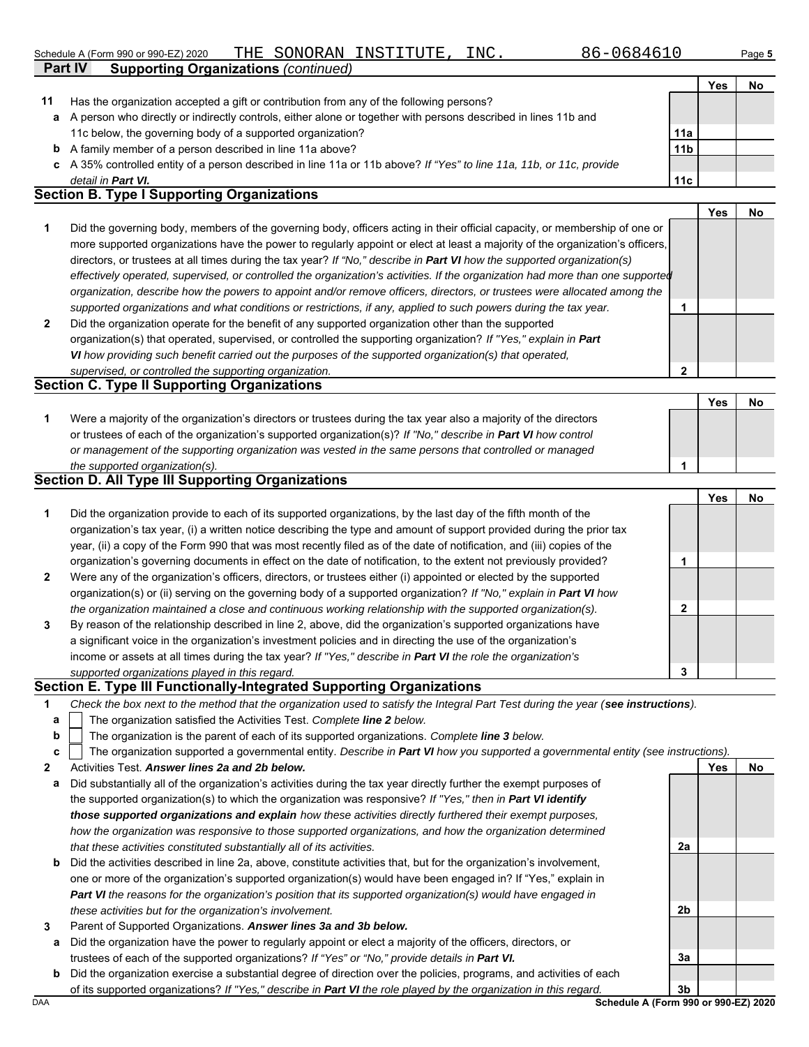Schedule A (Form 990 or 990-EZ) 2020 THE SONORAN INSTITUTE, INC. 86-0684610 Page 5

**Part IV Supporting Organizations** *(continued)*

| | | | Yes | No |
|---|---|---|---|---|
| **11** | Has the organization accepted a gift or contribution from any of the following persons? | | | |
| **a** | A person who directly or indirectly controls, either alone or together with persons described in lines 11b and 11c below, the governing body of a supported organization? | **11a** | | |
| **b** | A family member of a person described in line 11a above? | **11b** | | |
| **c** | A 35% controlled entity of a person described in line 11a or 11b above? *If "Yes" to line 11a, 11b, or 11c, provide detail in* ***Part VI.*** | **11c** | | |

## Section B. Type I Supporting Organizations

| | | | Yes | No |
|---|---|---|---|---|
| **1** | Did the governing body, members of the governing body, officers acting in their official capacity, or membership of one or more supported organizations have the power to regularly appoint or elect at least a majority of the organization's officers, directors, or trustees at all times during the tax year? *If "No," describe in* ***Part VI*** *how the supported organization(s) effectively operated, supervised, or controlled the organization's activities. If the organization had more than one supported organization, describe how the powers to appoint and/or remove officers, directors, or trustees were allocated among the supported organizations and what conditions or restrictions, if any, applied to such powers during the tax year.* | **1** | | |
| **2** | Did the organization operate for the benefit of any supported organization other than the supported organization(s) that operated, supervised, or controlled the supporting organization? *If "Yes," explain in* ***Part VI*** *how providing such benefit carried out the purposes of the supported organization(s) that operated, supervised, or controlled the supporting organization.* | **2** | | |

## Section C. Type II Supporting Organizations

| | | | Yes | No |
|---|---|---|---|---|
| **1** | Were a majority of the organization's directors or trustees during the tax year also a majority of the directors or trustees of each of the organization's supported organization(s)? *If "No," describe in* ***Part VI*** *how control or management of the supporting organization was vested in the same persons that controlled or managed the supported organization(s).* | **1** | | |

## Section D. All Type III Supporting Organizations

| | | | Yes | No |
|---|---|---|---|---|
| **1** | Did the organization provide to each of its supported organizations, by the last day of the fifth month of the organization's tax year, (i) a written notice describing the type and amount of support provided during the prior tax year, (ii) a copy of the Form 990 that was most recently filed as of the date of notification, and (iii) copies of the organization's governing documents in effect on the date of notification, to the extent not previously provided? | **1** | | |
| **2** | Were any of the organization's officers, directors, or trustees either (i) appointed or elected by the supported organization(s) or (ii) serving on the governing body of a supported organization? *If "No," explain in* ***Part VI*** *how the organization maintained a close and continuous working relationship with the supported organization(s).* | **2** | | |
| **3** | By reason of the relationship described in line 2, above, did the organization's supported organizations have a significant voice in the organization's investment policies and in directing the use of the organization's income or assets at all times during the tax year? *If "Yes," describe in* ***Part VI*** *the role the organization's supported organizations played in this regard.* | **3** | | |

## Section E. Type III Functionally-Integrated Supporting Organizations

**1** *Check the box next to the method that the organization used to satisfy the Integral Part Test during the year (****see instructions****).*

**a** ☐ The organization satisfied the Activities Test. *Complete* ***line 2*** *below.*

**b** ☐ The organization is the parent of each of its supported organizations. *Complete* ***line 3*** *below.*

**c** ☐ The organization supported a governmental entity. *Describe in* ***Part VI*** *how you supported a governmental entity (see instructions).*

| | | | Yes | No |
|---|---|---|---|---|
| **2** | Activities Test. ***Answer lines 2a and 2b below.*** | | | |
| **a** | Did substantially all of the organization's activities during the tax year directly further the exempt purposes of the supported organization(s) to which the organization was responsive? *If "Yes," then in* ***Part VI identify those supported organizations and explain*** *how these activities directly furthered their exempt purposes, how the organization was responsive to those supported organizations, and how the organization determined that these activities constituted substantially all of its activities.* | **2a** | | |
| **b** | Did the activities described in line 2a, above, constitute activities that, but for the organization's involvement, one or more of the organization's supported organization(s) would have been engaged in? If "Yes," explain in ***Part VI*** *the reasons for the organization's position that its supported organization(s) would have engaged in these activities but for the organization's involvement.* | **2b** | | |
| **3** | Parent of Supported Organizations. ***Answer lines 3a and 3b below.*** | | | |
| **a** | Did the organization have the power to regularly appoint or elect a majority of the officers, directors, or trustees of each of the supported organizations? *If "Yes" or "No," provide details in* ***Part VI.*** | **3a** | | |
| **b** | Did the organization exercise a substantial degree of direction over the policies, programs, and activities of each of its supported organizations? *If "Yes," describe in* ***Part VI*** *the role played by the organization in this regard.* | **3b** | | |

DAA **Schedule A (Form 990 or 990-EZ) 2020**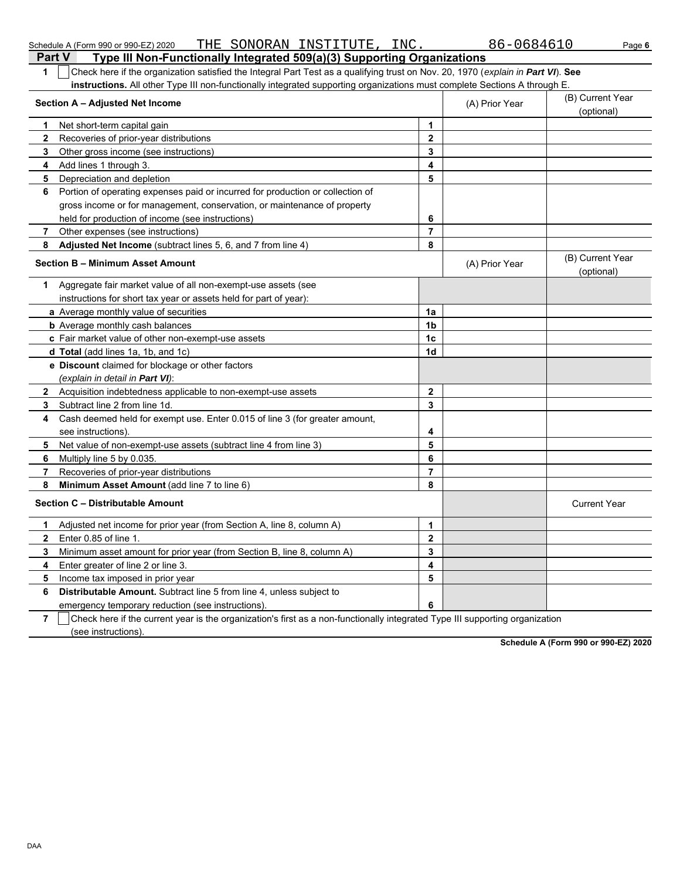Schedule A (Form 990 or 990-EZ) 2020 THE SONORAN INSTITUTE, INC. 86-0684610

## Part V Type III Non-Functionally Integrated 509(a)(3) Supporting Organizations

**1** ☐ Check here if the organization satisfied the Integral Part Test as a qualifying trust on Nov. 20, 1970 (*explain in **Part VI***). **See instructions.** All other Type III non-functionally integrated supporting organizations must complete Sections A through E.

| **Section A – Adjusted Net Income** | | (A) Prior Year | (B) Current Year (optional) |
|---|---|---|---|
| **1** Net short-term capital gain | **1** | | |
| **2** Recoveries of prior-year distributions | **2** | | |
| **3** Other gross income (see instructions) | **3** | | |
| **4** Add lines 1 through 3. | **4** | | |
| **5** Depreciation and depletion | **5** | | |
| **6** Portion of operating expenses paid or incurred for production or collection of gross income or for management, conservation, or maintenance of property held for production of income (see instructions) | **6** | | |
| **7** Other expenses (see instructions) | **7** | | |
| **8** **Adjusted Net Income** (subtract lines 5, 6, and 7 from line 4) | **8** | | |

| **Section B – Minimum Asset Amount** | | (A) Prior Year | (B) Current Year (optional) |
|---|---|---|---|
| **1** Aggregate fair market value of all non-exempt-use assets (see instructions for short tax year or assets held for part of year): | | | |
| **a** Average monthly value of securities | **1a** | | |
| **b** Average monthly cash balances | **1b** | | |
| **c** Fair market value of other non-exempt-use assets | **1c** | | |
| **d Total** (add lines 1a, 1b, and 1c) | **1d** | | |
| **e Discount** claimed for blockage or other factors (*explain in detail in **Part VI***): | | | |
| **2** Acquisition indebtedness applicable to non-exempt-use assets | **2** | | |
| **3** Subtract line 2 from line 1d. | **3** | | |
| **4** Cash deemed held for exempt use. Enter 0.015 of line 3 (for greater amount, see instructions). | **4** | | |
| **5** Net value of non-exempt-use assets (subtract line 4 from line 3) | **5** | | |
| **6** Multiply line 5 by 0.035. | **6** | | |
| **7** Recoveries of prior-year distributions | **7** | | |
| **8** **Minimum Asset Amount** (add line 7 to line 6) | **8** | | |

| **Section C – Distributable Amount** | | | Current Year |
|---|---|---|---|
| **1** Adjusted net income for prior year (from Section A, line 8, column A) | **1** | | |
| **2** Enter 0.85 of line 1. | **2** | | |
| **3** Minimum asset amount for prior year (from Section B, line 8, column A) | **3** | | |
| **4** Enter greater of line 2 or line 3. | **4** | | |
| **5** Income tax imposed in prior year | **5** | | |
| **6** **Distributable Amount.** Subtract line 5 from line 4, unless subject to emergency temporary reduction (see instructions). | **6** | | |

**7** ☐ Check here if the current year is the organization's first as a non-functionally integrated Type III supporting organization (see instructions).

**Schedule A (Form 990 or 990-EZ) 2020**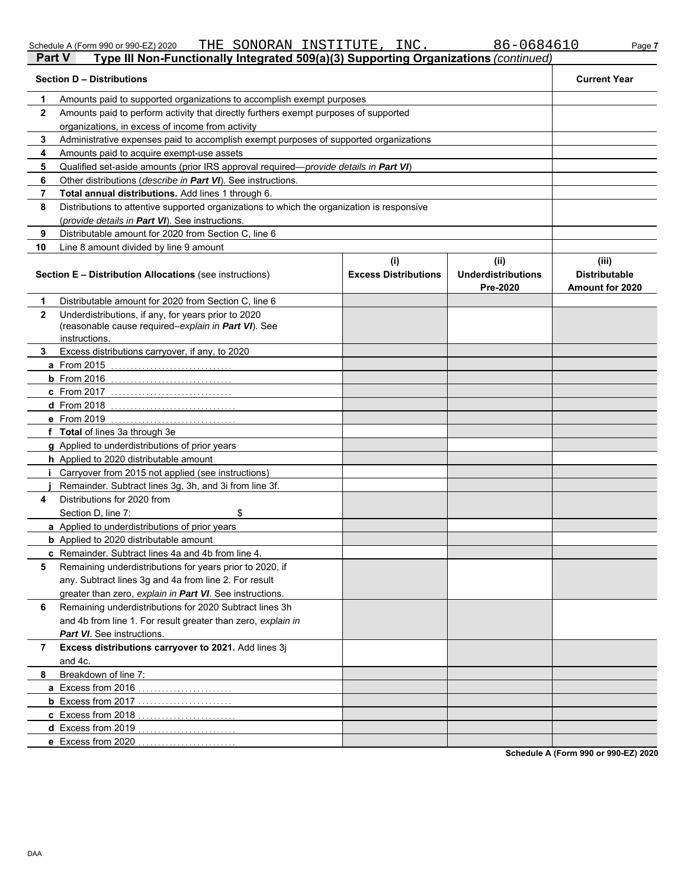Schedule A (Form 990 or 990-EZ) 2020 THE SONORAN INSTITUTE, INC. 86-0684610

## Part V Type III Non-Functionally Integrated 509(a)(3) Supporting Organizations *(continued)*

| | **Section D – Distributions** | **Current Year** |
|---|---|---|
| **1** | Amounts paid to supported organizations to accomplish exempt purposes | |
| **2** | Amounts paid to perform activity that directly furthers exempt purposes of supported organizations, in excess of income from activity | |
| **3** | Administrative expenses paid to accomplish exempt purposes of supported organizations | |
| **4** | Amounts paid to acquire exempt-use assets | |
| **5** | Qualified set-aside amounts (prior IRS approval required—*provide details in **Part VI***) | |
| **6** | Other distributions (*describe in **Part VI***). See instructions. | |
| **7** | **Total annual distributions.** Add lines 1 through 6. | |
| **8** | Distributions to attentive supported organizations to which the organization is responsive (*provide details in **Part VI***). See instructions. | |
| **9** | Distributable amount for 2020 from Section C, line 6 | |
| **10** | Line 8 amount divided by line 9 amount | |

| | **Section E – Distribution Allocations** (see instructions) | **(i) Excess Distributions** | **(ii) Underdistributions Pre-2020** | **(iii) Distributable Amount for 2020** |
|---|---|---|---|---|
| **1** | Distributable amount for 2020 from Section C, line 6 | | | |
| **2** | Underdistributions, if any, for years prior to 2020 (reasonable cause required–*explain in **Part VI***). See instructions. | | | |
| **3** | Excess distributions carryover, if any, to 2020 | | | |
| **a** | From 2015 | | | |
| **b** | From 2016 | | | |
| **c** | From 2017 | | | |
| **d** | From 2018 | | | |
| **e** | From 2019 | | | |
| **f** | **Total** of lines 3a through 3e | | | |
| **g** | Applied to underdistributions of prior years | | | |
| **h** | Applied to 2020 distributable amount | | | |
| **i** | Carryover from 2015 not applied (see instructions) | | | |
| **j** | Remainder. Subtract lines 3g, 3h, and 3i from line 3f. | | | |
| **4** | Distributions for 2020 from Section D, line 7: $ | | | |
| **a** | Applied to underdistributions of prior years | | | |
| **b** | Applied to 2020 distributable amount | | | |
| **c** | Remainder. Subtract lines 4a and 4b from line 4. | | | |
| **5** | Remaining underdistributions for years prior to 2020, if any. Subtract lines 3g and 4a from line 2. For result greater than zero, *explain in **Part VI***. See instructions. | | | |
| **6** | Remaining underdistributions for 2020 Subtract lines 3h and 4b from line 1. For result greater than zero, *explain in **Part VI***. See instructions. | | | |
| **7** | **Excess distributions carryover to 2021.** Add lines 3j and 4c. | | | |
| **8** | Breakdown of line 7: | | | |
| **a** | Excess from 2016 | | | |
| **b** | Excess from 2017 | | | |
| **c** | Excess from 2018 | | | |
| **d** | Excess from 2019 | | | |
| **e** | Excess from 2020 | | | |

**Schedule A (Form 990 or 990-EZ) 2020**

DAA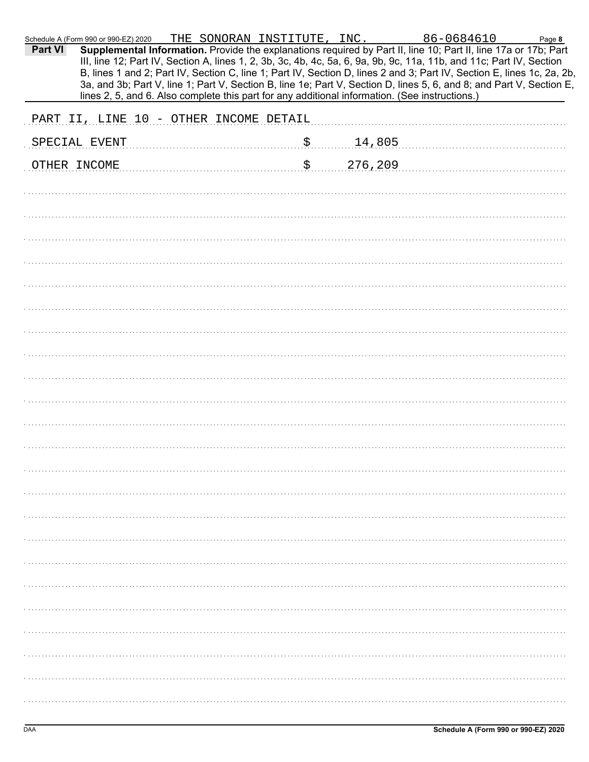Schedule A (Form 990 or 990-EZ) 2020 THE SONORAN INSTITUTE, INC. 86-0684610

**Part VI Supplemental Information.** Provide the explanations required by Part II, line 10; Part II, line 17a or 17b; Part III, line 12; Part IV, Section A, lines 1, 2, 3b, 3c, 4b, 4c, 5a, 6, 9a, 9b, 9c, 11a, 11b, and 11c; Part IV, Section B, lines 1 and 2; Part IV, Section C, line 1; Part IV, Section D, lines 2 and 3; Part IV, Section E, lines 1c, 2a, 2b, 3a, and 3b; Part V, line 1; Part V, Section B, line 1e; Part V, Section D, lines 5, 6, and 8; and Part V, Section E, lines 2, 5, and 6. Also complete this part for any additional information. (See instructions.)

PART II, LINE 10 - OTHER INCOME DETAIL

| | |
|---|---|
| SPECIAL EVENT | $ 14,805 |
| OTHER INCOME | $ 276,209 |

DAA

Schedule A (Form 990 or 990-EZ) 2020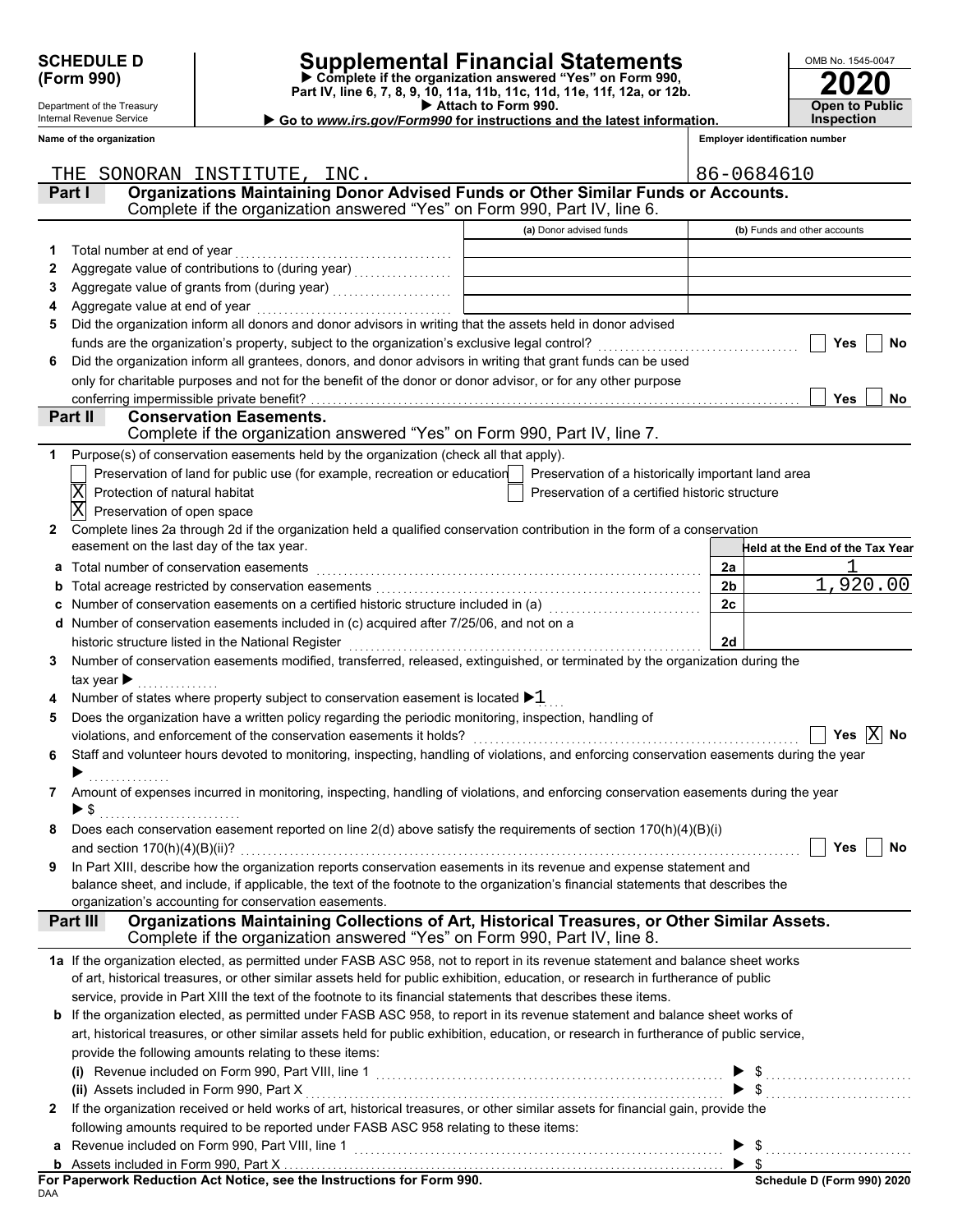**SCHEDULE D (Form 990)**

Department of the Treasury
Internal Revenue Service

# Supplemental Financial Statements

▶ Complete if the organization answered "Yes" on Form 990, Part IV, line 6, 7, 8, 9, 10, 11a, 11b, 11c, 11d, 11e, 11f, 12a, or 12b.
▶ Attach to Form 990.
▶ Go to *www.irs.gov/Form990* for instructions and the latest information.

OMB No. 1545-0047
**2020**
**Open to Public Inspection**

**Name of the organization:** THE SONORAN INSTITUTE, INC.
**Employer identification number:** 86-0684610

## Part I Organizations Maintaining Donor Advised Funds or Other Similar Funds or Accounts.
Complete if the organization answered "Yes" on Form 990, Part IV, line 6.

| | | (a) Donor advised funds | (b) Funds and other accounts |
|---|---|---|---|
| 1 | Total number at end of year | | |
| 2 | Aggregate value of contributions to (during year) | | |
| 3 | Aggregate value of grants from (during year) | | |
| 4 | Aggregate value at end of year | | |

5 Did the organization inform all donors and donor advisors in writing that the assets held in donor advised funds are the organization's property, subject to the organization's exclusive legal control? ☐ Yes ☐ No

6 Did the organization inform all grantees, donors, and donor advisors in writing that grant funds can be used only for charitable purposes and not for the benefit of the donor or donor advisor, or for any other purpose conferring impermissible private benefit? ☐ Yes ☐ No

## Part II Conservation Easements.
Complete if the organization answered "Yes" on Form 990, Part IV, line 7.

1 Purpose(s) of conservation easements held by the organization (check all that apply).

- ☐ Preservation of land for public use (for example, recreation or education)
- ☒ Protection of natural habitat
- ☒ Preservation of open space
- ☐ Preservation of a historically important land area
- ☐ Preservation of a certified historic structure

2 Complete lines 2a through 2d if the organization held a qualified conservation contribution in the form of a conservation easement on the last day of the tax year.

| | | | Held at the End of the Tax Year |
|---|---|---|---|
| a | Total number of conservation easements | 2a | 1 |
| b | Total acreage restricted by conservation easements | 2b | 1,920.00 |
| c | Number of conservation easements on a certified historic structure included in (a) | 2c | |
| d | Number of conservation easements included in (c) acquired after 7/25/06, and not on a historic structure listed in the National Register | 2d | |

3 Number of conservation easements modified, transferred, released, extinguished, or terminated by the organization during the tax year ▶

4 Number of states where property subject to conservation easement is located ▶ 1

5 Does the organization have a written policy regarding the periodic monitoring, inspection, handling of violations, and enforcement of the conservation easements it holds? ☐ Yes ☒ No

6 Staff and volunteer hours devoted to monitoring, inspecting, handling of violations, and enforcing conservation easements during the year ▶

7 Amount of expenses incurred in monitoring, inspecting, handling of violations, and enforcing conservation easements during the year ▶ $

8 Does each conservation easement reported on line 2(d) above satisfy the requirements of section 170(h)(4)(B)(i) and section 170(h)(4)(B)(ii)? ☐ Yes ☐ No

9 In Part XIII, describe how the organization reports conservation easements in its revenue and expense statement and balance sheet, and include, if applicable, the text of the footnote to the organization's financial statements that describes the organization's accounting for conservation easements.

## Part III Organizations Maintaining Collections of Art, Historical Treasures, or Other Similar Assets.
Complete if the organization answered "Yes" on Form 990, Part IV, line 8.

1a If the organization elected, as permitted under FASB ASC 958, not to report in its revenue statement and balance sheet works of art, historical treasures, or other similar assets held for public exhibition, education, or research in furtherance of public service, provide in Part XIII the text of the footnote to its financial statements that describes these items.

b If the organization elected, as permitted under FASB ASC 958, to report in its revenue statement and balance sheet works of art, historical treasures, or other similar assets held for public exhibition, education, or research in furtherance of public service, provide the following amounts relating to these items:

(i) Revenue included on Form 990, Part VIII, line 1 ▶ $

(ii) Assets included in Form 990, Part X ▶ $

2 If the organization received or held works of art, historical treasures, or other similar assets for financial gain, provide the following amounts required to be reported under FASB ASC 958 relating to these items:

a Revenue included on Form 990, Part VIII, line 1 ▶ $

b Assets included in Form 990, Part X ▶ $

**For Paperwork Reduction Act Notice, see the Instructions for Form 990.**

DAA

Schedule D (Form 990) 2020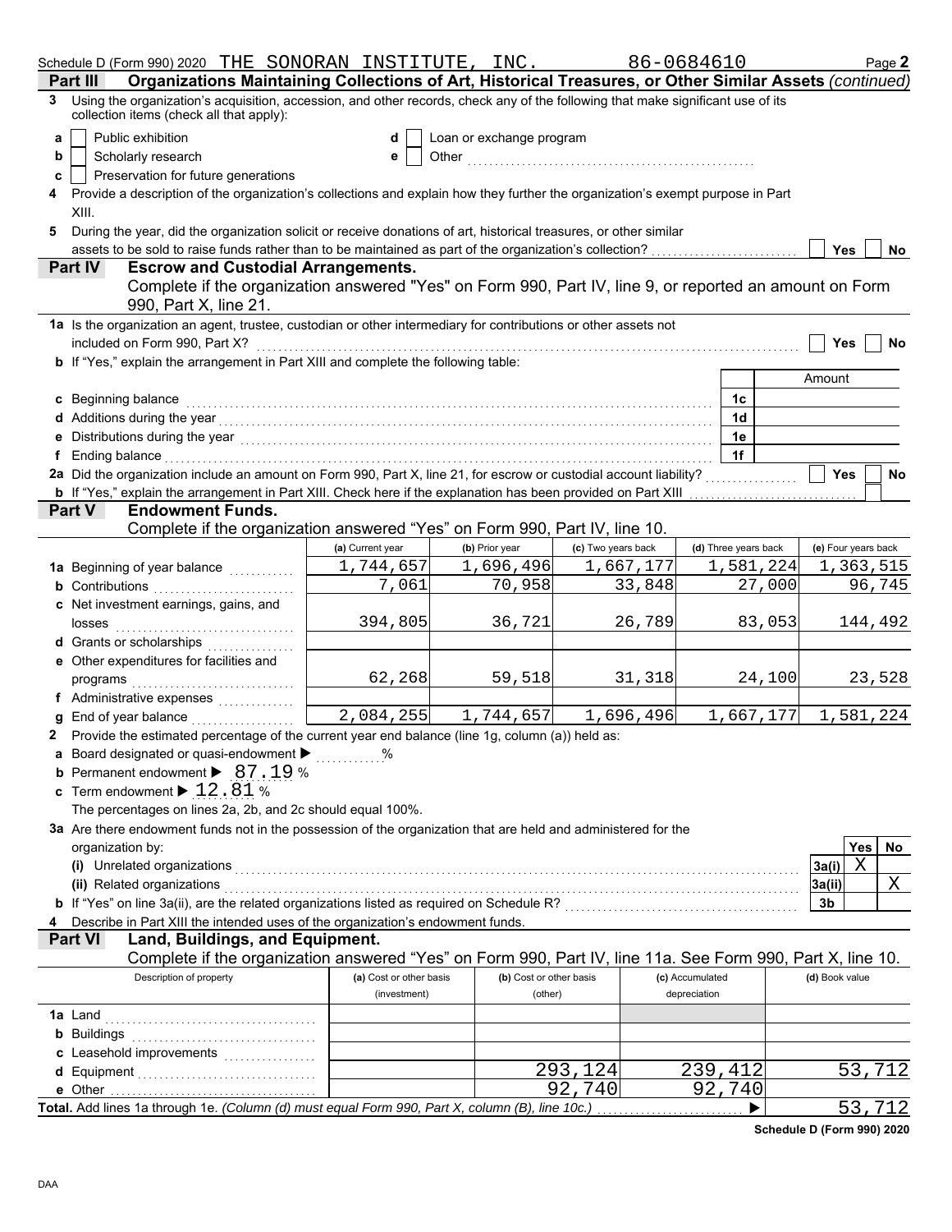Schedule D (Form 990) 2020 THE SONORAN INSTITUTE, INC. 86-0684610

## Part III Organizations Maintaining Collections of Art, Historical Treasures, or Other Similar Assets *(continued)*

**3** Using the organization's acquisition, accession, and other records, check any of the following that make significant use of its collection items (check all that apply):

- **a** ☐ Public exhibition
- **b** ☐ Scholarly research
- **c** ☐ Preservation for future generations
- **d** ☐ Loan or exchange program
- **e** ☐ Other ..........

**4** Provide a description of the organization's collections and explain how they further the organization's exempt purpose in Part XIII.

**5** During the year, did the organization solicit or receive donations of art, historical treasures, or other similar assets to be sold to raise funds rather than to be maintained as part of the organization's collection? ☐ Yes ☐ No

## Part IV Escrow and Custodial Arrangements.

Complete if the organization answered "Yes" on Form 990, Part IV, line 9, or reported an amount on Form 990, Part X, line 21.

**1a** Is the organization an agent, trustee, custodian or other intermediary for contributions or other assets not included on Form 990, Part X? ☐ Yes ☐ No

**b** If "Yes," explain the arrangement in Part XIII and complete the following table:

| | | Amount |
|---|---|---|
| **c** Beginning balance | 1c | |
| **d** Additions during the year | 1d | |
| **e** Distributions during the year | 1e | |
| **f** Ending balance | 1f | |

**2a** Did the organization include an amount on Form 990, Part X, line 21, for escrow or custodial account liability? ☐ Yes ☐ No

**b** If "Yes," explain the arrangement in Part XIII. Check here if the explanation has been provided on Part XIII ☐

## Part V Endowment Funds.

Complete if the organization answered "Yes" on Form 990, Part IV, line 10.

| | (a) Current year | (b) Prior year | (c) Two years back | (d) Three years back | (e) Four years back |
|---|---|---|---|---|---|
| **1a** Beginning of year balance | 1,744,657 | 1,696,496 | 1,667,177 | 1,581,224 | 1,363,515 |
| **b** Contributions | 7,061 | 70,958 | 33,848 | 27,000 | 96,745 |
| **c** Net investment earnings, gains, and losses | 394,805 | 36,721 | 26,789 | 83,053 | 144,492 |
| **d** Grants or scholarships | | | | | |
| **e** Other expenditures for facilities and programs | 62,268 | 59,518 | 31,318 | 24,100 | 23,528 |
| **f** Administrative expenses | | | | | |
| **g** End of year balance | 2,084,255 | 1,744,657 | 1,696,496 | 1,667,177 | 1,581,224 |

**2** Provide the estimated percentage of the current year end balance (line 1g, column (a)) held as:

- **a** Board designated or quasi-endowment ▶ ..........%
- **b** Permanent endowment ▶ 87.19 %
- **c** Term endowment ▶ 12.81 %

The percentages on lines 2a, 2b, and 2c should equal 100%.

**3a** Are there endowment funds not in the possession of the organization that are held and administered for the organization by:

| | | Yes | No |
|---|---|---|---|
| **(i)** Unrelated organizations | 3a(i) | X | |
| **(ii)** Related organizations | 3a(ii) | | X |
| **b** If "Yes" on line 3a(ii), are the related organizations listed as required on Schedule R? | 3b | | |

**4** Describe in Part XIII the intended uses of the organization's endowment funds.

## Part VI Land, Buildings, and Equipment.

Complete if the organization answered "Yes" on Form 990, Part IV, line 11a. See Form 990, Part X, line 10.

| Description of property | (a) Cost or other basis (investment) | (b) Cost or other basis (other) | (c) Accumulated depreciation | (d) Book value |
|---|---|---|---|---|
| **1a** Land | | | | |
| **b** Buildings | | | | |
| **c** Leasehold improvements | | | | |
| **d** Equipment | | 293,124 | 239,412 | 53,712 |
| **e** Other | | 92,740 | 92,740 | |
| **Total.** Add lines 1a through 1e. *(Column (d) must equal Form 990, Part X, column (B), line 10c.)* ▶ | | | | 53,712 |

Schedule D (Form 990) 2020

DAA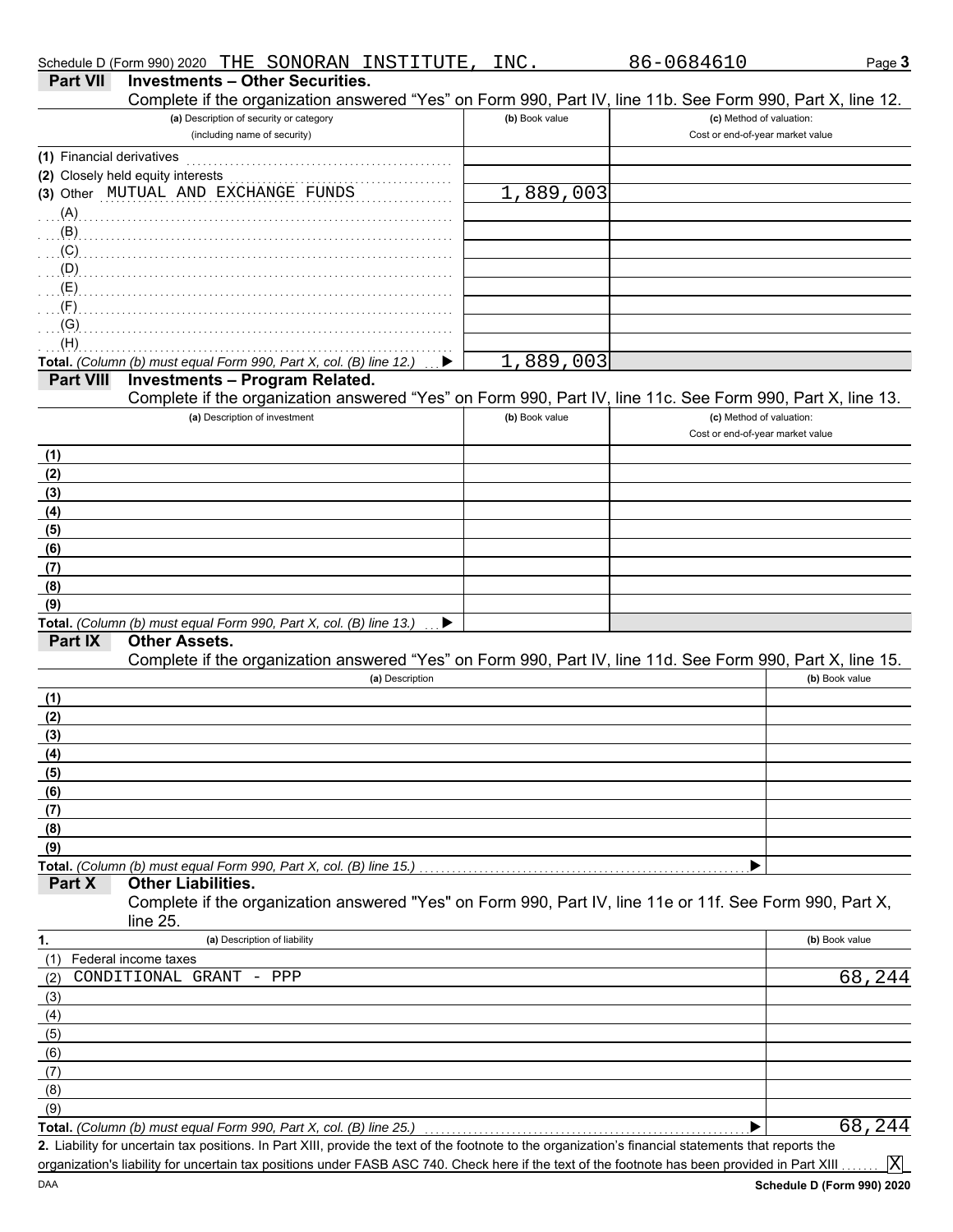Schedule D (Form 990) 2020 THE SONORAN INSTITUTE, INC. 86-0684610

## Part VII Investments – Other Securities.

Complete if the organization answered "Yes" on Form 990, Part IV, line 11b. See Form 990, Part X, line 12.

| (a) Description of security or category (including name of security) | (b) Book value | (c) Method of valuation: Cost or end-of-year market value |
|---|---|---|
| (1) Financial derivatives | | |
| (2) Closely held equity interests | | |
| (3) Other MUTUAL AND EXCHANGE FUNDS | 1,889,003 | |
| (A) | | |
| (B) | | |
| (C) | | |
| (D) | | |
| (E) | | |
| (F) | | |
| (G) | | |
| (H) | | |
| **Total.** *(Column (b) must equal Form 990, Part X, col. (B) line 12.)* ▶ | 1,889,003 | |

## Part VIII Investments – Program Related.

Complete if the organization answered "Yes" on Form 990, Part IV, line 11c. See Form 990, Part X, line 13.

| (a) Description of investment | (b) Book value | (c) Method of valuation: Cost or end-of-year market value |
|---|---|---|
| (1) | | |
| (2) | | |
| (3) | | |
| (4) | | |
| (5) | | |
| (6) | | |
| (7) | | |
| (8) | | |
| (9) | | |
| **Total.** *(Column (b) must equal Form 990, Part X, col. (B) line 13.)* ▶ | | |

## Part IX Other Assets.

Complete if the organization answered "Yes" on Form 990, Part IV, line 11d. See Form 990, Part X, line 15.

| (a) Description | (b) Book value |
|---|---|
| (1) | |
| (2) | |
| (3) | |
| (4) | |
| (5) | |
| (6) | |
| (7) | |
| (8) | |
| (9) | |
| **Total.** *(Column (b) must equal Form 990, Part X, col. (B) line 15.)* ▶ | |

## Part X Other Liabilities.

Complete if the organization answered "Yes" on Form 990, Part IV, line 11e or 11f. See Form 990, Part X, line 25.

| 1. (a) Description of liability | (b) Book value |
|---|---|
| (1) Federal income taxes | |
| (2) CONDITIONAL GRANT - PPP | 68,244 |
| (3) | |
| (4) | |
| (5) | |
| (6) | |
| (7) | |
| (8) | |
| (9) | |
| **Total.** *(Column (b) must equal Form 990, Part X, col. (B) line 25.)* ▶ | 68,244 |

**2.** Liability for uncertain tax positions. In Part XIII, provide the text of the footnote to the organization's financial statements that reports the organization's liability for uncertain tax positions under FASB ASC 740. Check here if the text of the footnote has been provided in Part XIII ....... [X]

DAA **Schedule D (Form 990) 2020**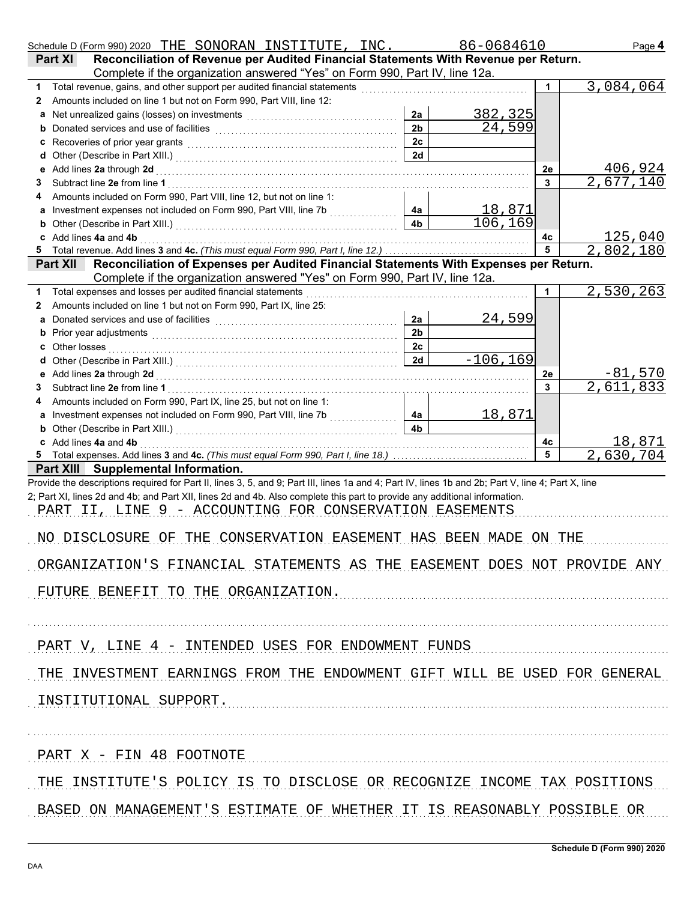Schedule D (Form 990) 2020 THE SONORAN INSTITUTE, INC. 86-0684610 Page **4**

## Part XI Reconciliation of Revenue per Audited Financial Statements With Revenue per Return.

Complete if the organization answered "Yes" on Form 990, Part IV, line 12a.

| | | | | | |
|---|---|---|---|---|---|
| **1** | Total revenue, gains, and other support per audited financial statements | | | 1 | 3,084,064 |
| **2** | Amounts included on line 1 but not on Form 990, Part VIII, line 12: | | | | |
| **a** | Net unrealized gains (losses) on investments | 2a | 382,325 | | |
| **b** | Donated services and use of facilities | 2b | 24,599 | | |
| **c** | Recoveries of prior year grants | 2c | | | |
| **d** | Other (Describe in Part XIII.) | 2d | | | |
| **e** | Add lines **2a** through **2d** | | | 2e | 406,924 |
| **3** | Subtract line **2e** from line **1** | | | 3 | 2,677,140 |
| **4** | Amounts included on Form 990, Part VIII, line 12, but not on line 1: | | | | |
| **a** | Investment expenses not included on Form 990, Part VIII, line 7b | 4a | 18,871 | | |
| **b** | Other (Describe in Part XIII.) | 4b | 106,169 | | |
| **c** | Add lines **4a** and **4b** | | | 4c | 125,040 |
| **5** | Total revenue. Add lines **3** and **4c.** *(This must equal Form 990, Part I, line 12.)* | | | 5 | 2,802,180 |

## Part XII Reconciliation of Expenses per Audited Financial Statements With Expenses per Return.

Complete if the organization answered "Yes" on Form 990, Part IV, line 12a.

| | | | | | |
|---|---|---|---|---|---|
| **1** | Total expenses and losses per audited financial statements | | | 1 | 2,530,263 |
| **2** | Amounts included on line 1 but not on Form 990, Part IX, line 25: | | | | |
| **a** | Donated services and use of facilities | 2a | 24,599 | | |
| **b** | Prior year adjustments | 2b | | | |
| **c** | Other losses | 2c | | | |
| **d** | Other (Describe in Part XIII.) | 2d | -106,169 | | |
| **e** | Add lines **2a** through **2d** | | | 2e | -81,570 |
| **3** | Subtract line **2e** from line **1** | | | 3 | 2,611,833 |
| **4** | Amounts included on Form 990, Part IX, line 25, but not on line 1: | | | | |
| **a** | Investment expenses not included on Form 990, Part VIII, line 7b | 4a | 18,871 | | |
| **b** | Other (Describe in Part XIII.) | 4b | | | |
| **c** | Add lines **4a** and **4b** | | | 4c | 18,871 |
| **5** | Total expenses. Add lines **3** and **4c.** *(This must equal Form 990, Part I, line 18.)* | | | 5 | 2,630,704 |

## Part XIII Supplemental Information.

Provide the descriptions required for Part II, lines 3, 5, and 9; Part III, lines 1a and 4; Part IV, lines 1b and 2b; Part V, line 4; Part X, line 2; Part XI, lines 2d and 4b; and Part XII, lines 2d and 4b. Also complete this part to provide any additional information.

PART II, LINE 9 - ACCOUNTING FOR CONSERVATION EASEMENTS

NO DISCLOSURE OF THE CONSERVATION EASEMENT HAS BEEN MADE ON THE ORGANIZATION'S FINANCIAL STATEMENTS AS THE EASEMENT DOES NOT PROVIDE ANY FUTURE BENEFIT TO THE ORGANIZATION.

PART V, LINE 4 - INTENDED USES FOR ENDOWMENT FUNDS

THE INVESTMENT EARNINGS FROM THE ENDOWMENT GIFT WILL BE USED FOR GENERAL INSTITUTIONAL SUPPORT.

PART X - FIN 48 FOOTNOTE

THE INSTITUTE'S POLICY IS TO DISCLOSE OR RECOGNIZE INCOME TAX POSITIONS BASED ON MANAGEMENT'S ESTIMATE OF WHETHER IT IS REASONABLY POSSIBLE OR

Schedule D (Form 990) 2020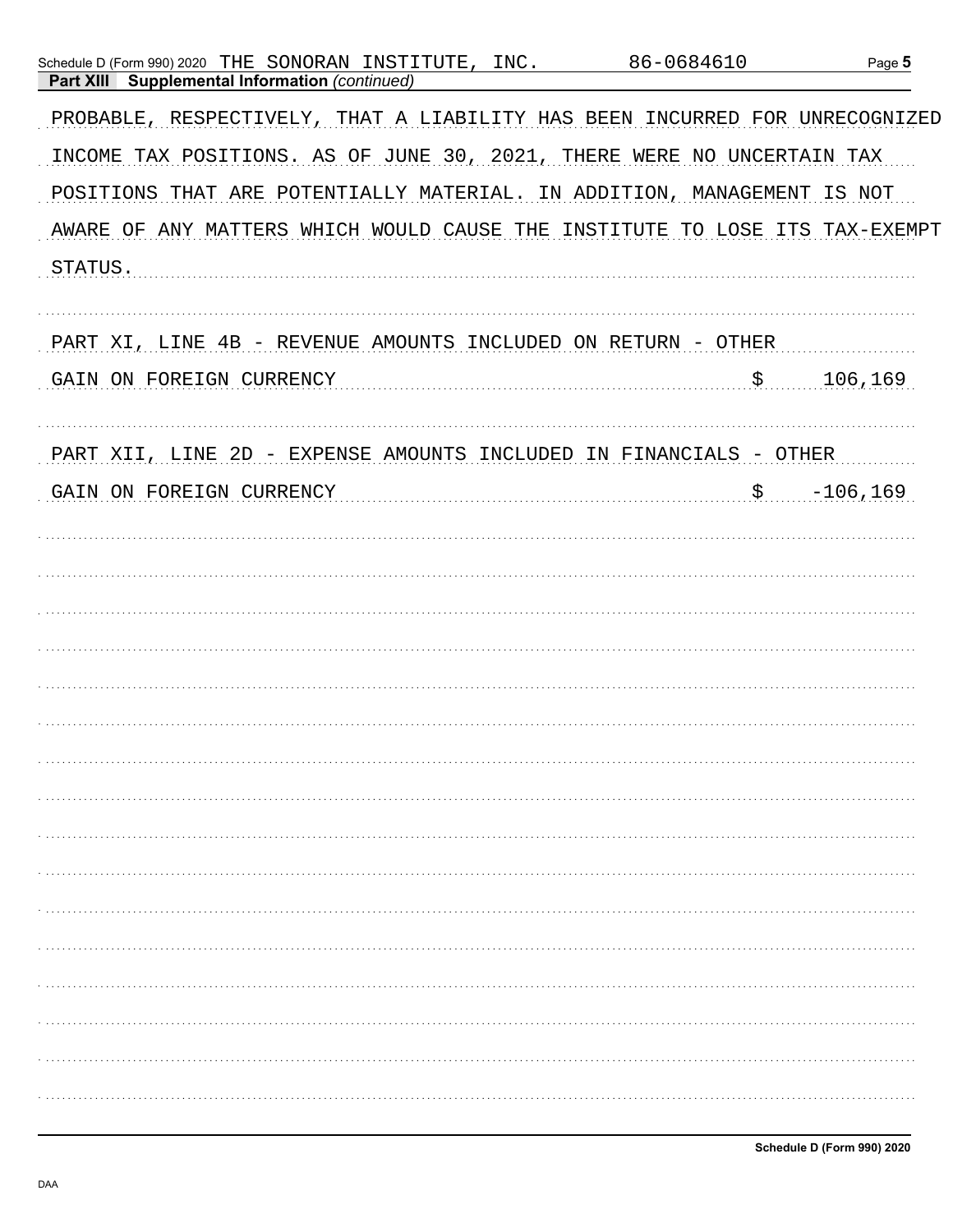**Part XIII Supplemental Information** *(continued)*

PROBABLE, RESPECTIVELY, THAT A LIABILITY HAS BEEN INCURRED FOR UNRECOGNIZED INCOME TAX POSITIONS. AS OF JUNE 30, 2021, THERE WERE NO UNCERTAIN TAX POSITIONS THAT ARE POTENTIALLY MATERIAL. IN ADDITION, MANAGEMENT IS NOT AWARE OF ANY MATTERS WHICH WOULD CAUSE THE INSTITUTE TO LOSE ITS TAX-EXEMPT STATUS.

PART XI, LINE 4B - REVENUE AMOUNTS INCLUDED ON RETURN - OTHER

| | |
|---|---|
| GAIN ON FOREIGN CURRENCY | $ 106,169 |

PART XII, LINE 2D - EXPENSE AMOUNTS INCLUDED IN FINANCIALS - OTHER

| | |
|---|---|
| GAIN ON FOREIGN CURRENCY | $ -106,169 |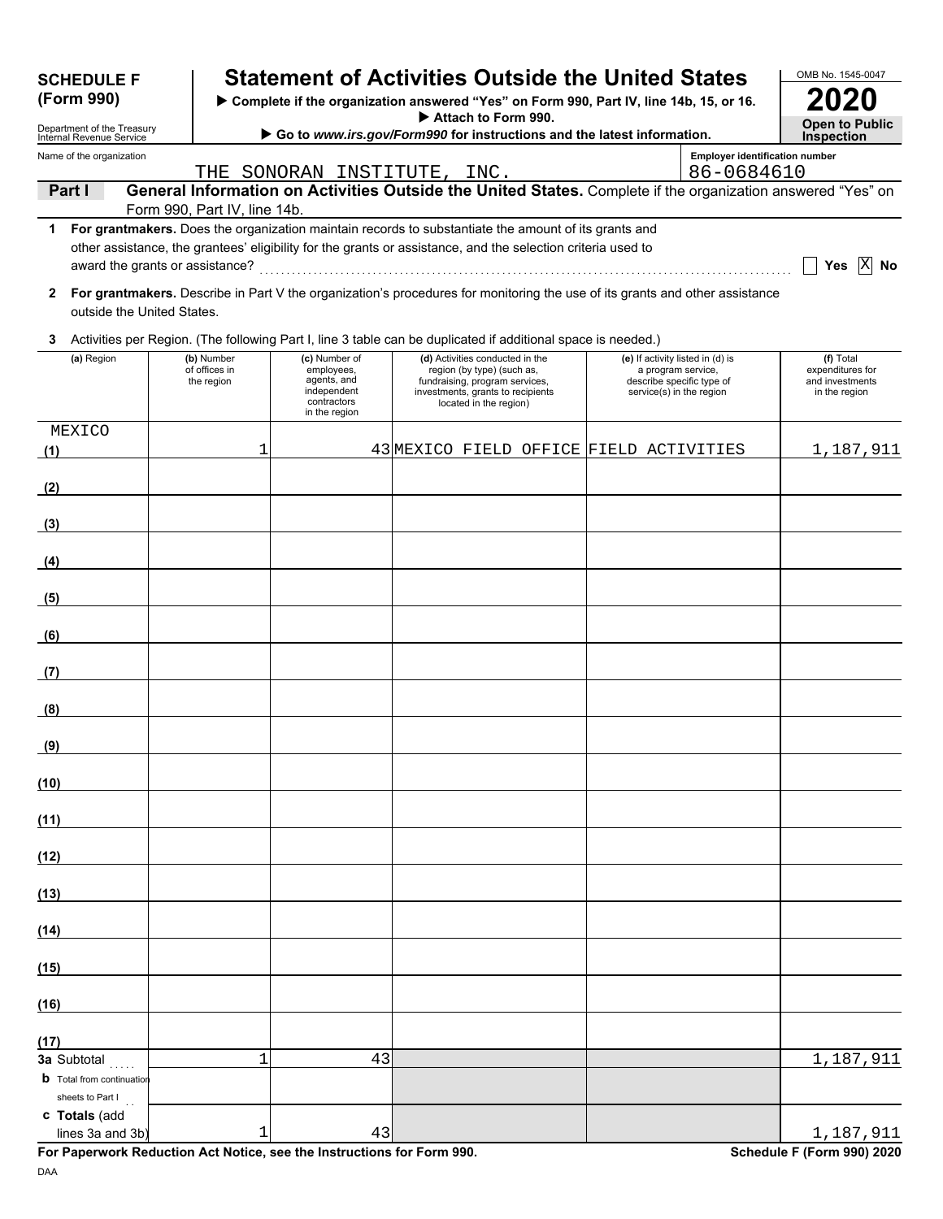**SCHEDULE F (Form 990)**

Department of the Treasury
Internal Revenue Service

# Statement of Activities Outside the United States

▶ Complete if the organization answered "Yes" on Form 990, Part IV, line 14b, 15, or 16.
▶ Attach to Form 990.
▶ Go to *www.irs.gov/Form990* for instructions and the latest information.

OMB No. 1545-0047

**2020**

**Open to Public Inspection**

Name of the organization: THE SONORAN INSTITUTE, INC.

Employer identification number: 86-0684610

**Part I** **General Information on Activities Outside the United States.** Complete if the organization answered "Yes" on Form 990, Part IV, line 14b.

**1** **For grantmakers.** Does the organization maintain records to substantiate the amount of its grants and other assistance, the grantees' eligibility for the grants or assistance, and the selection criteria used to award the grants or assistance? ☐ Yes ☒ No

**2** **For grantmakers.** Describe in Part V the organization's procedures for monitoring the use of its grants and other assistance outside the United States.

**3** Activities per Region. (The following Part I, line 3 table can be duplicated if additional space is needed.)

| (a) Region | (b) Number of offices in the region | (c) Number of employees, agents, and independent contractors in the region | (d) Activities conducted in the region (by type) (such as, fundraising, program services, investments, grants to recipients located in the region) | (e) If activity listed in (d) is a program service, describe specific type of service(s) in the region | (f) Total expenditures for and investments in the region |
|---|---|---|---|---|---|
| (1) MEXICO | 1 | 43 | MEXICO FIELD OFFICE | FIELD ACTIVITIES | 1,187,911 |
| (2) | | | | | |
| (3) | | | | | |
| (4) | | | | | |
| (5) | | | | | |
| (6) | | | | | |
| (7) | | | | | |
| (8) | | | | | |
| (9) | | | | | |
| (10) | | | | | |
| (11) | | | | | |
| (12) | | | | | |
| (13) | | | | | |
| (14) | | | | | |
| (15) | | | | | |
| (16) | | | | | |
| (17) | | | | | |
| **3a** Subtotal | 1 | 43 | | | 1,187,911 |
| **b** Total from continuation sheets to Part I | | | | | |
| **c Totals** (add lines 3a and 3b) | 1 | 43 | | | 1,187,911 |

**For Paperwork Reduction Act Notice, see the Instructions for Form 990.** **Schedule F (Form 990) 2020**

DAA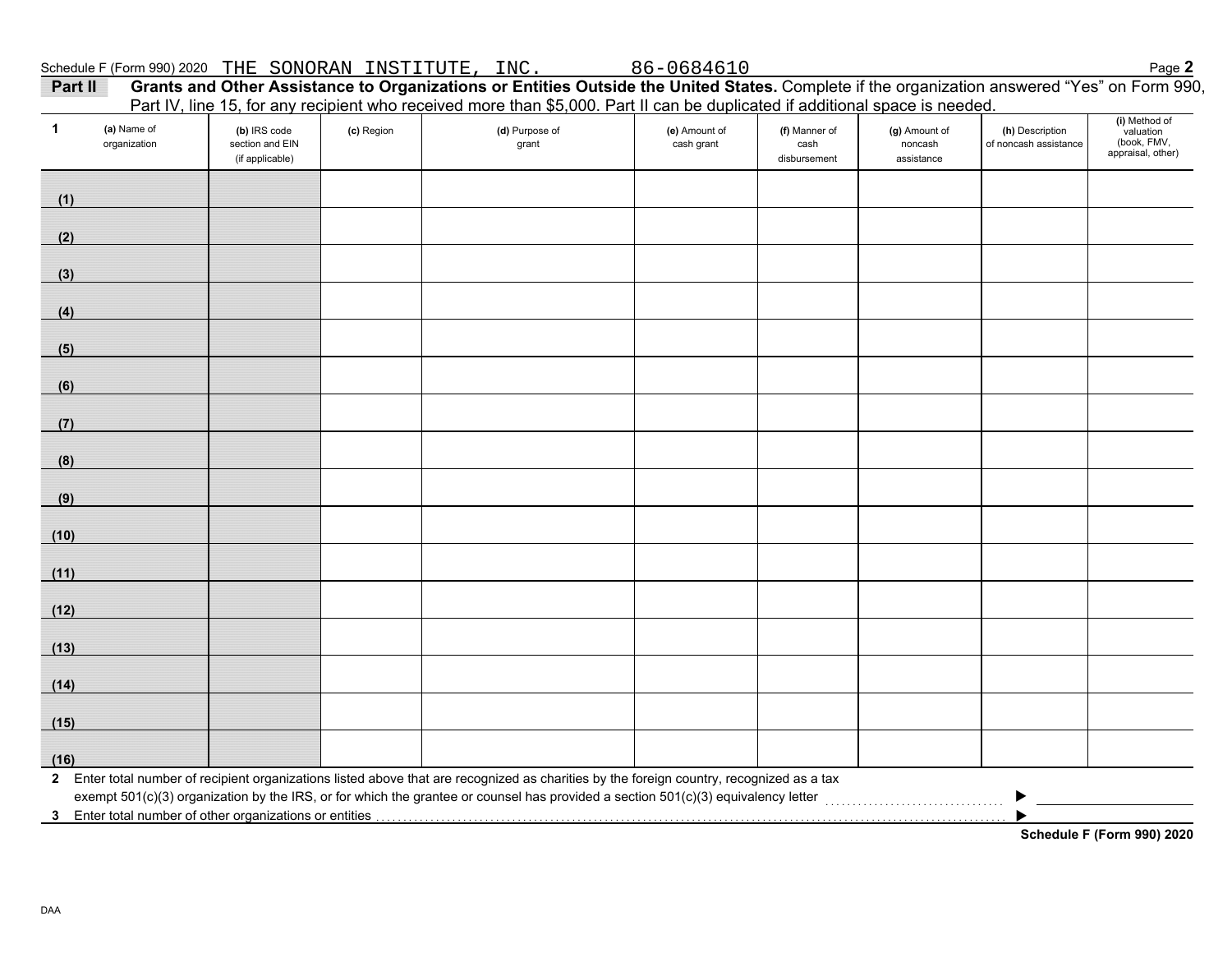Schedule F (Form 990) 2020 THE SONORAN INSTITUTE, INC. 86-0684610

## Part II Grants and Other Assistance to Organizations or Entities Outside the United States.

Complete if the organization answered "Yes" on Form 990, Part IV, line 15, for any recipient who received more than $5,000. Part II can be duplicated if additional space is needed.

| 1 (a) Name of organization | (b) IRS code section and EIN (if applicable) | (c) Region | (d) Purpose of grant | (e) Amount of cash grant | (f) Manner of cash disbursement | (g) Amount of noncash assistance | (h) Description of noncash assistance | (i) Method of valuation (book, FMV, appraisal, other) |
|---|---|---|---|---|---|---|---|---|
| (1) | | | | | | | | |
| (2) | | | | | | | | |
| (3) | | | | | | | | |
| (4) | | | | | | | | |
| (5) | | | | | | | | |
| (6) | | | | | | | | |
| (7) | | | | | | | | |
| (8) | | | | | | | | |
| (9) | | | | | | | | |
| (10) | | | | | | | | |
| (11) | | | | | | | | |
| (12) | | | | | | | | |
| (13) | | | | | | | | |
| (14) | | | | | | | | |
| (15) | | | | | | | | |
| (16) | | | | | | | | |

2 Enter total number of recipient organizations listed above that are recognized as charities by the foreign country, recognized as a tax exempt 501(c)(3) organization by the IRS, or for which the grantee or counsel has provided a section 501(c)(3) equivalency letter ▶

3 Enter total number of other organizations or entities ▶

Schedule F (Form 990) 2020

DAA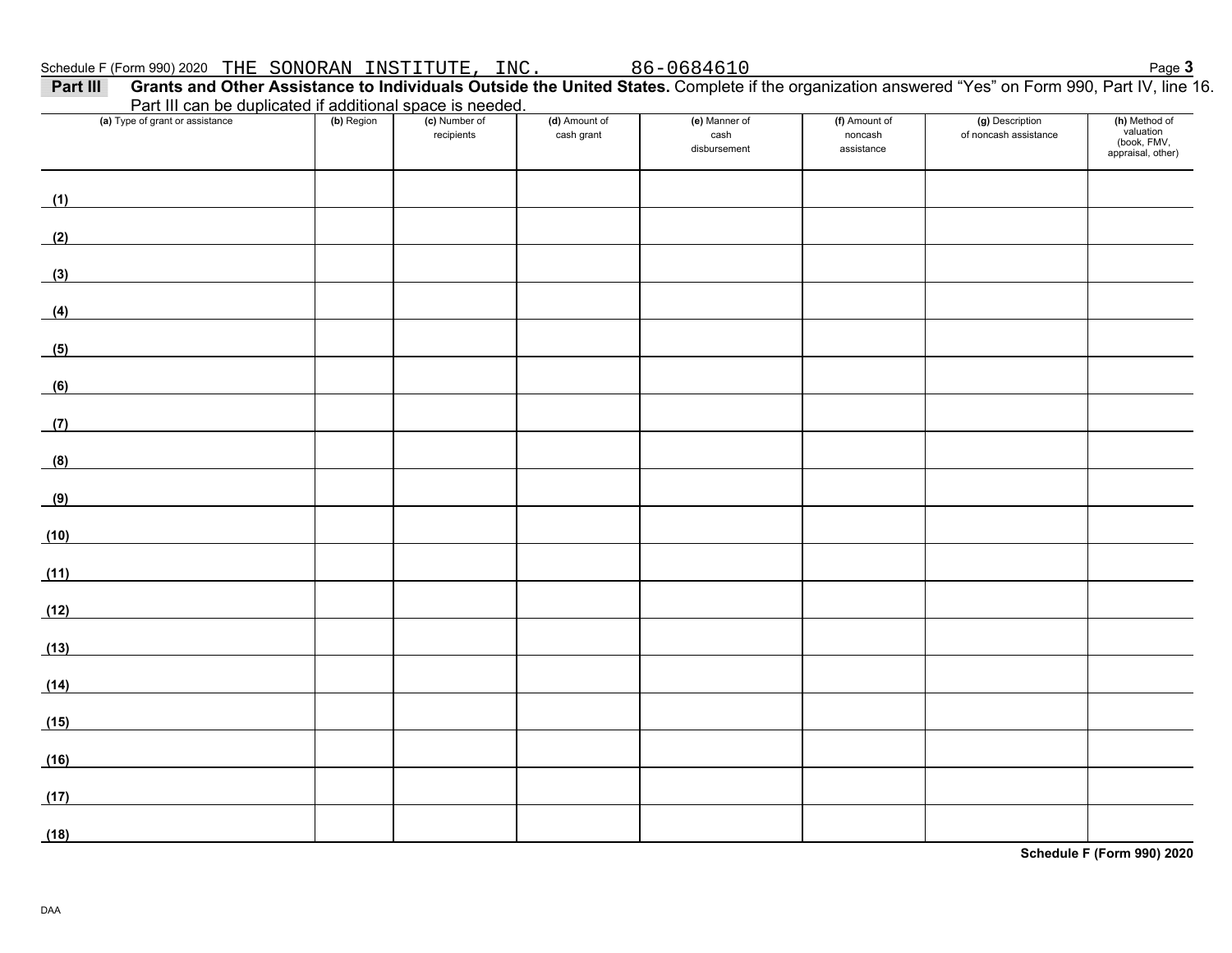Schedule F (Form 990) 2020 THE SONORAN INSTITUTE, INC. 86-0684610

**Part III** **Grants and Other Assistance to Individuals Outside the United States.** Complete if the organization answered "Yes" on Form 990, Part IV, line 16. Part III can be duplicated if additional space is needed.

| (a) Type of grant or assistance | (b) Region | (c) Number of recipients | (d) Amount of cash grant | (e) Manner of cash disbursement | (f) Amount of noncash assistance | (g) Description of noncash assistance | (h) Method of valuation (book, FMV, appraisal, other) |
|---|---|---|---|---|---|---|---|
| (1) | | | | | | | |
| (2) | | | | | | | |
| (3) | | | | | | | |
| (4) | | | | | | | |
| (5) | | | | | | | |
| (6) | | | | | | | |
| (7) | | | | | | | |
| (8) | | | | | | | |
| (9) | | | | | | | |
| (10) | | | | | | | |
| (11) | | | | | | | |
| (12) | | | | | | | |
| (13) | | | | | | | |
| (14) | | | | | | | |
| (15) | | | | | | | |
| (16) | | | | | | | |
| (17) | | | | | | | |
| (18) | | | | | | | |

**Schedule F (Form 990) 2020**

DAA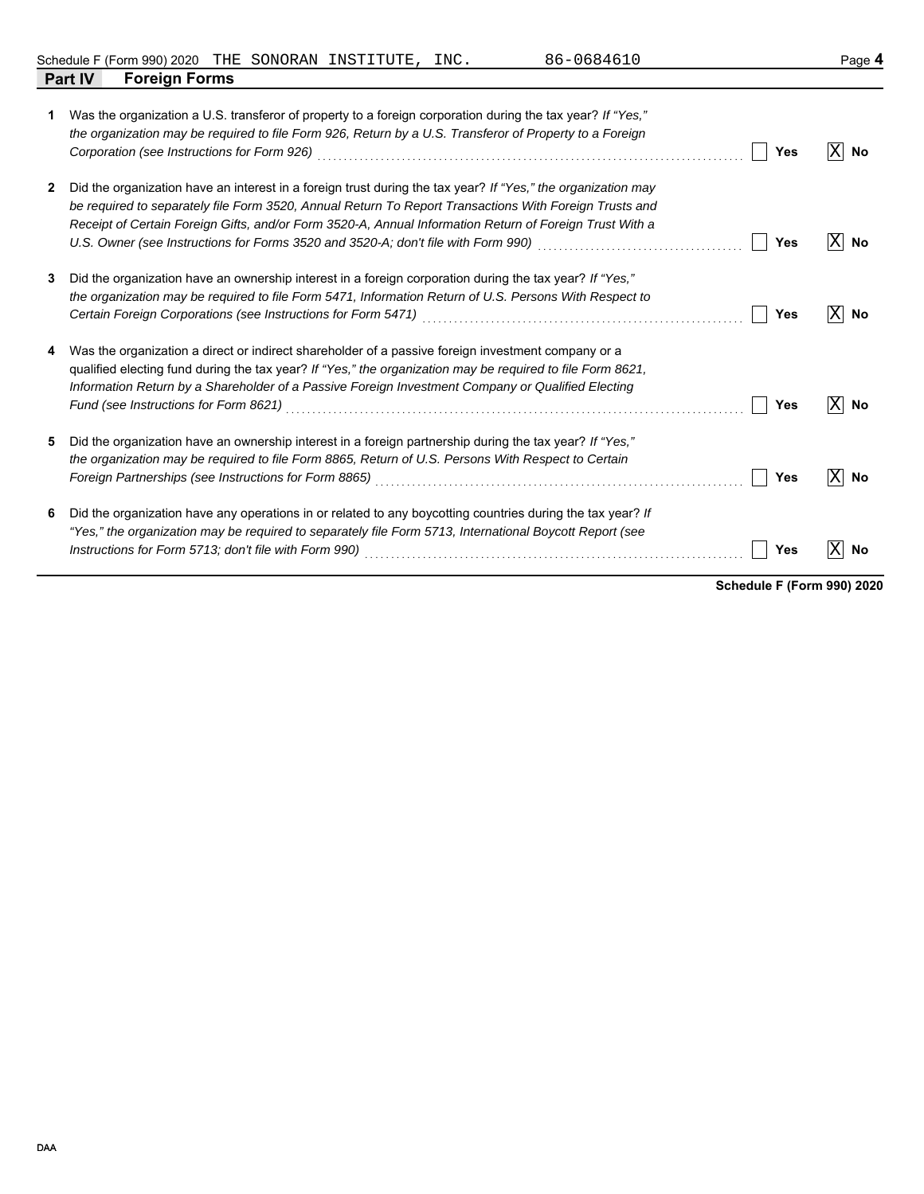Schedule F (Form 990) 2020 THE SONORAN INSTITUTE, INC. 86-0684610

## Part IV Foreign Forms

| | | Yes | No |
|---|---|---|---|
| **1** | Was the organization a U.S. transferor of property to a foreign corporation during the tax year? *If "Yes," the organization may be required to file Form 926, Return by a U.S. Transferor of Property to a Foreign Corporation (see Instructions for Form 926)* | | X |
| **2** | Did the organization have an interest in a foreign trust during the tax year? *If "Yes," the organization may be required to separately file Form 3520, Annual Return To Report Transactions With Foreign Trusts and Receipt of Certain Foreign Gifts, and/or Form 3520-A, Annual Information Return of Foreign Trust With a U.S. Owner (see Instructions for Forms 3520 and 3520-A; don't file with Form 990)* | | X |
| **3** | Did the organization have an ownership interest in a foreign corporation during the tax year? *If "Yes," the organization may be required to file Form 5471, Information Return of U.S. Persons With Respect to Certain Foreign Corporations (see Instructions for Form 5471)* | | X |
| **4** | Was the organization a direct or indirect shareholder of a passive foreign investment company or a qualified electing fund during the tax year? *If "Yes," the organization may be required to file Form 8621, Information Return by a Shareholder of a Passive Foreign Investment Company or Qualified Electing Fund (see Instructions for Form 8621)* | | X |
| **5** | Did the organization have an ownership interest in a foreign partnership during the tax year? *If "Yes," the organization may be required to file Form 8865, Return of U.S. Persons With Respect to Certain Foreign Partnerships (see Instructions for Form 8865)* | | X |
| **6** | Did the organization have any operations in or related to any boycotting countries during the tax year? *If "Yes," the organization may be required to separately file Form 5713, International Boycott Report (see Instructions for Form 5713; don't file with Form 990)* | | X |

**Schedule F (Form 990) 2020**

DAA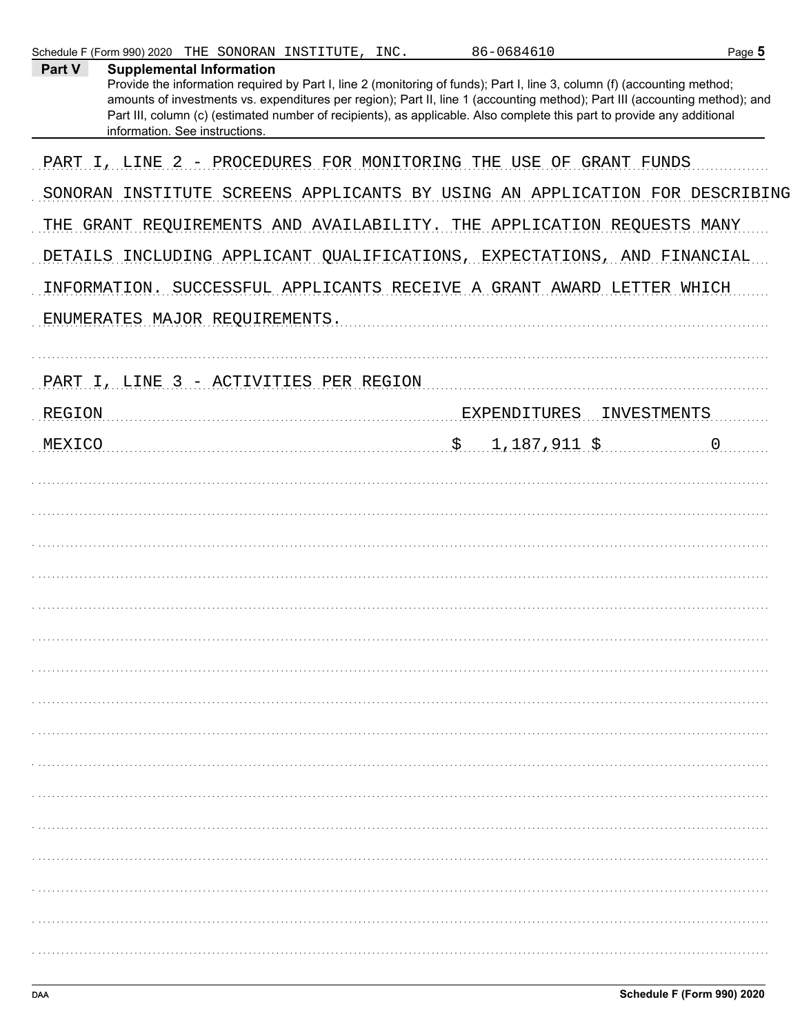Schedule F (Form 990) 2020 THE SONORAN INSTITUTE, INC. 86-0684610

## Part V Supplemental Information

Provide the information required by Part I, line 2 (monitoring of funds); Part I, line 3, column (f) (accounting method; amounts of investments vs. expenditures per region); Part II, line 1 (accounting method); Part III (accounting method); and Part III, column (c) (estimated number of recipients), as applicable. Also complete this part to provide any additional information. See instructions.

PART I, LINE 2 - PROCEDURES FOR MONITORING THE USE OF GRANT FUNDS

SONORAN INSTITUTE SCREENS APPLICANTS BY USING AN APPLICATION FOR DESCRIBING THE GRANT REQUIREMENTS AND AVAILABILITY. THE APPLICATION REQUESTS MANY DETAILS INCLUDING APPLICANT QUALIFICATIONS, EXPECTATIONS, AND FINANCIAL INFORMATION. SUCCESSFUL APPLICANTS RECEIVE A GRANT AWARD LETTER WHICH ENUMERATES MAJOR REQUIREMENTS.

PART I, LINE 3 - ACTIVITIES PER REGION

| REGION | EXPENDITURES | INVESTMENTS |
|---|---|---|
| MEXICO | $ 1,187,911 | $ 0 |

Schedule F (Form 990) 2020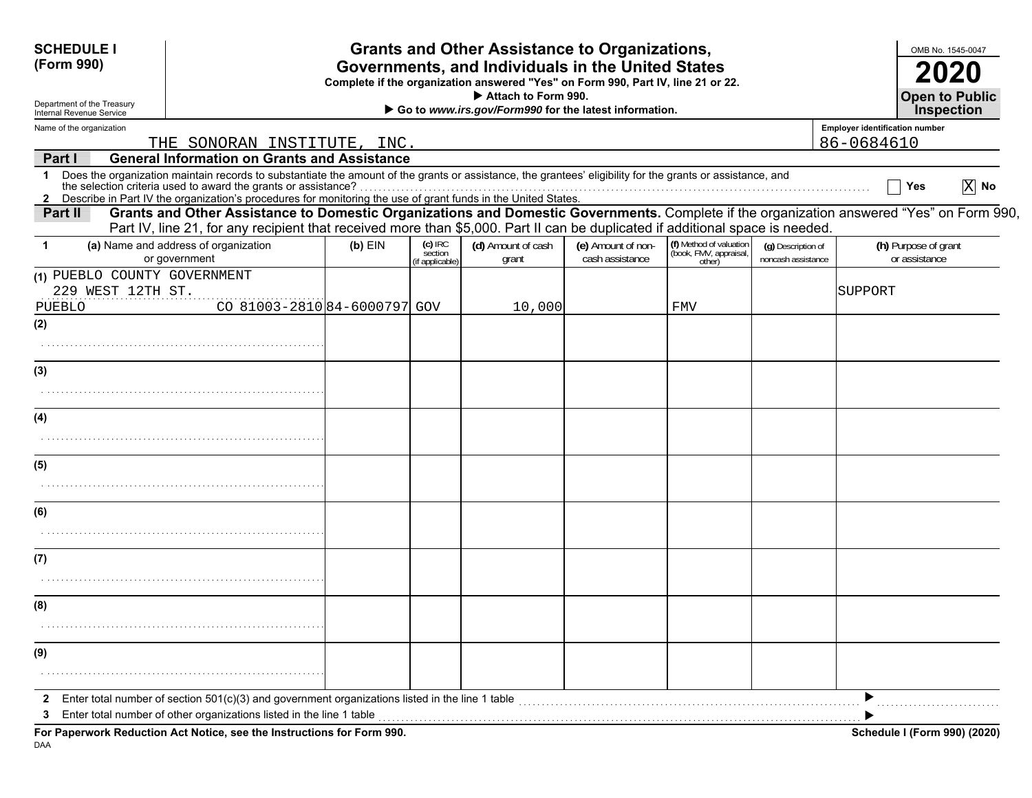**SCHEDULE I**
**(Form 990)**

Department of the Treasury
Internal Revenue Service

# Grants and Other Assistance to Organizations, Governments, and Individuals in the United States

**Complete if the organization answered "Yes" on Form 990, Part IV, line 21 or 22.**
**▶ Attach to Form 990.**
**▶ Go to *www.irs.gov/Form990* for the latest information.**

OMB No. 1545-0047
**2020**
**Open to Public Inspection**

Name of the organization: THE SONORAN INSTITUTE, INC.
Employer identification number: 86-0684610

**Part I — General Information on Grants and Assistance**

1 Does the organization maintain records to substantiate the amount of the grants or assistance, the grantees' eligibility for the grants or assistance, and the selection criteria used to award the grants or assistance? ☐ Yes ☒ No

2 Describe in Part IV the organization's procedures for monitoring the use of grant funds in the United States.

**Part II — Grants and Other Assistance to Domestic Organizations and Domestic Governments.** Complete if the organization answered "Yes" on Form 990, Part IV, line 21, for any recipient that received more than $5,000. Part II can be duplicated if additional space is needed.

| 1 | (a) Name and address of organization or government | (b) EIN | (c) IRC section (if applicable) | (d) Amount of cash grant | (e) Amount of non-cash assistance | (f) Method of valuation (book, FMV, appraisal, other) | (g) Description of noncash assistance | (h) Purpose of grant or assistance |
|---|---|---|---|---|---|---|---|---|
| (1) | PUEBLO COUNTY GOVERNMENT<br>229 WEST 12TH ST.<br>PUEBLO CO 81003-2810 | 84-6000797 | GOV | 10,000 | | FMV | | SUPPORT |
| (2) | | | | | | | | |
| (3) | | | | | | | | |
| (4) | | | | | | | | |
| (5) | | | | | | | | |
| (6) | | | | | | | | |
| (7) | | | | | | | | |
| (8) | | | | | | | | |
| (9) | | | | | | | | |

2 Enter total number of section 501(c)(3) and government organizations listed in the line 1 table ▶

3 Enter total number of other organizations listed in the line 1 table ▶

**For Paperwork Reduction Act Notice, see the Instructions for Form 990.**
**Schedule I (Form 990) (2020)**

DAA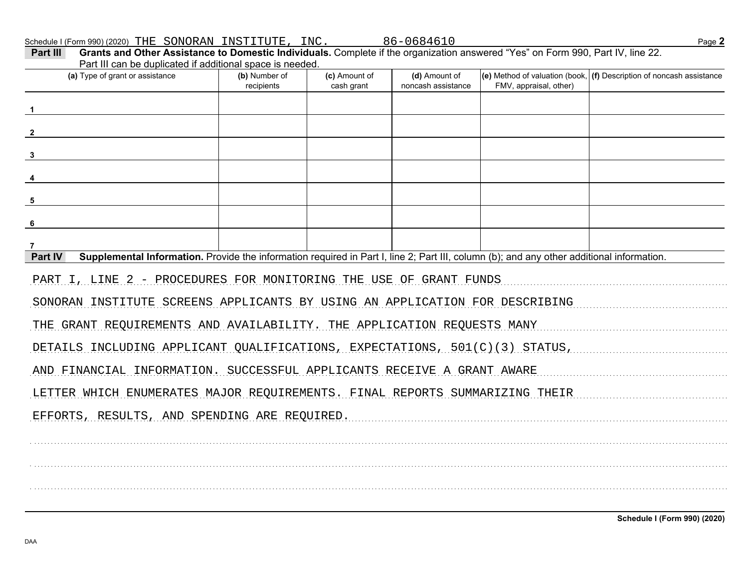Schedule I (Form 990) (2020) THE SONORAN INSTITUTE, INC. 86-0684610 Page **2**

**Part III** **Grants and Other Assistance to Domestic Individuals.** Complete if the organization answered "Yes" on Form 990, Part IV, line 22. Part III can be duplicated if additional space is needed.

| | (a) Type of grant or assistance | (b) Number of recipients | (c) Amount of cash grant | (d) Amount of noncash assistance | (e) Method of valuation (book, FMV, appraisal, other) | (f) Description of noncash assistance |
|---|---|---|---|---|---|---|
| 1 | | | | | | |
| 2 | | | | | | |
| 3 | | | | | | |
| 4 | | | | | | |
| 5 | | | | | | |
| 6 | | | | | | |
| 7 | | | | | | |

**Part IV** **Supplemental Information.** Provide the information required in Part I, line 2; Part III, column (b); and any other additional information.

PART I, LINE 2 - PROCEDURES FOR MONITORING THE USE OF GRANT FUNDS

SONORAN INSTITUTE SCREENS APPLICANTS BY USING AN APPLICATION FOR DESCRIBING THE GRANT REQUIREMENTS AND AVAILABILITY. THE APPLICATION REQUESTS MANY DETAILS INCLUDING APPLICANT QUALIFICATIONS, EXPECTATIONS, 501(C)(3) STATUS, AND FINANCIAL INFORMATION. SUCCESSFUL APPLICANTS RECEIVE A GRANT AWARE LETTER WHICH ENUMERATES MAJOR REQUIREMENTS. FINAL REPORTS SUMMARIZING THEIR EFFORTS, RESULTS, AND SPENDING ARE REQUIRED.

Schedule I (Form 990) (2020)

DAA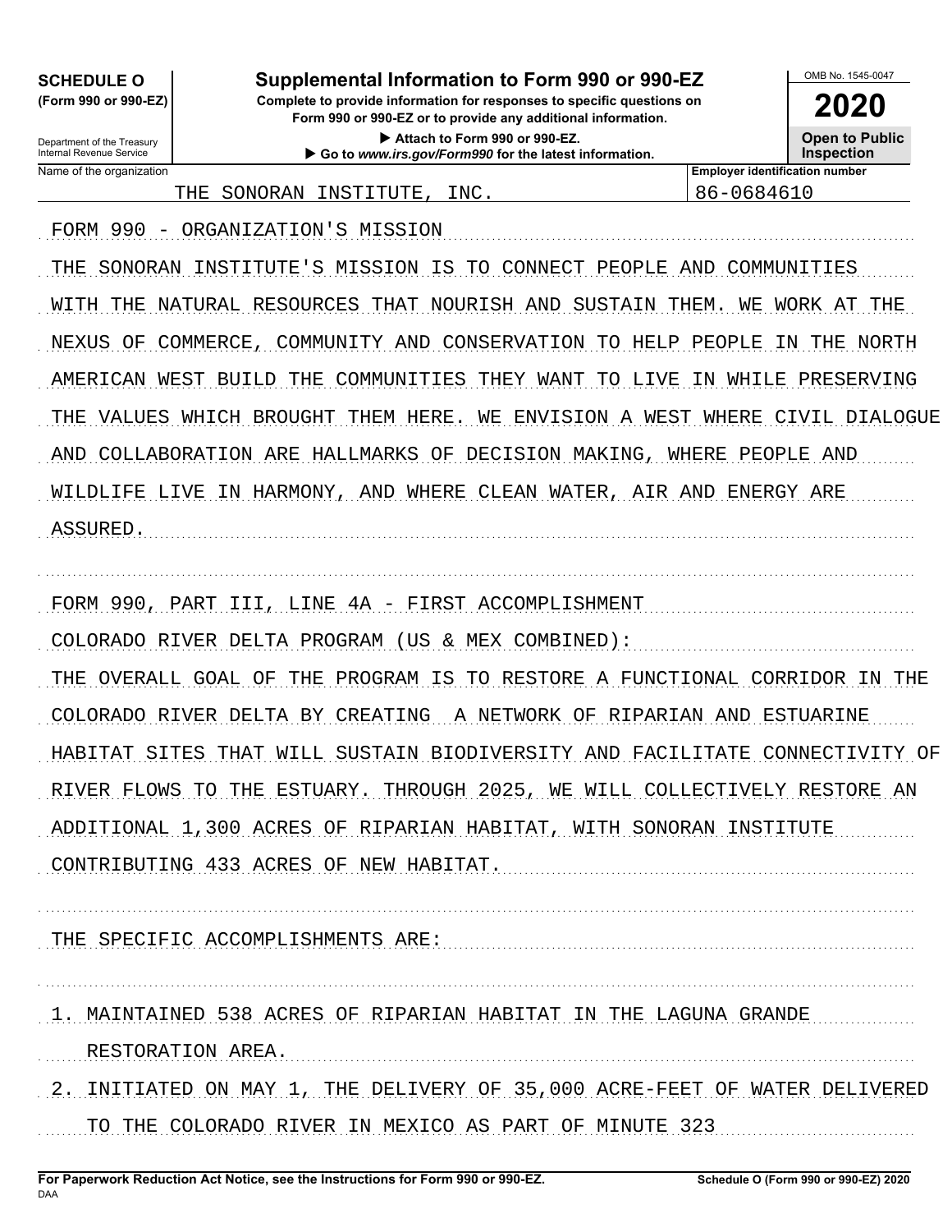**SCHEDULE O**
**(Form 990 or 990-EZ)**

Department of the Treasury
Internal Revenue Service

# Supplemental Information to Form 990 or 990-EZ

**Complete to provide information for responses to specific questions on Form 990 or 990-EZ or to provide any additional information.**

▶ **Attach to Form 990 or 990-EZ.**

▶ **Go to *www.irs.gov/Form990* for the latest information.**

OMB No. 1545-0047

**2020**

**Open to Public Inspection**

| Name of the organization | Employer identification number |
|---|---|
| THE SONORAN INSTITUTE, INC. | 86-0684610 |

FORM 990 - ORGANIZATION'S MISSION

THE SONORAN INSTITUTE'S MISSION IS TO CONNECT PEOPLE AND COMMUNITIES WITH THE NATURAL RESOURCES THAT NOURISH AND SUSTAIN THEM. WE WORK AT THE NEXUS OF COMMERCE, COMMUNITY AND CONSERVATION TO HELP PEOPLE IN THE NORTH AMERICAN WEST BUILD THE COMMUNITIES THEY WANT TO LIVE IN WHILE PRESERVING THE VALUES WHICH BROUGHT THEM HERE. WE ENVISION A WEST WHERE CIVIL DIALOGUE AND COLLABORATION ARE HALLMARKS OF DECISION MAKING, WHERE PEOPLE AND WILDLIFE LIVE IN HARMONY, AND WHERE CLEAN WATER, AIR AND ENERGY ARE ASSURED.

FORM 990, PART III, LINE 4A - FIRST ACCOMPLISHMENT

COLORADO RIVER DELTA PROGRAM (US & MEX COMBINED):

THE OVERALL GOAL OF THE PROGRAM IS TO RESTORE A FUNCTIONAL CORRIDOR IN THE COLORADO RIVER DELTA BY CREATING A NETWORK OF RIPARIAN AND ESTUARINE HABITAT SITES THAT WILL SUSTAIN BIODIVERSITY AND FACILITATE CONNECTIVITY OF RIVER FLOWS TO THE ESTUARY. THROUGH 2025, WE WILL COLLECTIVELY RESTORE AN ADDITIONAL 1,300 ACRES OF RIPARIAN HABITAT, WITH SONORAN INSTITUTE CONTRIBUTING 433 ACRES OF NEW HABITAT.

THE SPECIFIC ACCOMPLISHMENTS ARE:

1. MAINTAINED 538 ACRES OF RIPARIAN HABITAT IN THE LAGUNA GRANDE RESTORATION AREA.
2. INITIATED ON MAY 1, THE DELIVERY OF 35,000 ACRE-FEET OF WATER DELIVERED TO THE COLORADO RIVER IN MEXICO AS PART OF MINUTE 323

**For Paperwork Reduction Act Notice, see the Instructions for Form 990 or 990-EZ.**

DAA

**Schedule O (Form 990 or 990-EZ) 2020**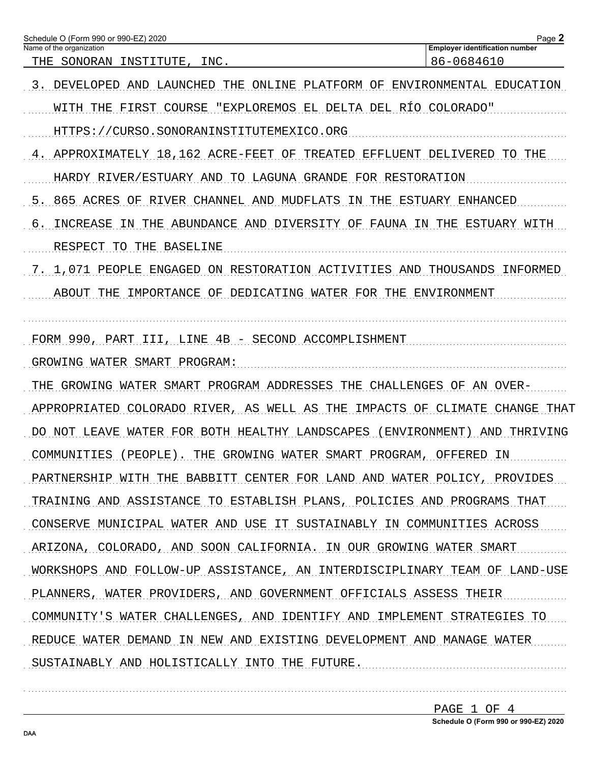Schedule O (Form 990 or 990-EZ) 2020

| Name of the organization | Employer identification number |
| --- | --- |
| THE SONORAN INSTITUTE, INC. | 86-0684610 |

3. DEVELOPED AND LAUNCHED THE ONLINE PLATFORM OF ENVIRONMENTAL EDUCATION WITH THE FIRST COURSE "EXPLOREMOS EL DELTA DEL RÍO COLORADO" HTTPS://CURSO.SONORANINSTITUTEMEXICO.ORG
4. APPROXIMATELY 18,162 ACRE-FEET OF TREATED EFFLUENT DELIVERED TO THE HARDY RIVER/ESTUARY AND TO LAGUNA GRANDE FOR RESTORATION
5. 865 ACRES OF RIVER CHANNEL AND MUDFLATS IN THE ESTUARY ENHANCED
6. INCREASE IN THE ABUNDANCE AND DIVERSITY OF FAUNA IN THE ESTUARY WITH RESPECT TO THE BASELINE
7. 1,071 PEOPLE ENGAGED ON RESTORATION ACTIVITIES AND THOUSANDS INFORMED ABOUT THE IMPORTANCE OF DEDICATING WATER FOR THE ENVIRONMENT

FORM 990, PART III, LINE 4B - SECOND ACCOMPLISHMENT

GROWING WATER SMART PROGRAM:

THE GROWING WATER SMART PROGRAM ADDRESSES THE CHALLENGES OF AN OVER-APPROPRIATED COLORADO RIVER, AS WELL AS THE IMPACTS OF CLIMATE CHANGE THAT DO NOT LEAVE WATER FOR BOTH HEALTHY LANDSCAPES (ENVIRONMENT) AND THRIVING COMMUNITIES (PEOPLE). THE GROWING WATER SMART PROGRAM, OFFERED IN PARTNERSHIP WITH THE BABBITT CENTER FOR LAND AND WATER POLICY, PROVIDES TRAINING AND ASSISTANCE TO ESTABLISH PLANS, POLICIES AND PROGRAMS THAT CONSERVE MUNICIPAL WATER AND USE IT SUSTAINABLY IN COMMUNITIES ACROSS ARIZONA, COLORADO, AND SOON CALIFORNIA. IN OUR GROWING WATER SMART WORKSHOPS AND FOLLOW-UP ASSISTANCE, AN INTERDISCIPLINARY TEAM OF LAND-USE PLANNERS, WATER PROVIDERS, AND GOVERNMENT OFFICIALS ASSESS THEIR COMMUNITY'S WATER CHALLENGES, AND IDENTIFY AND IMPLEMENT STRATEGIES TO REDUCE WATER DEMAND IN NEW AND EXISTING DEVELOPMENT AND MANAGE WATER SUSTAINABLY AND HOLISTICALLY INTO THE FUTURE.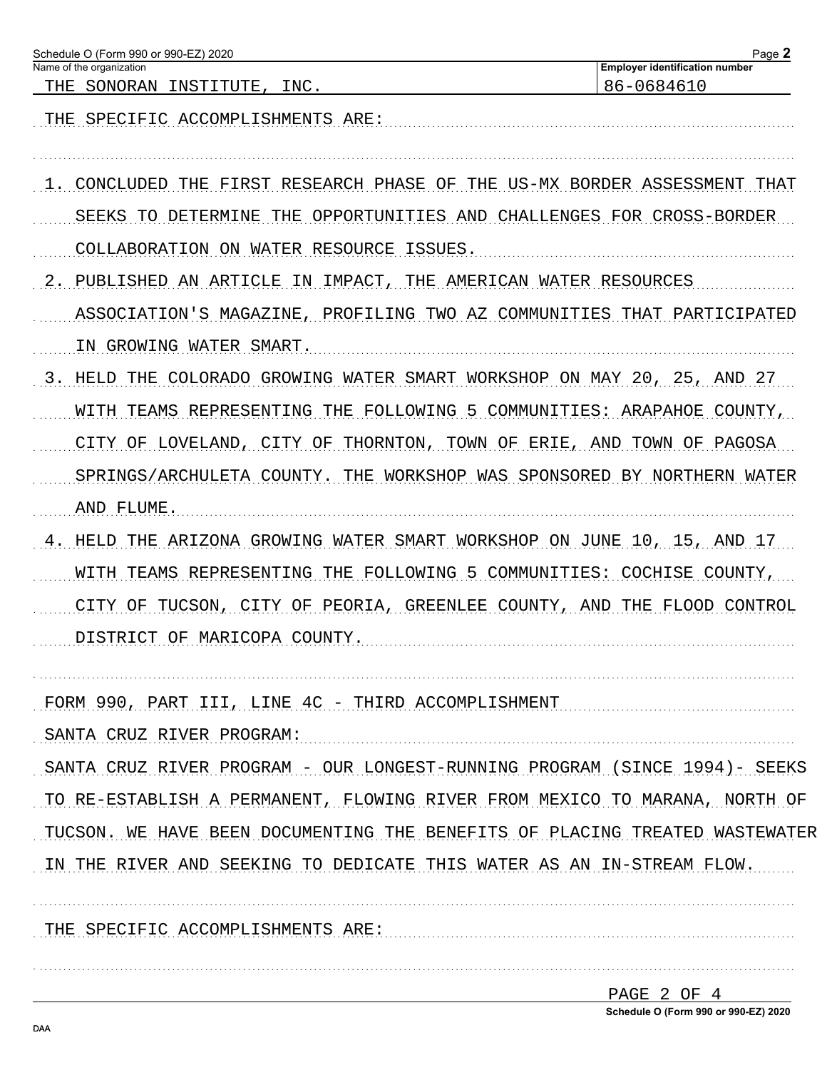Schedule O (Form 990 or 990-EZ) 2020

| Name of the organization | Employer identification number |
|---|---|
| THE SONORAN INSTITUTE, INC. | 86-0684610 |

THE SPECIFIC ACCOMPLISHMENTS ARE:

1. CONCLUDED THE FIRST RESEARCH PHASE OF THE US-MX BORDER ASSESSMENT THAT SEEKS TO DETERMINE THE OPPORTUNITIES AND CHALLENGES FOR CROSS-BORDER COLLABORATION ON WATER RESOURCE ISSUES.
2. PUBLISHED AN ARTICLE IN IMPACT, THE AMERICAN WATER RESOURCES ASSOCIATION'S MAGAZINE, PROFILING TWO AZ COMMUNITIES THAT PARTICIPATED IN GROWING WATER SMART.
3. HELD THE COLORADO GROWING WATER SMART WORKSHOP ON MAY 20, 25, AND 27 WITH TEAMS REPRESENTING THE FOLLOWING 5 COMMUNITIES: ARAPAHOE COUNTY, CITY OF LOVELAND, CITY OF THORNTON, TOWN OF ERIE, AND TOWN OF PAGOSA SPRINGS/ARCHULETA COUNTY. THE WORKSHOP WAS SPONSORED BY NORTHERN WATER AND FLUME.
4. HELD THE ARIZONA GROWING WATER SMART WORKSHOP ON JUNE 10, 15, AND 17 WITH TEAMS REPRESENTING THE FOLLOWING 5 COMMUNITIES: COCHISE COUNTY, CITY OF TUCSON, CITY OF PEORIA, GREENLEE COUNTY, AND THE FLOOD CONTROL DISTRICT OF MARICOPA COUNTY.

FORM 990, PART III, LINE 4C - THIRD ACCOMPLISHMENT

SANTA CRUZ RIVER PROGRAM:

SANTA CRUZ RIVER PROGRAM - OUR LONGEST-RUNNING PROGRAM (SINCE 1994)- SEEKS TO RE-ESTABLISH A PERMANENT, FLOWING RIVER FROM MEXICO TO MARANA, NORTH OF TUCSON. WE HAVE BEEN DOCUMENTING THE BENEFITS OF PLACING TREATED WASTEWATER IN THE RIVER AND SEEKING TO DEDICATE THIS WATER AS AN IN-STREAM FLOW.

THE SPECIFIC ACCOMPLISHMENTS ARE:

Schedule O (Form 990 or 990-EZ) 2020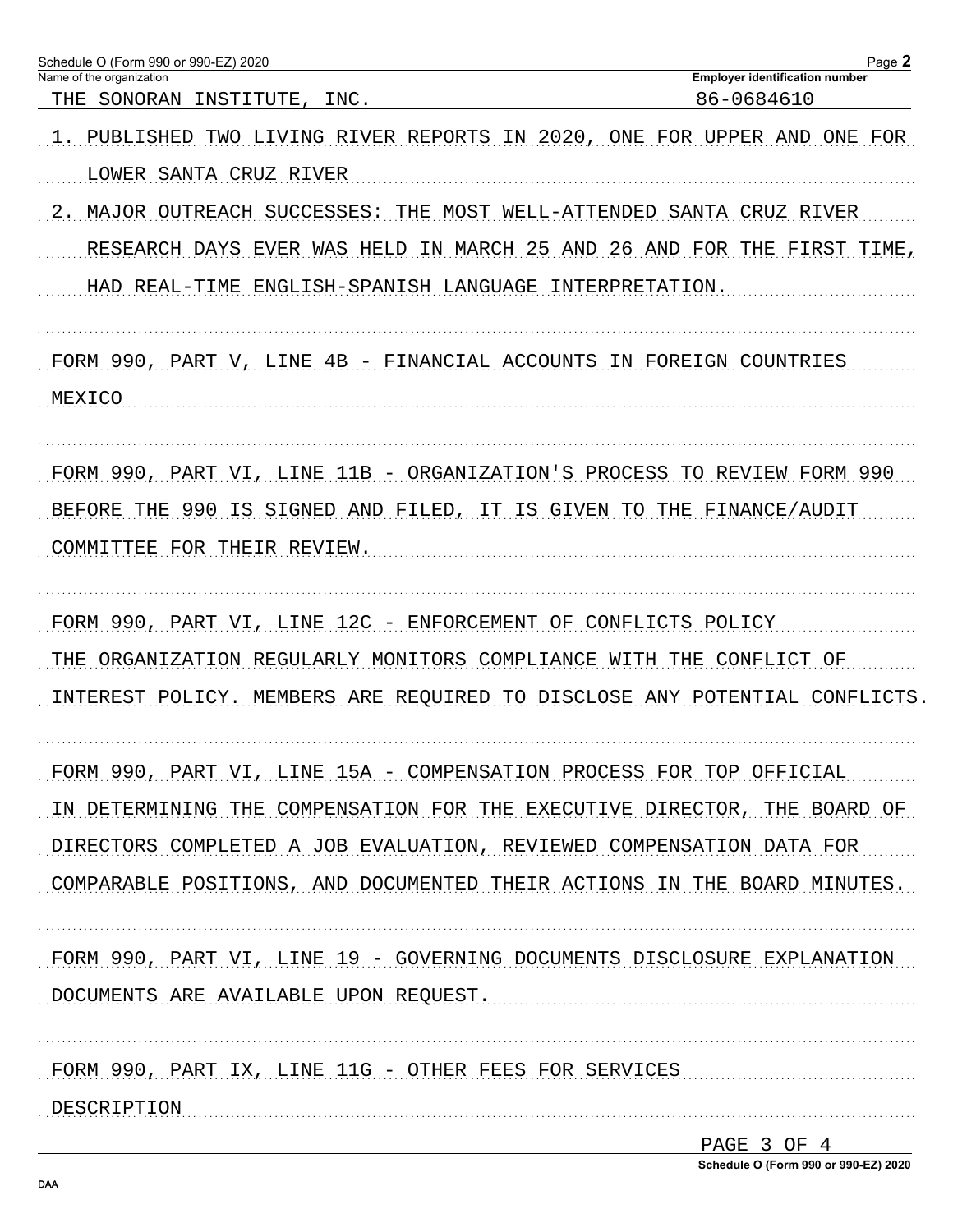Schedule O (Form 990 or 990-EZ) 2020

Name of the organization: THE SONORAN INSTITUTE, INC.

Employer identification number: 86-0684610

1. PUBLISHED TWO LIVING RIVER REPORTS IN 2020, ONE FOR UPPER AND ONE FOR LOWER SANTA CRUZ RIVER
2. MAJOR OUTREACH SUCCESSES: THE MOST WELL-ATTENDED SANTA CRUZ RIVER RESEARCH DAYS EVER WAS HELD IN MARCH 25 AND 26 AND FOR THE FIRST TIME, HAD REAL-TIME ENGLISH-SPANISH LANGUAGE INTERPRETATION.

FORM 990, PART V, LINE 4B - FINANCIAL ACCOUNTS IN FOREIGN COUNTRIES

MEXICO

FORM 990, PART VI, LINE 11B - ORGANIZATION'S PROCESS TO REVIEW FORM 990

BEFORE THE 990 IS SIGNED AND FILED, IT IS GIVEN TO THE FINANCE/AUDIT COMMITTEE FOR THEIR REVIEW.

FORM 990, PART VI, LINE 12C - ENFORCEMENT OF CONFLICTS POLICY

THE ORGANIZATION REGULARLY MONITORS COMPLIANCE WITH THE CONFLICT OF INTEREST POLICY. MEMBERS ARE REQUIRED TO DISCLOSE ANY POTENTIAL CONFLICTS.

FORM 990, PART VI, LINE 15A - COMPENSATION PROCESS FOR TOP OFFICIAL

IN DETERMINING THE COMPENSATION FOR THE EXECUTIVE DIRECTOR, THE BOARD OF DIRECTORS COMPLETED A JOB EVALUATION, REVIEWED COMPENSATION DATA FOR COMPARABLE POSITIONS, AND DOCUMENTED THEIR ACTIONS IN THE BOARD MINUTES.

FORM 990, PART VI, LINE 19 - GOVERNING DOCUMENTS DISCLOSURE EXPLANATION

DOCUMENTS ARE AVAILABLE UPON REQUEST.

FORM 990, PART IX, LINE 11G - OTHER FEES FOR SERVICES

DESCRIPTION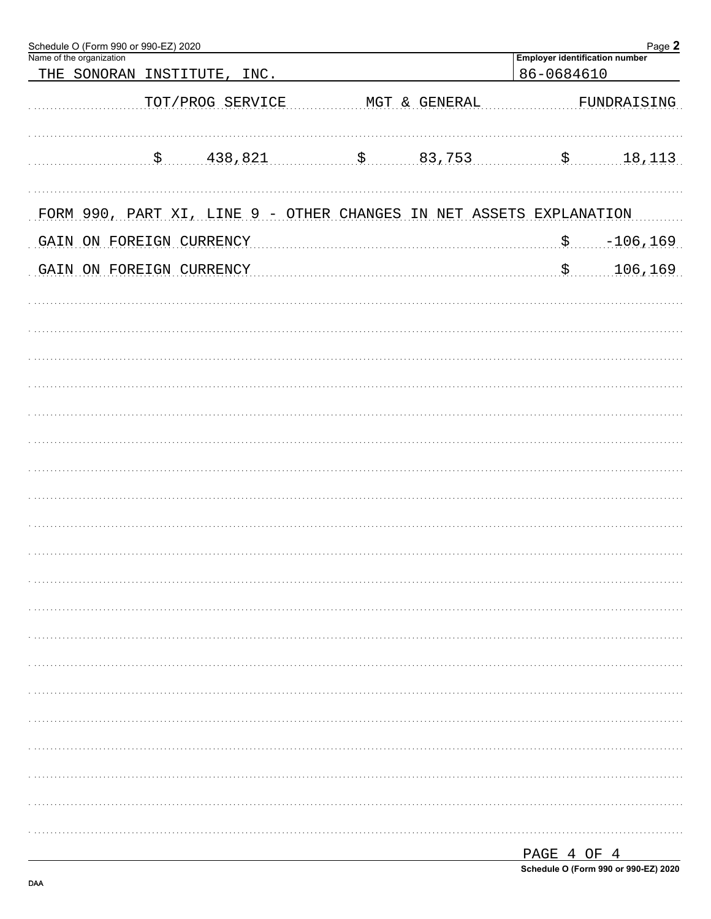Schedule O (Form 990 or 990-EZ) 2020

Name of the organization: THE SONORAN INSTITUTE, INC.

Employer identification number: 86-0684610

| TOT/PROG SERVICE | MGT & GENERAL | FUNDRAISING |
|---|---|---|
| $ 438,821 | $ 83,753 | $ 18,113 |

FORM 990, PART XI, LINE 9 - OTHER CHANGES IN NET ASSETS EXPLANATION

| | |
|---|---|
| GAIN ON FOREIGN CURRENCY | $ -106,169 |
| GAIN ON FOREIGN CURRENCY | $ 106,169 |

PAGE 4 OF 4

Schedule O (Form 990 or 990-EZ) 2020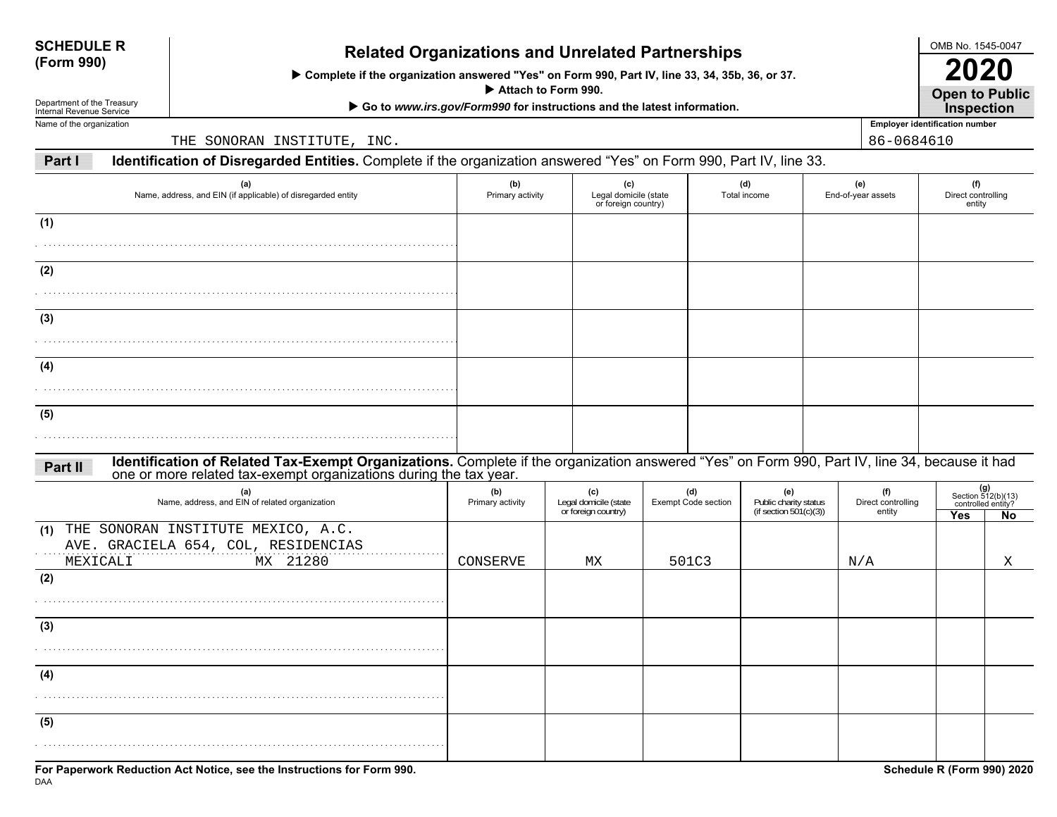**SCHEDULE R (Form 990)**

Department of the Treasury
Internal Revenue Service

# Related Organizations and Unrelated Partnerships

▶ Complete if the organization answered "Yes" on Form 990, Part IV, line 33, 34, 35b, 36, or 37.
▶ Attach to Form 990.
▶ Go to *www.irs.gov/Form990* for instructions and the latest information.

OMB No. 1545-0047

**2020**

**Open to Public Inspection**

Name of the organization: THE SONORAN INSTITUTE, INC.

Employer identification number: 86-0684610

## Part I — Identification of Disregarded Entities. Complete if the organization answered "Yes" on Form 990, Part IV, line 33.

| | (a) Name, address, and EIN (if applicable) of disregarded entity | (b) Primary activity | (c) Legal domicile (state or foreign country) | (d) Total income | (e) End-of-year assets | (f) Direct controlling entity |
|---|---|---|---|---|---|---|
| (1) | | | | | | |
| (2) | | | | | | |
| (3) | | | | | | |
| (4) | | | | | | |
| (5) | | | | | | |

## Part II — Identification of Related Tax-Exempt Organizations. Complete if the organization answered "Yes" on Form 990, Part IV, line 34, because it had one or more related tax-exempt organizations during the tax year.

| | (a) Name, address, and EIN of related organization | (b) Primary activity | (c) Legal domicile (state or foreign country) | (d) Exempt Code section | (e) Public charity status (if section 501(c)(3)) | (f) Direct controlling entity | (g) Section 512(b)(13) controlled entity? Yes | No |
|---|---|---|---|---|---|---|---|---|
| (1) | THE SONORAN INSTITUTE MEXICO, A.C. AVE. GRACIELA 654, COL, RESIDENCIAS MEXICALI MX 21280 | CONSERVE | MX | 501C3 | | N/A | | X |
| (2) | | | | | | | | |
| (3) | | | | | | | | |
| (4) | | | | | | | | |
| (5) | | | | | | | | |

**For Paperwork Reduction Act Notice, see the Instructions for Form 990.**

DAA

**Schedule R (Form 990) 2020**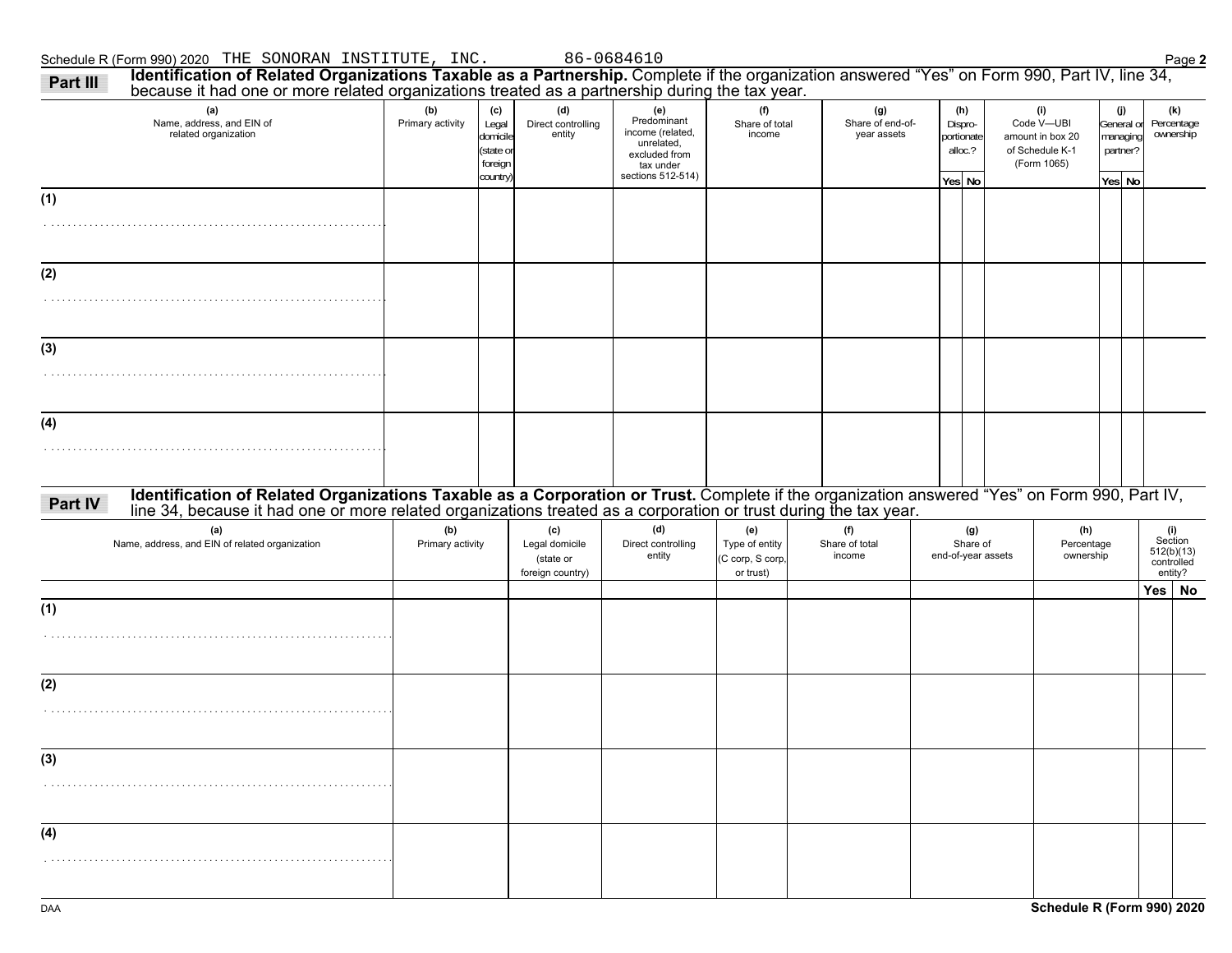Schedule R (Form 990) 2020 THE SONORAN INSTITUTE, INC. 86-0684610

**Part III** **Identification of Related Organizations Taxable as a Partnership.** Complete if the organization answered "Yes" on Form 990, Part IV, line 34, because it had one or more related organizations treated as a partnership during the tax year.

| (a) Name, address, and EIN of related organization | (b) Primary activity | (c) Legal domicile (state or foreign country) | (d) Direct controlling entity | (e) Predominant income (related, unrelated, excluded from tax under sections 512-514) | (f) Share of total income | (g) Share of end-of-year assets | (h) Disproportionate alloc.? | | (i) Code V—UBI amount in box 20 of Schedule K-1 (Form 1065) | (j) General or managing partner? | | (k) Percentage ownership |
|---|---|---|---|---|---|---|---|---|---|---|---|---|
| | | | | | | | Yes | No | | Yes | No | |
| (1) | | | | | | | | | | | | |
| (2) | | | | | | | | | | | | |
| (3) | | | | | | | | | | | | |
| (4) | | | | | | | | | | | | |

**Part IV** **Identification of Related Organizations Taxable as a Corporation or Trust.** Complete if the organization answered "Yes" on Form 990, Part IV, line 34, because it had one or more related organizations treated as a corporation or trust during the tax year.

| (a) Name, address, and EIN of related organization | (b) Primary activity | (c) Legal domicile (state or foreign country) | (d) Direct controlling entity | (e) Type of entity (C corp, S corp, or trust) | (f) Share of total income | (g) Share of end-of-year assets | (h) Percentage ownership | (i) Section 512(b)(13) controlled entity? | |
|---|---|---|---|---|---|---|---|---|---|
| | | | | | | | | Yes | No |
| (1) | | | | | | | | | |
| (2) | | | | | | | | | |
| (3) | | | | | | | | | |
| (4) | | | | | | | | | |

DAA Schedule R (Form 990) 2020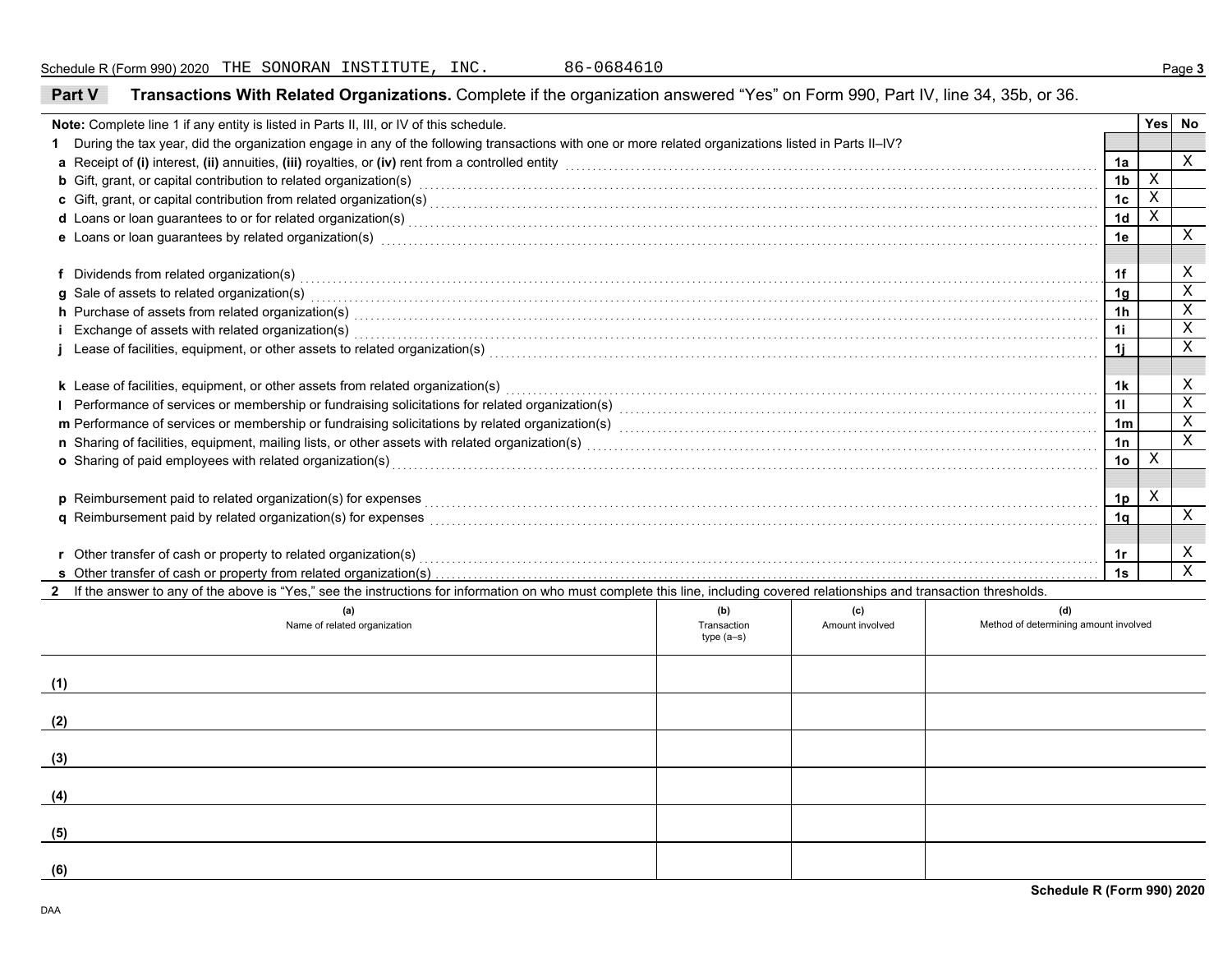Schedule R (Form 990) 2020 THE SONORAN INSTITUTE, INC. 86-0684610

## Part V Transactions With Related Organizations. Complete if the organization answered "Yes" on Form 990, Part IV, line 34, 35b, or 36.

| Note: Complete line 1 if any entity is listed in Parts II, III, or IV of this schedule. | | Yes | No |
|---|---|---|---|
| **1** During the tax year, did the organization engage in any of the following transactions with one or more related organizations listed in Parts II–IV? | | | |
| **a** Receipt of **(i)** interest, **(ii)** annuities, **(iii)** royalties, or **(iv)** rent from a controlled entity | 1a | | X |
| **b** Gift, grant, or capital contribution to related organization(s) | 1b | X | |
| **c** Gift, grant, or capital contribution from related organization(s) | 1c | X | |
| **d** Loans or loan guarantees to or for related organization(s) | 1d | X | |
| **e** Loans or loan guarantees by related organization(s) | 1e | | X |
| **f** Dividends from related organization(s) | 1f | | X |
| **g** Sale of assets to related organization(s) | 1g | | X |
| **h** Purchase of assets from related organization(s) | 1h | | X |
| **i** Exchange of assets with related organization(s) | 1i | | X |
| **j** Lease of facilities, equipment, or other assets to related organization(s) | 1j | | X |
| **k** Lease of facilities, equipment, or other assets from related organization(s) | 1k | | X |
| **l** Performance of services or membership or fundraising solicitations for related organization(s) | 1l | | X |
| **m** Performance of services or membership or fundraising solicitations by related organization(s) | 1m | | X |
| **n** Sharing of facilities, equipment, mailing lists, or other assets with related organization(s) | 1n | | X |
| **o** Sharing of paid employees with related organization(s) | 1o | X | |
| **p** Reimbursement paid to related organization(s) for expenses | 1p | X | |
| **q** Reimbursement paid by related organization(s) for expenses | 1q | | X |
| **r** Other transfer of cash or property to related organization(s) | 1r | | X |
| **s** Other transfer of cash or property from related organization(s) | 1s | | X |

**2** If the answer to any of the above is "Yes," see the instructions for information on who must complete this line, including covered relationships and transaction thresholds.

| (a) Name of related organization | (b) Transaction type (a–s) | (c) Amount involved | (d) Method of determining amount involved |
|---|---|---|---|
| (1) | | | |
| (2) | | | |
| (3) | | | |
| (4) | | | |
| (5) | | | |
| (6) | | | |

Schedule R (Form 990) 2020

DAA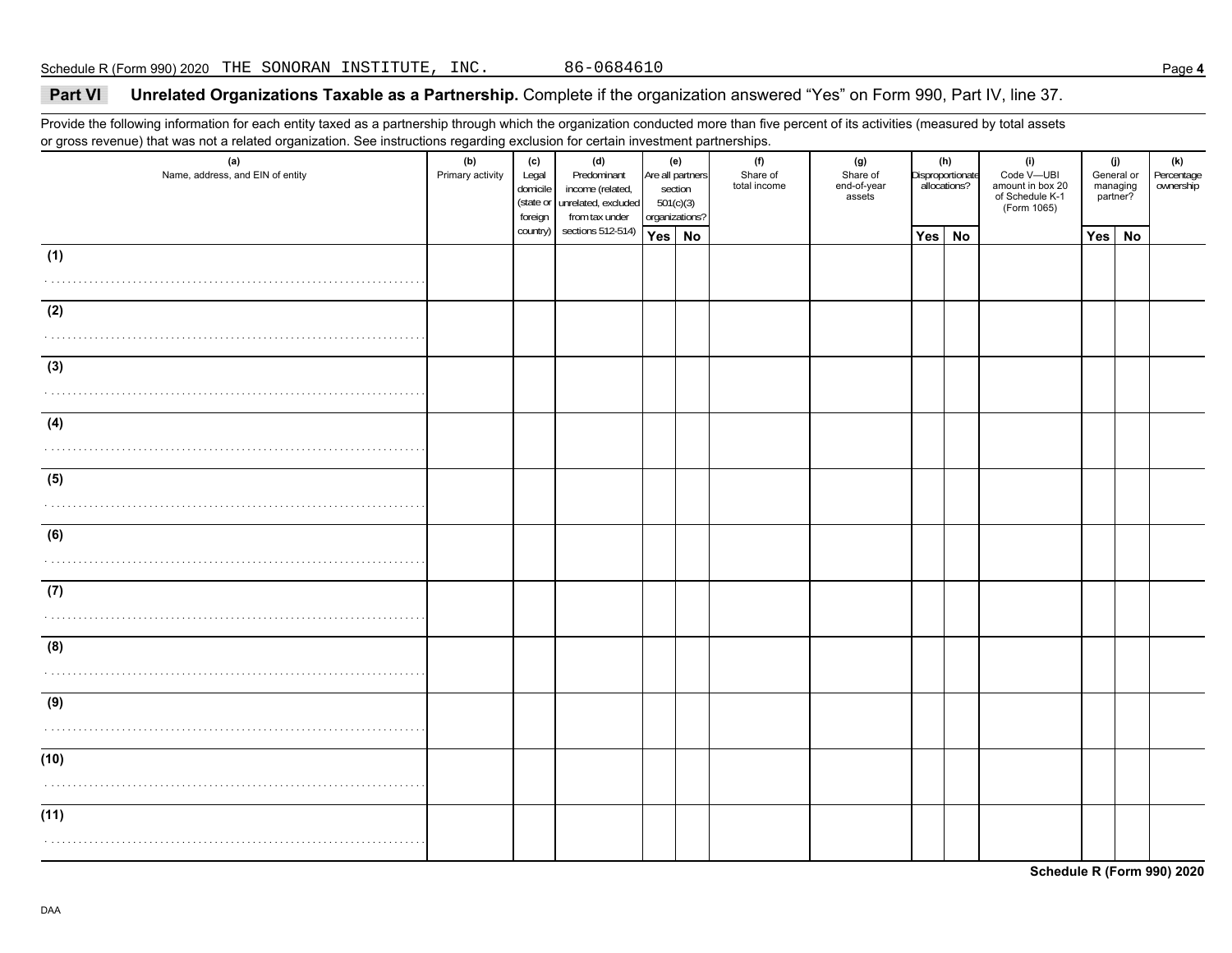Schedule R (Form 990) 2020 THE SONORAN INSTITUTE, INC. 86-0684610

**Part VI** **Unrelated Organizations Taxable as a Partnership.** Complete if the organization answered "Yes" on Form 990, Part IV, line 37.

Provide the following information for each entity taxed as a partnership through which the organization conducted more than five percent of its activities (measured by total assets or gross revenue) that was not a related organization. See instructions regarding exclusion for certain investment partnerships.

| (a) Name, address, and EIN of entity | (b) Primary activity | (c) Legal domicile (state or foreign country) | (d) Predominant income (related, unrelated, excluded from tax under sections 512-514) | (e) Are all partners section 501(c)(3) organizations? | | (f) Share of total income | (g) Share of end-of-year assets | (h) Disproportionate allocations? | | (i) Code V—UBI amount in box 20 of Schedule K-1 (Form 1065) | (j) General or managing partner? | | (k) Percentage ownership |
|---|---|---|---|---|---|---|---|---|---|---|---|---|---|
| | | | | Yes | No | | | Yes | No | | Yes | No | |
| (1) | | | | | | | | | | | | | |
| (2) | | | | | | | | | | | | | |
| (3) | | | | | | | | | | | | | |
| (4) | | | | | | | | | | | | | |
| (5) | | | | | | | | | | | | | |
| (6) | | | | | | | | | | | | | |
| (7) | | | | | | | | | | | | | |
| (8) | | | | | | | | | | | | | |
| (9) | | | | | | | | | | | | | |
| (10) | | | | | | | | | | | | | |
| (11) | | | | | | | | | | | | | |

**Schedule R (Form 990) 2020**

DAA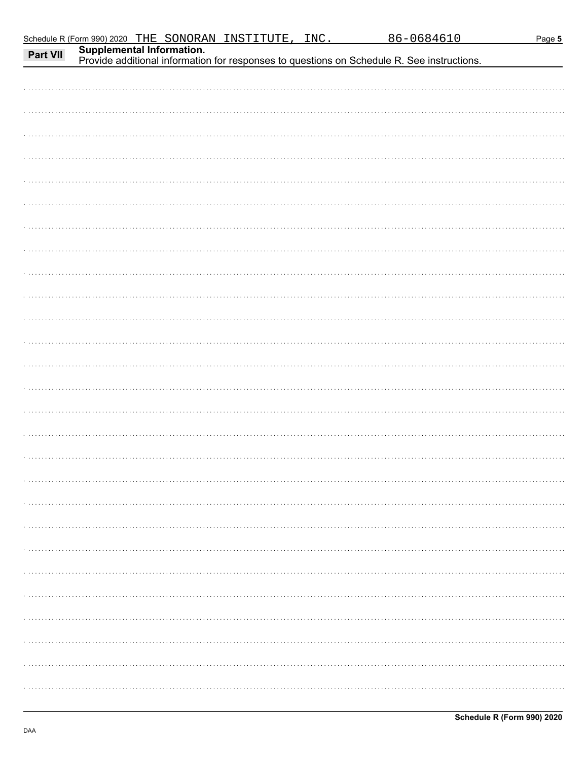Schedule R (Form 990) 2020 THE SONORAN INSTITUTE, INC. 86-0684610 Page **5**

**Part VII** **Supplemental Information.**
Provide additional information for responses to questions on Schedule R. See instructions.

**Schedule R (Form 990) 2020**

DAA